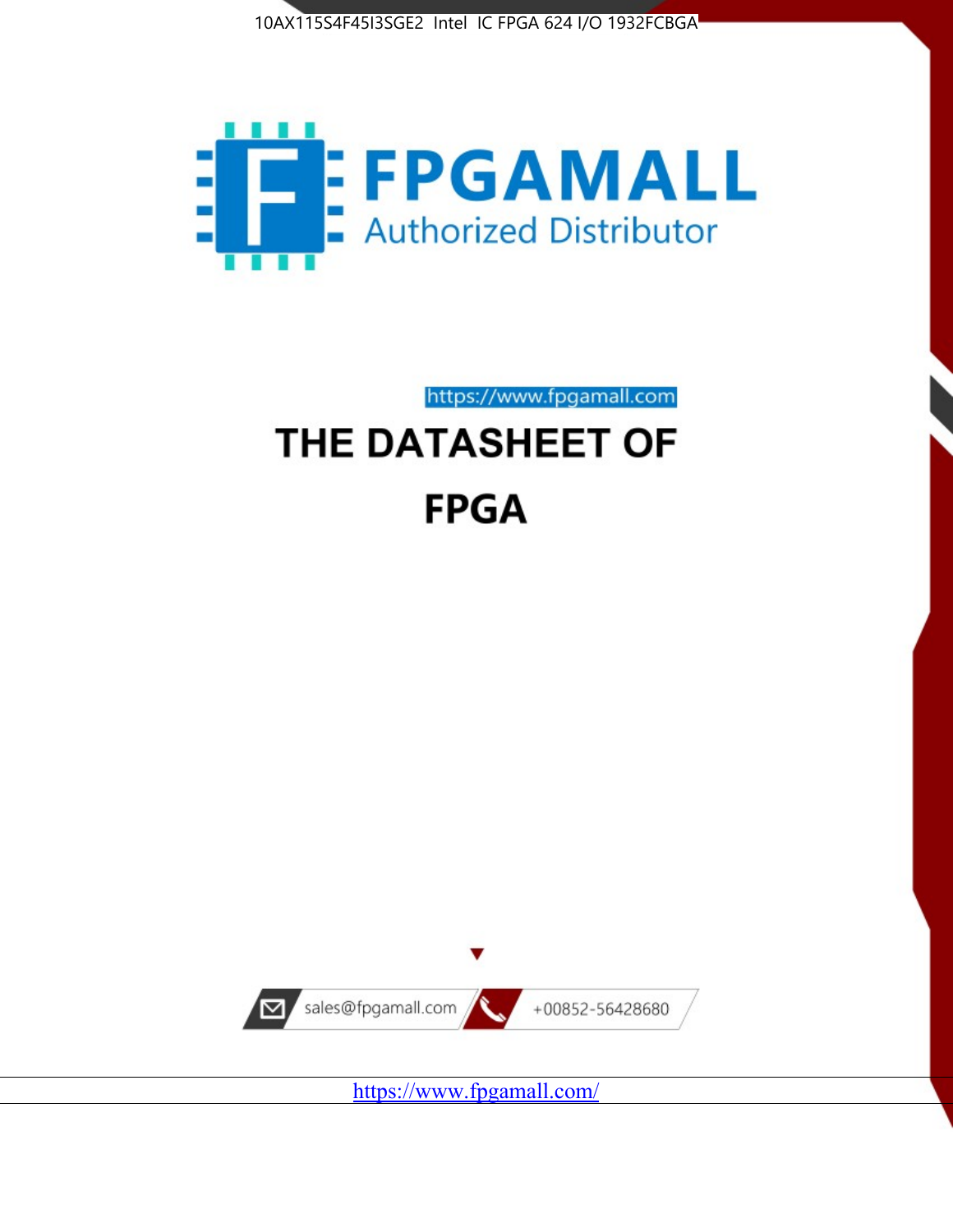10AX115S4F45I3SGE2 Intel IC FPGA 624 I/O 1932FCBGA

FPGAMALL

Authorized Distributor

https://www.fpgamall.com

# THE DATASHEET OF

# FPGA

sales@fpgamall.com

+00852-56428680

https://www.fpgamall.com/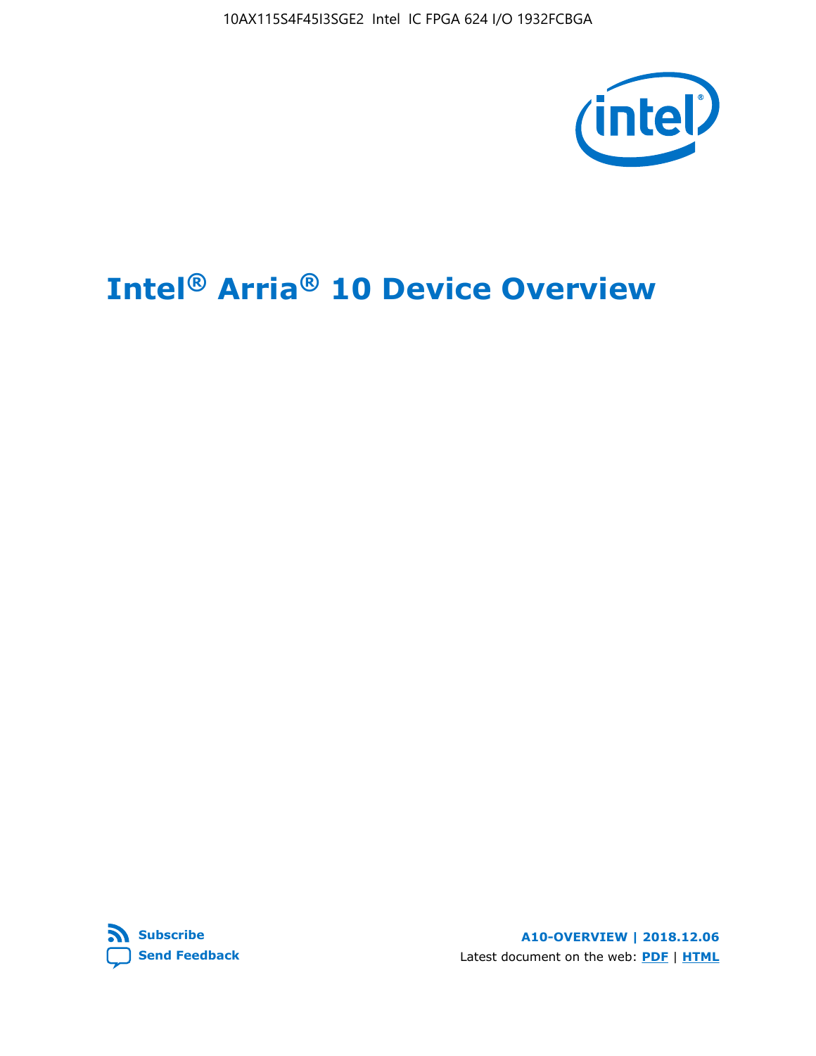# Intel® Arria® 10 Device Overview

Subscribe

Send Feedback

A10-OVERVIEW | 2018.12.06

Latest document on the web: PDF | HTML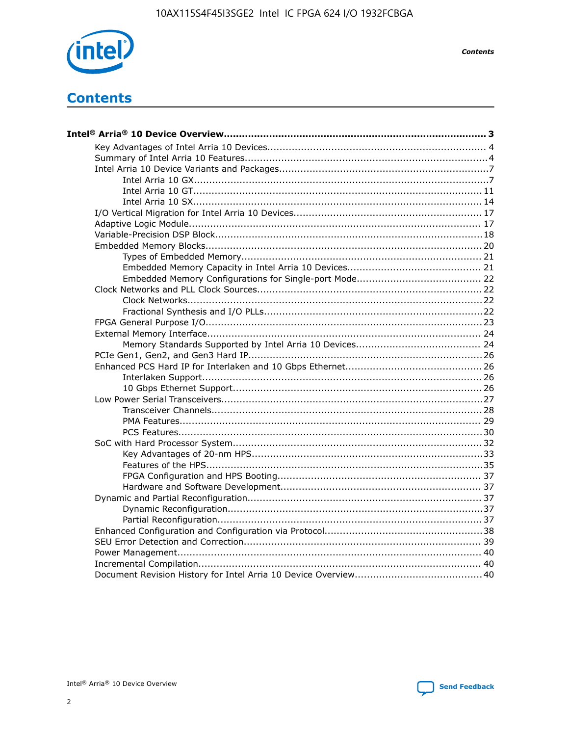# Contents

**Intel® Arria® 10 Device Overview....................................................................................... 3**

- Key Advantages of Intel Arria 10 Devices........................................................................ 4
- Summary of Intel Arria 10 Features................................................................................4
- Intel Arria 10 Device Variants and Packages.....................................................................7
  - Intel Arria 10 GX.................................................................................................7
  - Intel Arria 10 GT............................................................................................... 11
  - Intel Arria 10 SX............................................................................................... 14
- I/O Vertical Migration for Intel Arria 10 Devices.............................................................. 17
- Adaptive Logic Module................................................................................................ 17
- Variable-Precision DSP Block........................................................................................18
- Embedded Memory Blocks........................................................................................... 20
  - Types of Embedded Memory............................................................................... 21
  - Embedded Memory Capacity in Intel Arria 10 Devices............................................ 21
  - Embedded Memory Configurations for Single-port Mode......................................... 22
- Clock Networks and PLL Clock Sources.......................................................................... 22
  - Clock Networks.................................................................................................22
  - Fractional Synthesis and I/O PLLs........................................................................22
- FPGA General Purpose I/O.......................................................................................... 23
- External Memory Interface.......................................................................................... 24
  - Memory Standards Supported by Intel Arria 10 Devices......................................... 24
- PCIe Gen1, Gen2, and Gen3 Hard IP.............................................................................26
- Enhanced PCS Hard IP for Interlaken and 10 Gbps Ethernet.............................................26
  - Interlaken Support............................................................................................ 26
  - 10 Gbps Ethernet Support.................................................................................. 26
- Low Power Serial Transceivers.....................................................................................27
  - Transceiver Channels.........................................................................................28
  - PMA Features................................................................................................... 29
  - PCS Features....................................................................................................30
- SoC with Hard Processor System..................................................................................32
  - Key Advantages of 20-nm HPS............................................................................33
  - Features of the HPS...........................................................................................35
  - FPGA Configuration and HPS Booting................................................................... 37
  - Hardware and Software Development.................................................................. 37
- Dynamic and Partial Reconfiguration.............................................................................37
  - Dynamic Reconfiguration....................................................................................37
  - Partial Reconfiguration.......................................................................................37
- Enhanced Configuration and Configuration via Protocol....................................................38
- SEU Error Detection and Correction.............................................................................. 39
- Power Management.................................................................................................... 40
- Incremental Compilation............................................................................................. 40
- Document Revision History for Intel Arria 10 Device Overview.......................................... 40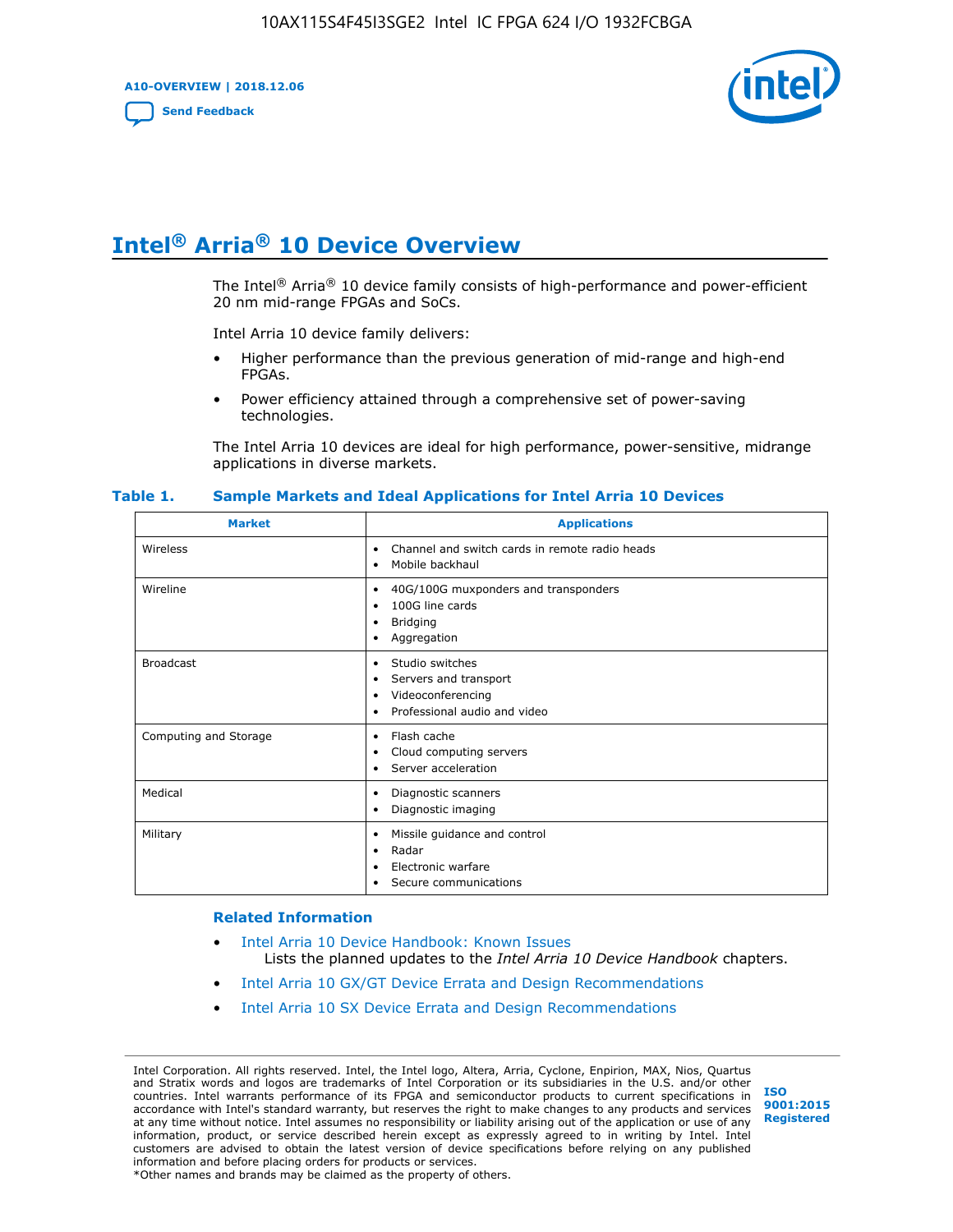# Intel® Arria® 10 Device Overview

The Intel® Arria® 10 device family consists of high-performance and power-efficient 20 nm mid-range FPGAs and SoCs.

Intel Arria 10 device family delivers:

- Higher performance than the previous generation of mid-range and high-end FPGAs.
- Power efficiency attained through a comprehensive set of power-saving technologies.

The Intel Arria 10 devices are ideal for high performance, power-sensitive, midrange applications in diverse markets.

**Table 1. Sample Markets and Ideal Applications for Intel Arria 10 Devices**

| Market | Applications |
|---|---|
| Wireless | • Channel and switch cards in remote radio heads<br>• Mobile backhaul |
| Wireline | • 40G/100G muxponders and transponders<br>• 100G line cards<br>• Bridging<br>• Aggregation |
| Broadcast | • Studio switches<br>• Servers and transport<br>• Videoconferencing<br>• Professional audio and video |
| Computing and Storage | • Flash cache<br>• Cloud computing servers<br>• Server acceleration |
| Medical | • Diagnostic scanners<br>• Diagnostic imaging |
| Military | • Missile guidance and control<br>• Radar<br>• Electronic warfare<br>• Secure communications |

### Related Information

- Intel Arria 10 Device Handbook: Known Issues
  Lists the planned updates to the *Intel Arria 10 Device Handbook* chapters.
- Intel Arria 10 GX/GT Device Errata and Design Recommendations
- Intel Arria 10 SX Device Errata and Design Recommendations

Intel Corporation. All rights reserved. Intel, the Intel logo, Altera, Arria, Cyclone, Enpirion, MAX, Nios, Quartus and Stratix words and logos are trademarks of Intel Corporation or its subsidiaries in the U.S. and/or other countries. Intel warrants performance of its FPGA and semiconductor products to current specifications in accordance with Intel's standard warranty, but reserves the right to make changes to any products and services at any time without notice. Intel assumes no responsibility or liability arising out of the application or use of any information, product, or service described herein except as expressly agreed to in writing by Intel. Intel customers are advised to obtain the latest version of device specifications before relying on any published information and before placing orders for products or services.
*Other names and brands may be claimed as the property of others.

ISO 9001:2015 Registered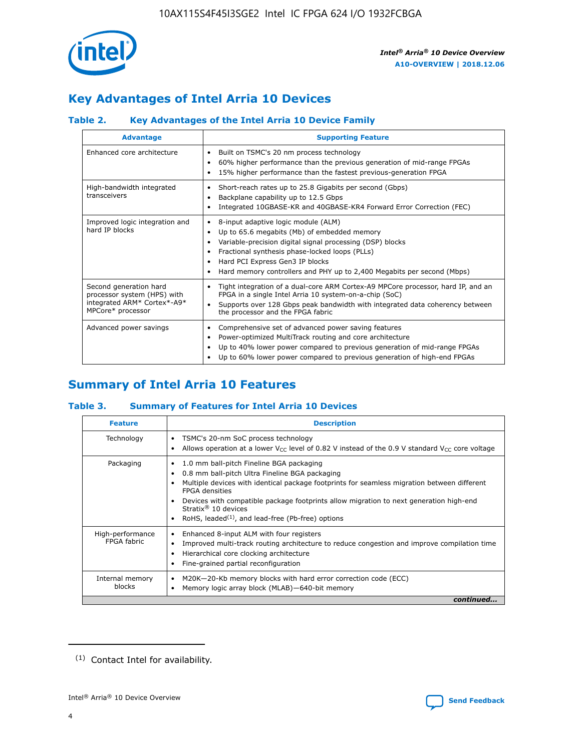## Key Advantages of Intel Arria 10 Devices

### Table 2. Key Advantages of the Intel Arria 10 Device Family

| Advantage | Supporting Feature |
|---|---|
| Enhanced core architecture | • Built on TSMC's 20 nm process technology<br>• 60% higher performance than the previous generation of mid-range FPGAs<br>• 15% higher performance than the fastest previous-generation FPGA |
| High-bandwidth integrated transceivers | • Short-reach rates up to 25.8 Gigabits per second (Gbps)<br>• Backplane capability up to 12.5 Gbps<br>• Integrated 10GBASE-KR and 40GBASE-KR4 Forward Error Correction (FEC) |
| Improved logic integration and hard IP blocks | • 8-input adaptive logic module (ALM)<br>• Up to 65.6 megabits (Mb) of embedded memory<br>• Variable-precision digital signal processing (DSP) blocks<br>• Fractional synthesis phase-locked loops (PLLs)<br>• Hard PCI Express Gen3 IP blocks<br>• Hard memory controllers and PHY up to 2,400 Megabits per second (Mbps) |
| Second generation hard processor system (HPS) with integrated ARM* Cortex*-A9* MPCore* processor | • Tight integration of a dual-core ARM Cortex-A9 MPCore processor, hard IP, and an FPGA in a single Intel Arria 10 system-on-a-chip (SoC)<br>• Supports over 128 Gbps peak bandwidth with integrated data coherency between the processor and the FPGA fabric |
| Advanced power savings | • Comprehensive set of advanced power saving features<br>• Power-optimized MultiTrack routing and core architecture<br>• Up to 40% lower power compared to previous generation of mid-range FPGAs<br>• Up to 60% lower power compared to previous generation of high-end FPGAs |

## Summary of Intel Arria 10 Features

### Table 3. Summary of Features for Intel Arria 10 Devices

| Feature | Description |
|---|---|
| Technology | • TSMC's 20-nm SoC process technology<br>• Allows operation at a lower $V_{CC}$ level of 0.82 V instead of the 0.9 V standard $V_{CC}$ core voltage |
| Packaging | • 1.0 mm ball-pitch Fineline BGA packaging<br>• 0.8 mm ball-pitch Ultra Fineline BGA packaging<br>• Multiple devices with identical package footprints for seamless migration between different FPGA densities<br>• Devices with compatible package footprints allow migration to next generation high-end Stratix® 10 devices<br>• RoHS, leaded[(1)], and lead-free (Pb-free) options |
| High-performance FPGA fabric | • Enhanced 8-input ALM with four registers<br>• Improved multi-track routing architecture to reduce congestion and improve compilation time<br>• Hierarchical core clocking architecture<br>• Fine-grained partial reconfiguration |
| Internal memory blocks | • M20K—20-Kb memory blocks with hard error correction code (ECC)<br>• Memory logic array block (MLAB)—640-bit memory |

*continued...*

(1) Contact Intel for availability.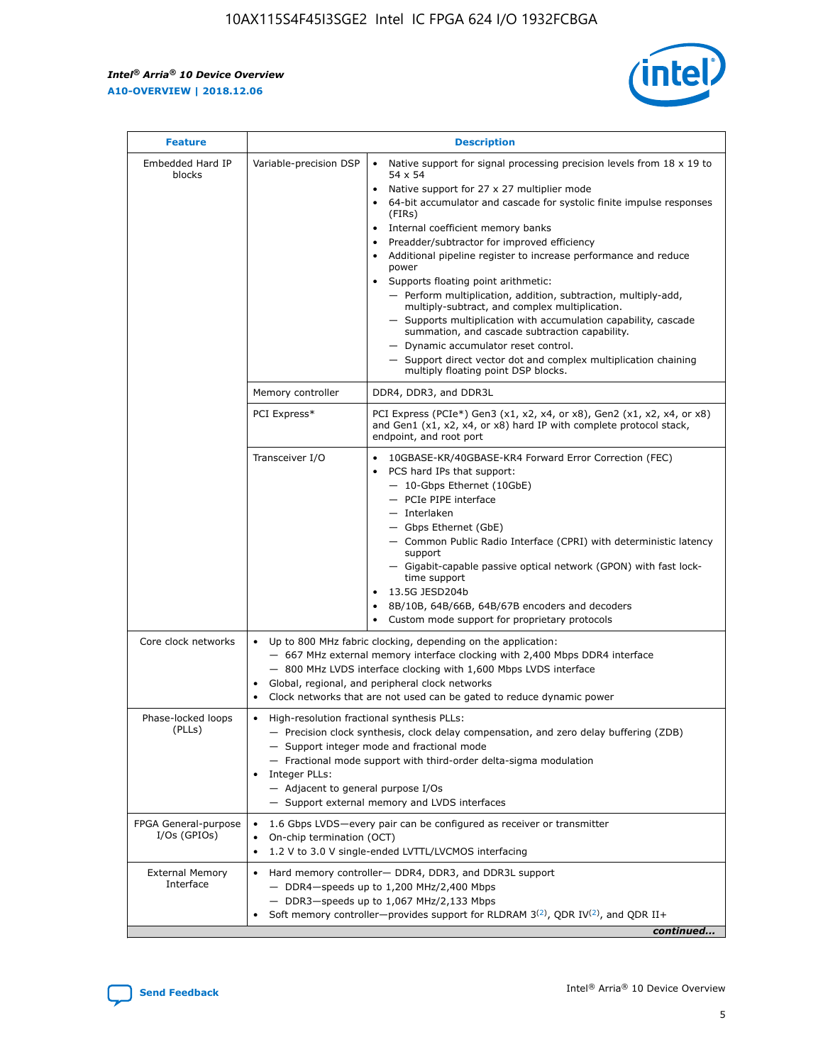| Feature | Description | |
|---|---|---|
| Embedded Hard IP blocks | Variable-precision DSP | • Native support for signal processing precision levels from 18 x 19 to 54 x 54<br>• Native support for 27 x 27 multiplier mode<br>• 64-bit accumulator and cascade for systolic finite impulse responses (FIRs)<br>• Internal coefficient memory banks<br>• Preadder/subtractor for improved efficiency<br>• Additional pipeline register to increase performance and reduce power<br>• Supports floating point arithmetic:<br>— Perform multiplication, addition, subtraction, multiply-add, multiply-subtract, and complex multiplication.<br>— Supports multiplication with accumulation capability, cascade summation, and cascade subtraction capability.<br>— Dynamic accumulator reset control.<br>— Support direct vector dot and complex multiplication chaining multiply floating point DSP blocks. |
| | Memory controller | DDR4, DDR3, and DDR3L |
| | PCI Express* | PCI Express (PCIe*) Gen3 (x1, x2, x4, or x8), Gen2 (x1, x2, x4, or x8) and Gen1 (x1, x2, x4, or x8) hard IP with complete protocol stack, endpoint, and root port |
| | Transceiver I/O | • 10GBASE-KR/40GBASE-KR4 Forward Error Correction (FEC)<br>• PCS hard IPs that support:<br>— 10-Gbps Ethernet (10GbE)<br>— PCIe PIPE interface<br>— Interlaken<br>— Gbps Ethernet (GbE)<br>— Common Public Radio Interface (CPRI) with deterministic latency support<br>— Gigabit-capable passive optical network (GPON) with fast lock-time support<br>• 13.5G JESD204b<br>• 8B/10B, 64B/66B, 64B/67B encoders and decoders<br>• Custom mode support for proprietary protocols |
| Core clock networks | • Up to 800 MHz fabric clocking, depending on the application:<br>— 667 MHz external memory interface clocking with 2,400 Mbps DDR4 interface<br>— 800 MHz LVDS interface clocking with 1,600 Mbps LVDS interface<br>• Global, regional, and peripheral clock networks<br>• Clock networks that are not used can be gated to reduce dynamic power | |
| Phase-locked loops (PLLs) | • High-resolution fractional synthesis PLLs:<br>— Precision clock synthesis, clock delay compensation, and zero delay buffering (ZDB)<br>— Support integer mode and fractional mode<br>— Fractional mode support with third-order delta-sigma modulation<br>• Integer PLLs:<br>— Adjacent to general purpose I/Os<br>— Support external memory and LVDS interfaces | |
| FPGA General-purpose I/Os (GPIOs) | • 1.6 Gbps LVDS—every pair can be configured as receiver or transmitter<br>• On-chip termination (OCT)<br>• 1.2 V to 3.0 V single-ended LVTTL/LVCMOS interfacing | |
| External Memory Interface | • Hard memory controller— DDR4, DDR3, and DDR3L support<br>— DDR4—speeds up to 1,200 MHz/2,400 Mbps<br>— DDR3—speeds up to 1,067 MHz/2,133 Mbps<br>• Soft memory controller—provides support for RLDRAM 3[(2)], QDR IV[(2)], and QDR II+ | |

*continued...*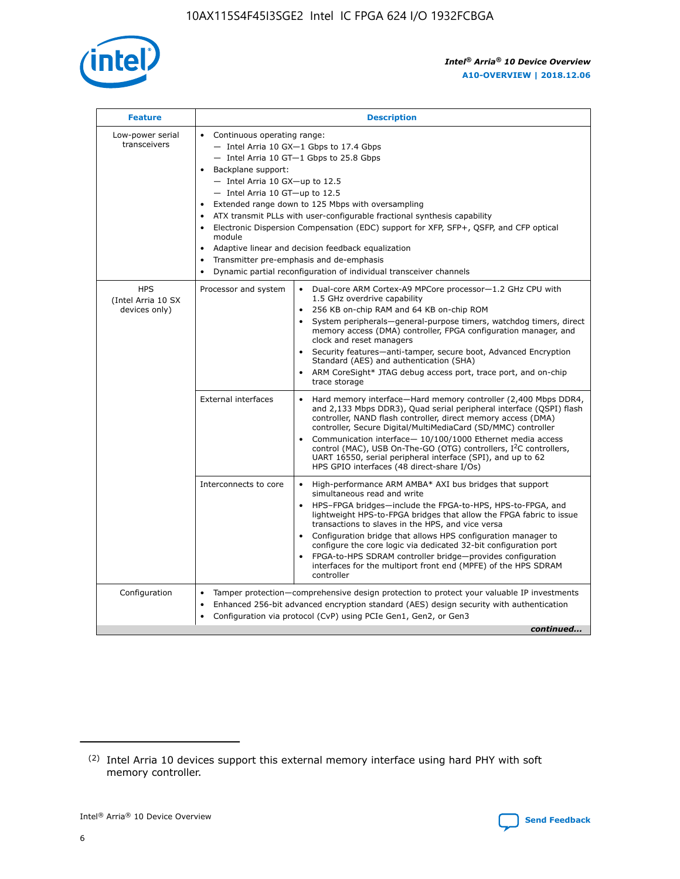| Feature | Description | |
| --- | --- | --- |
| Low-power serial transceivers | • Continuous operating range:<br>— Intel Arria 10 GX—1 Gbps to 17.4 Gbps<br>— Intel Arria 10 GT—1 Gbps to 25.8 Gbps<br>• Backplane support:<br>— Intel Arria 10 GX—up to 12.5<br>— Intel Arria 10 GT—up to 12.5<br>• Extended range down to 125 Mbps with oversampling<br>• ATX transmit PLLs with user-configurable fractional synthesis capability<br>• Electronic Dispersion Compensation (EDC) support for XFP, SFP+, QSFP, and CFP optical module<br>• Adaptive linear and decision feedback equalization<br>• Transmitter pre-emphasis and de-emphasis<br>• Dynamic partial reconfiguration of individual transceiver channels | |
| HPS (Intel Arria 10 SX devices only) | Processor and system | • Dual-core ARM Cortex-A9 MPCore processor—1.2 GHz CPU with 1.5 GHz overdrive capability<br>• 256 KB on-chip RAM and 64 KB on-chip ROM<br>• System peripherals—general-purpose timers, watchdog timers, direct memory access (DMA) controller, FPGA configuration manager, and clock and reset managers<br>• Security features—anti-tamper, secure boot, Advanced Encryption Standard (AES) and authentication (SHA)<br>• ARM CoreSight* JTAG debug access port, trace port, and on-chip trace storage |
| | External interfaces | • Hard memory interface—Hard memory controller (2,400 Mbps DDR4, and 2,133 Mbps DDR3), Quad serial peripheral interface (QSPI) flash controller, NAND flash controller, direct memory access (DMA) controller, Secure Digital/MultiMediaCard (SD/MMC) controller<br>• Communication interface— 10/100/1000 Ethernet media access control (MAC), USB On-The-GO (OTG) controllers, I²C controllers, UART 16550, serial peripheral interface (SPI), and up to 62 HPS GPIO interfaces (48 direct-share I/Os) |
| | Interconnects to core | • High-performance ARM AMBA* AXI bus bridges that support simultaneous read and write<br>• HPS–FPGA bridges—include the FPGA-to-HPS, HPS-to-FPGA, and lightweight HPS-to-FPGA bridges that allow the FPGA fabric to issue transactions to slaves in the HPS, and vice versa<br>• Configuration bridge that allows HPS configuration manager to configure the core logic via dedicated 32-bit configuration port<br>• FPGA-to-HPS SDRAM controller bridge—provides configuration interfaces for the multiport front end (MPFE) of the HPS SDRAM controller |
| Configuration | • Tamper protection—comprehensive design protection to protect your valuable IP investments<br>• Enhanced 256-bit advanced encryption standard (AES) design security with authentication<br>• Configuration via protocol (CvP) using PCIe Gen1, Gen2, or Gen3 | |

*continued...*

(2) Intel Arria 10 devices support this external memory interface using hard PHY with soft memory controller.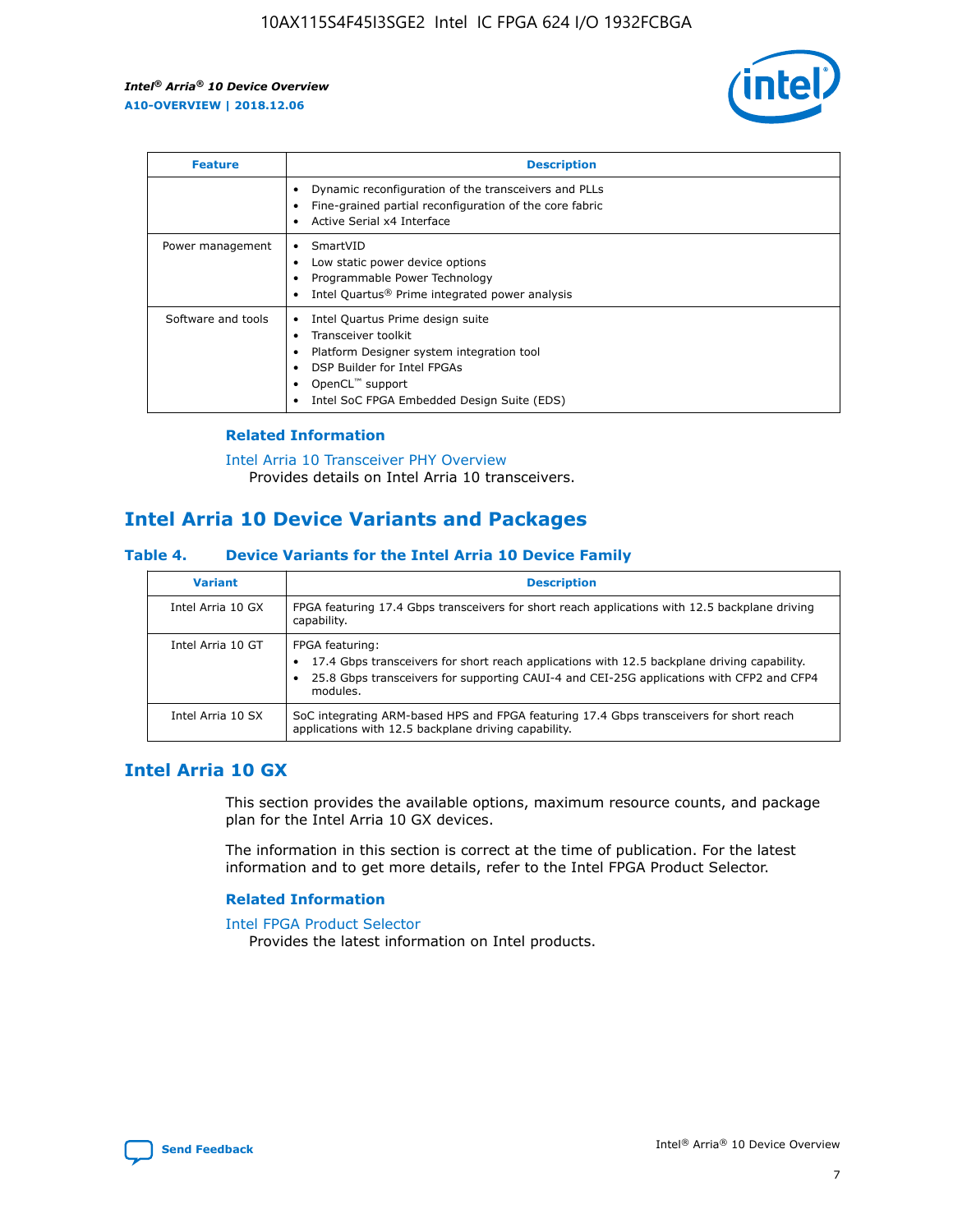| Feature | Description |
| --- | --- |
|  | • Dynamic reconfiguration of the transceivers and PLLs<br>• Fine-grained partial reconfiguration of the core fabric<br>• Active Serial x4 Interface |
| Power management | • SmartVID<br>• Low static power device options<br>• Programmable Power Technology<br>• Intel Quartus® Prime integrated power analysis |
| Software and tools | • Intel Quartus Prime design suite<br>• Transceiver toolkit<br>• Platform Designer system integration tool<br>• DSP Builder for Intel FPGAs<br>• OpenCL™ support<br>• Intel SoC FPGA Embedded Design Suite (EDS) |

### Related Information

Intel Arria 10 Transceiver PHY Overview
Provides details on Intel Arria 10 transceivers.

## Intel Arria 10 Device Variants and Packages

### Table 4. Device Variants for the Intel Arria 10 Device Family

| Variant | Description |
| --- | --- |
| Intel Arria 10 GX | FPGA featuring 17.4 Gbps transceivers for short reach applications with 12.5 backplane driving capability. |
| Intel Arria 10 GT | FPGA featuring:<br>• 17.4 Gbps transceivers for short reach applications with 12.5 backplane driving capability.<br>• 25.8 Gbps transceivers for supporting CAUI-4 and CEI-25G applications with CFP2 and CFP4 modules. |
| Intel Arria 10 SX | SoC integrating ARM-based HPS and FPGA featuring 17.4 Gbps transceivers for short reach applications with 12.5 backplane driving capability. |

## Intel Arria 10 GX

This section provides the available options, maximum resource counts, and package plan for the Intel Arria 10 GX devices.

The information in this section is correct at the time of publication. For the latest information and to get more details, refer to the Intel FPGA Product Selector.

### Related Information

Intel FPGA Product Selector
Provides the latest information on Intel products.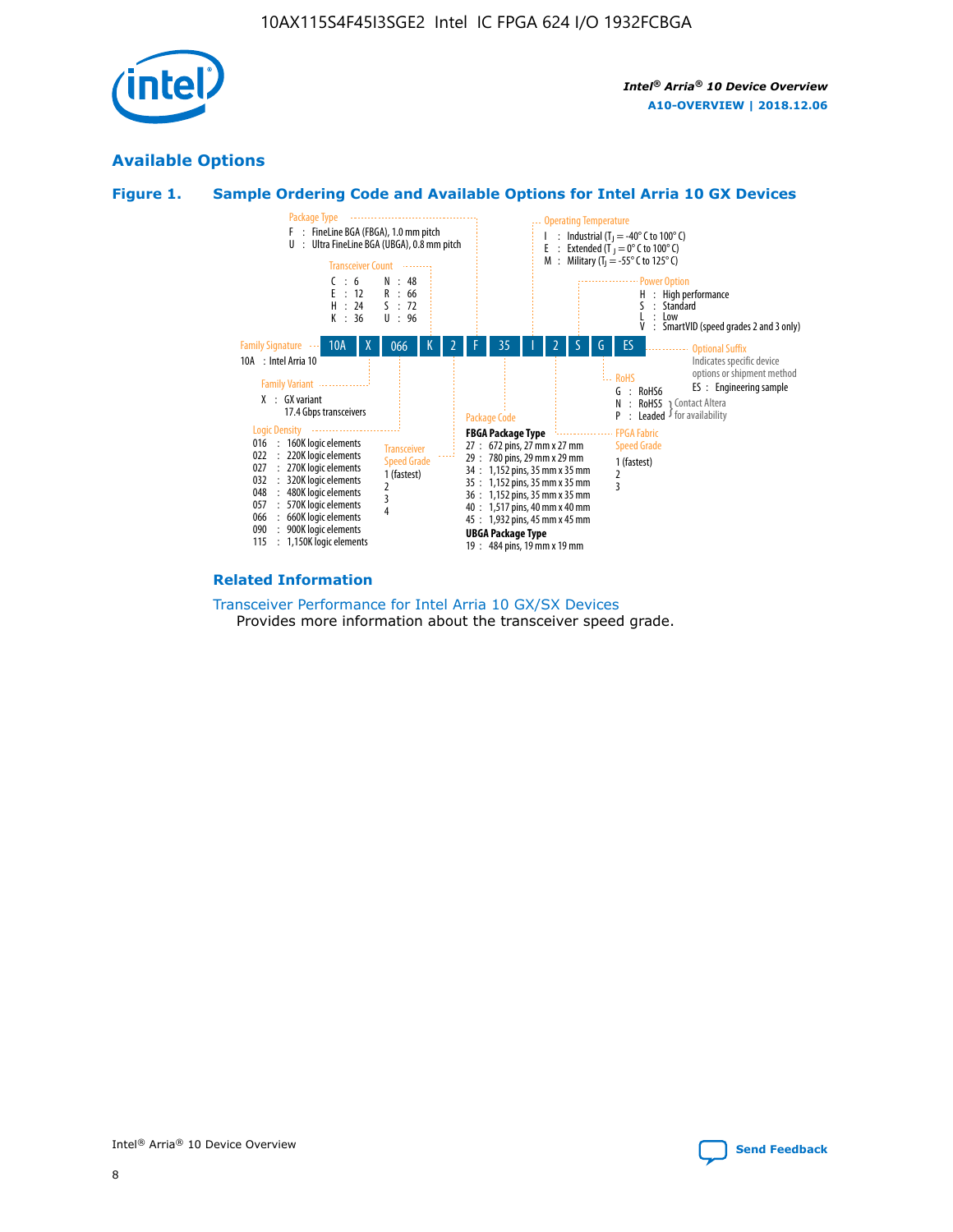## Available Options

### Figure 1. Sample Ordering Code and Available Options for Intel Arria 10 GX Devices

| 10A | X | 066 | K | 2 | F | 35 | I | 2 | S | G | ES |
|---|---|---|---|---|---|---|---|---|---|---|---|

**Family Signature**
- 10A : Intel Arria 10

**Family Variant**
- X : GX variant 17.4 Gbps transceivers

**Logic Density**
- 016 : 160K logic elements
- 022 : 220K logic elements
- 027 : 270K logic elements
- 032 : 320K logic elements
- 048 : 480K logic elements
- 057 : 570K logic elements
- 066 : 660K logic elements
- 090 : 900K logic elements
- 115 : 1,150K logic elements

**Transceiver Count**
- C : 6
- E : 12
- H : 24
- K : 36
- N : 48
- R : 66
- S : 72
- U : 96

**Transceiver Speed Grade**
- 1 (fastest)
- 2
- 3
- 4

**Package Type**
- F : FineLine BGA (FBGA), 1.0 mm pitch
- U : Ultra FineLine BGA (UBGA), 0.8 mm pitch

**Package Code**

**FBGA Package Type**
- 27 : 672 pins, 27 mm x 27 mm
- 29 : 780 pins, 29 mm x 29 mm
- 34 : 1,152 pins, 35 mm x 35 mm
- 35 : 1,152 pins, 35 mm x 35 mm
- 36 : 1,152 pins, 35 mm x 35 mm
- 40 : 1,517 pins, 40 mm x 40 mm
- 45 : 1,932 pins, 45 mm x 45 mm

**UBGA Package Type**
- 19 : 484 pins, 19 mm x 19 mm

**Operating Temperature**
- I : Industrial ($T_J$ = -40° C to 100° C)
- E : Extended ($T_J$ = 0° C to 100° C)
- M : Military ($T_J$ = -55° C to 125° C)

**FPGA Fabric Speed Grade**
- 1 (fastest)
- 2
- 3

**Power Option**
- H : High performance
- S : Standard
- L : Low
- V : SmartVID (speed grades 2 and 3 only)

**RoHS**
- G : RoHS6
- N : RoHS5 (Contact Altera for availability)
- P : Leaded (Contact Altera for availability)

**Optional Suffix**

Indicates specific device options or shipment method
- ES : Engineering sample

### Related Information

Transceiver Performance for Intel Arria 10 GX/SX Devices
Provides more information about the transceiver speed grade.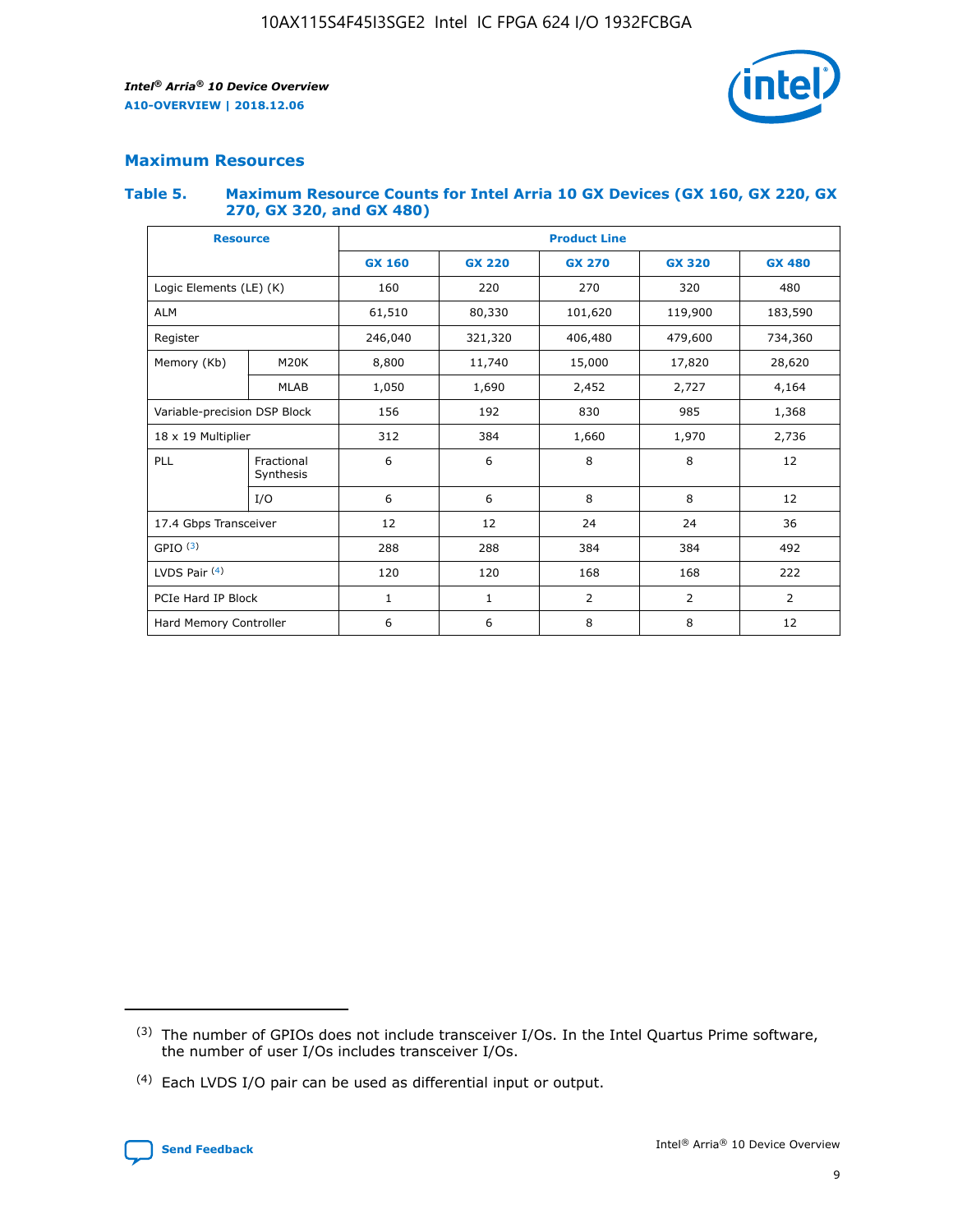## Maximum Resources

### Table 5. Maximum Resource Counts for Intel Arria 10 GX Devices (GX 160, GX 220, GX 270, GX 320, and GX 480)

| Resource | | Product Line | | | | |
|---|---|---|---|---|---|---|
| | | GX 160 | GX 220 | GX 270 | GX 320 | GX 480 |
| Logic Elements (LE) (K) | | 160 | 220 | 270 | 320 | 480 |
| ALM | | 61,510 | 80,330 | 101,620 | 119,900 | 183,590 |
| Register | | 246,040 | 321,320 | 406,480 | 479,600 | 734,360 |
| Memory (Kb) | M20K | 8,800 | 11,740 | 15,000 | 17,820 | 28,620 |
| | MLAB | 1,050 | 1,690 | 2,452 | 2,727 | 4,164 |
| Variable-precision DSP Block | | 156 | 192 | 830 | 985 | 1,368 |
| 18 x 19 Multiplier | | 312 | 384 | 1,660 | 1,970 | 2,736 |
| PLL | Fractional Synthesis | 6 | 6 | 8 | 8 | 12 |
| | I/O | 6 | 6 | 8 | 8 | 12 |
| 17.4 Gbps Transceiver | | 12 | 12 | 24 | 24 | 36 |
| GPIO [(3)] | | 288 | 288 | 384 | 384 | 492 |
| LVDS Pair [(4)] | | 120 | 120 | 168 | 168 | 222 |
| PCIe Hard IP Block | | 1 | 1 | 2 | 2 | 2 |
| Hard Memory Controller | | 6 | 6 | 8 | 8 | 12 |

(3) The number of GPIOs does not include transceiver I/Os. In the Intel Quartus Prime software, the number of user I/Os includes transceiver I/Os.

(4) Each LVDS I/O pair can be used as differential input or output.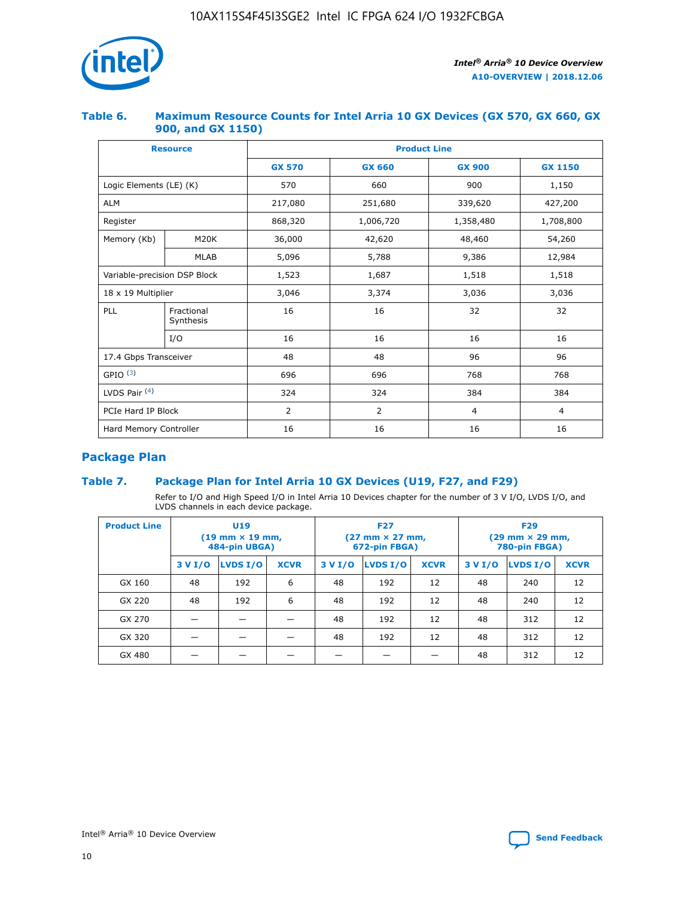## Table 6. Maximum Resource Counts for Intel Arria 10 GX Devices (GX 570, GX 660, GX 900, and GX 1150)

| Resource | | Product Line | | | |
|---|---|---|---|---|---|
| | | GX 570 | GX 660 | GX 900 | GX 1150 |
| Logic Elements (LE) (K) | | 570 | 660 | 900 | 1,150 |
| ALM | | 217,080 | 251,680 | 339,620 | 427,200 |
| Register | | 868,320 | 1,006,720 | 1,358,480 | 1,708,800 |
| Memory (Kb) | M20K | 36,000 | 42,620 | 48,460 | 54,260 |
| | MLAB | 5,096 | 5,788 | 9,386 | 12,984 |
| Variable-precision DSP Block | | 1,523 | 1,687 | 1,518 | 1,518 |
| 18 x 19 Multiplier | | 3,046 | 3,374 | 3,036 | 3,036 |
| PLL | Fractional Synthesis | 16 | 16 | 32 | 32 |
| | I/O | 16 | 16 | 16 | 16 |
| 17.4 Gbps Transceiver | | 48 | 48 | 96 | 96 |
| GPIO [(3)] | | 696 | 696 | 768 | 768 |
| LVDS Pair [(4)] | | 324 | 324 | 384 | 384 |
| PCIe Hard IP Block | | 2 | 2 | 4 | 4 |
| Hard Memory Controller | | 16 | 16 | 16 | 16 |

## Package Plan

## Table 7. Package Plan for Intel Arria 10 GX Devices (U19, F27, and F29)

Refer to I/O and High Speed I/O in Intel Arria 10 Devices chapter for the number of 3 V I/O, LVDS I/O, and LVDS channels in each device package.

| Product Line | U19 (19 mm × 19 mm, 484-pin UBGA) | | | F27 (27 mm × 27 mm, 672-pin FBGA) | | | F29 (29 mm × 29 mm, 780-pin FBGA) | | |
|---|---|---|---|---|---|---|---|---|---|
| | 3 V I/O | LVDS I/O | XCVR | 3 V I/O | LVDS I/O | XCVR | 3 V I/O | LVDS I/O | XCVR |
| GX 160 | 48 | 192 | 6 | 48 | 192 | 12 | 48 | 240 | 12 |
| GX 220 | 48 | 192 | 6 | 48 | 192 | 12 | 48 | 240 | 12 |
| GX 270 | — | — | — | 48 | 192 | 12 | 48 | 312 | 12 |
| GX 320 | — | — | — | 48 | 192 | 12 | 48 | 312 | 12 |
| GX 480 | — | — | — | — | — | — | 48 | 312 | 12 |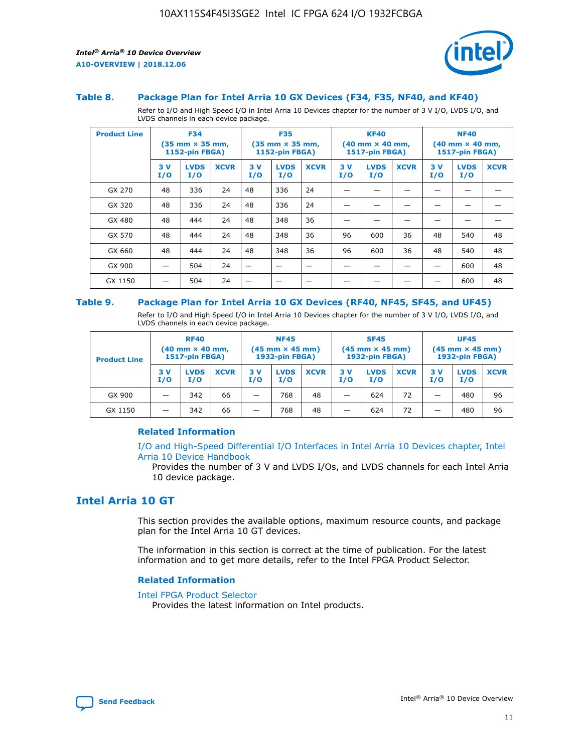### Table 8. Package Plan for Intel Arria 10 GX Devices (F34, F35, NF40, and KF40)

Refer to I/O and High Speed I/O in Intel Arria 10 Devices chapter for the number of 3 V I/O, LVDS I/O, and LVDS channels in each device package.

| Product Line | F34 (35 mm × 35 mm, 1152-pin FBGA) | | | F35 (35 mm × 35 mm, 1152-pin FBGA) | | | KF40 (40 mm × 40 mm, 1517-pin FBGA) | | | NF40 (40 mm × 40 mm, 1517-pin FBGA) | | |
|---|---|---|---|---|---|---|---|---|---|---|---|---|
| | 3 V I/O | LVDS I/O | XCVR | 3 V I/O | LVDS I/O | XCVR | 3 V I/O | LVDS I/O | XCVR | 3 V I/O | LVDS I/O | XCVR |
| GX 270 | 48 | 336 | 24 | 48 | 336 | 24 | — | — | — | — | — | — |
| GX 320 | 48 | 336 | 24 | 48 | 336 | 24 | — | — | — | — | — | — |
| GX 480 | 48 | 444 | 24 | 48 | 348 | 36 | — | — | — | — | — | — |
| GX 570 | 48 | 444 | 24 | 48 | 348 | 36 | 96 | 600 | 36 | 48 | 540 | 48 |
| GX 660 | 48 | 444 | 24 | 48 | 348 | 36 | 96 | 600 | 36 | 48 | 540 | 48 |
| GX 900 | — | 504 | 24 | — | — | — | — | — | — | — | 600 | 48 |
| GX 1150 | — | 504 | 24 | — | — | — | — | — | — | — | 600 | 48 |

### Table 9. Package Plan for Intel Arria 10 GX Devices (RF40, NF45, SF45, and UF45)

Refer to I/O and High Speed I/O in Intel Arria 10 Devices chapter for the number of 3 V I/O, LVDS I/O, and LVDS channels in each device package.

| Product Line | RF40 (40 mm × 40 mm, 1517-pin FBGA) | | | NF45 (45 mm × 45 mm) 1932-pin FBGA) | | | SF45 (45 mm × 45 mm) 1932-pin FBGA) | | | UF45 (45 mm × 45 mm) 1932-pin FBGA) | | |
|---|---|---|---|---|---|---|---|---|---|---|---|---|
| | 3 V I/O | LVDS I/O | XCVR | 3 V I/O | LVDS I/O | XCVR | 3 V I/O | LVDS I/O | XCVR | 3 V I/O | LVDS I/O | XCVR |
| GX 900 | — | 342 | 66 | — | 768 | 48 | — | 624 | 72 | — | 480 | 96 |
| GX 1150 | — | 342 | 66 | — | 768 | 48 | — | 624 | 72 | — | 480 | 96 |

#### Related Information

I/O and High-Speed Differential I/O Interfaces in Intel Arria 10 Devices chapter, Intel Arria 10 Device Handbook

Provides the number of 3 V and LVDS I/Os, and LVDS channels for each Intel Arria 10 device package.

## Intel Arria 10 GT

This section provides the available options, maximum resource counts, and package plan for the Intel Arria 10 GT devices.

The information in this section is correct at the time of publication. For the latest information and to get more details, refer to the Intel FPGA Product Selector.

#### Related Information

Intel FPGA Product Selector

Provides the latest information on Intel products.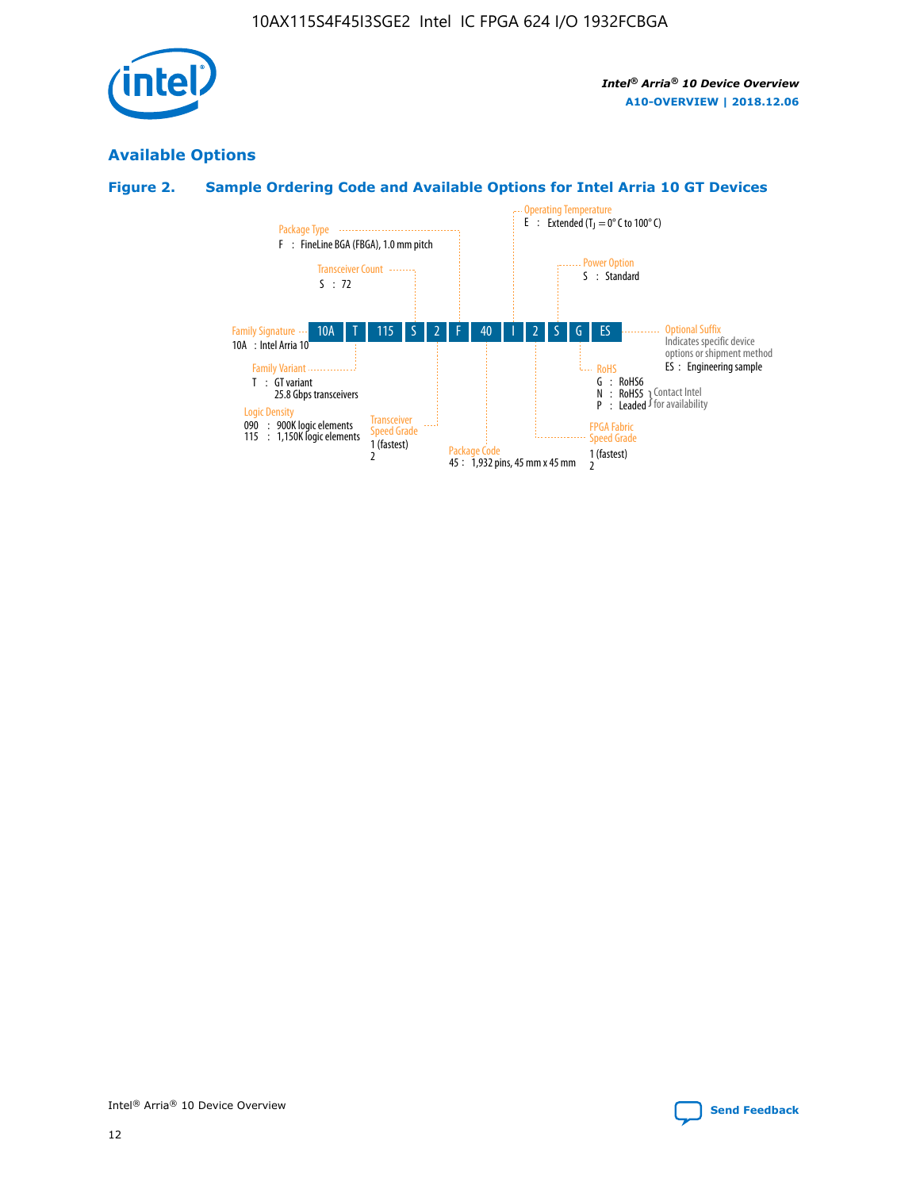## Available Options

### Figure 2. Sample Ordering Code and Available Options for Intel Arria 10 GT Devices

| 10A | T | 115 | S | 2 | F | 40 | I | 2 | S | G | ES |
|---|---|---|---|---|---|---|---|---|---|---|---|

**Family Signature**
- 10A : Intel Arria 10

**Family Variant**
- T : GT variant 25.8 Gbps transceivers

**Logic Density**
- 090 : 900K logic elements
- 115 : 1,150K logic elements

**Transceiver Count**
- S : 72

**Transceiver Speed Grade**
- 1 (fastest)
- 2

**Package Type**
- F : FineLine BGA (FBGA), 1.0 mm pitch

**Package Code**
- 45 : 1,932 pins, 45 mm x 45 mm

**Operating Temperature**
- E : Extended ($T_J$ = 0° C to 100° C)

**FPGA Fabric Speed Grade**
- 1 (fastest)
- 2

**Power Option**
- S : Standard

**RoHS**
- G : RoHS6
- N : RoHS5 (Contact Intel for availability)
- P : Leaded (Contact Intel for availability)

**Optional Suffix**

Indicates specific device options or shipment method
- ES : Engineering sample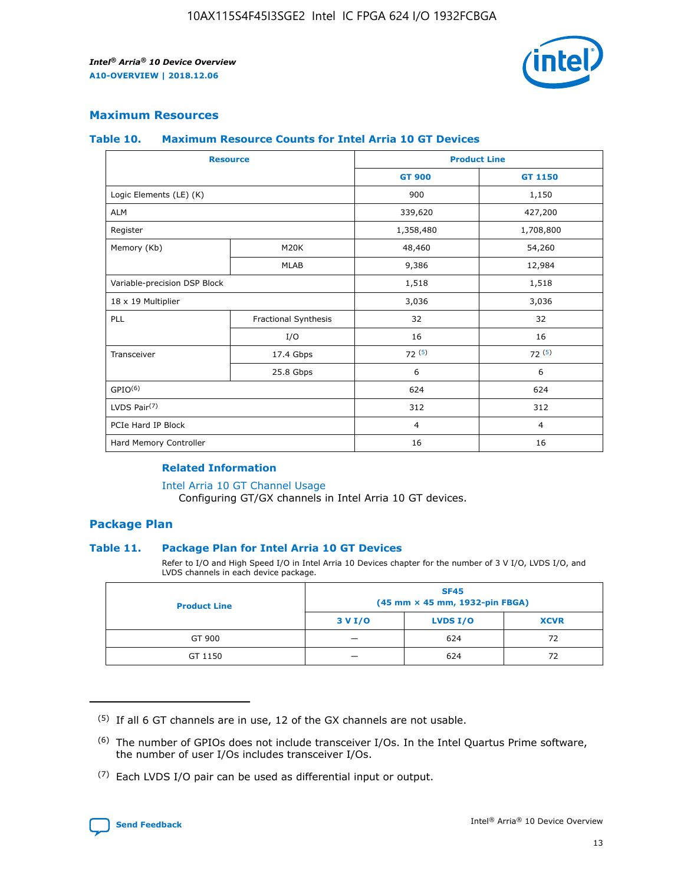## Maximum Resources

### Table 10. Maximum Resource Counts for Intel Arria 10 GT Devices

| Resource | | Product Line | |
|---|---|---|---|
| | | GT 900 | GT 1150 |
| Logic Elements (LE) (K) | | 900 | 1,150 |
| ALM | | 339,620 | 427,200 |
| Register | | 1,358,480 | 1,708,800 |
| Memory (Kb) | M20K | 48,460 | 54,260 |
| | MLAB | 9,386 | 12,984 |
| Variable-precision DSP Block | | 1,518 | 1,518 |
| 18 x 19 Multiplier | | 3,036 | 3,036 |
| PLL | Fractional Synthesis | 32 | 32 |
| | I/O | 16 | 16 |
| Transceiver | 17.4 Gbps | 72 (5) | 72 (5) |
| | 25.8 Gbps | 6 | 6 |
| GPIO(6) | | 624 | 624 |
| LVDS Pair(7) | | 312 | 312 |
| PCIe Hard IP Block | | 4 | 4 |
| Hard Memory Controller | | 16 | 16 |

#### Related Information

Intel Arria 10 GT Channel Usage
Configuring GT/GX channels in Intel Arria 10 GT devices.

## Package Plan

### Table 11. Package Plan for Intel Arria 10 GT Devices

Refer to I/O and High Speed I/O in Intel Arria 10 Devices chapter for the number of 3 V I/O, LVDS I/O, and LVDS channels in each device package.

| Product Line | SF45 (45 mm × 45 mm, 1932-pin FBGA) | | |
|---|---|---|---|
| | 3 V I/O | LVDS I/O | XCVR |
| GT 900 | — | 624 | 72 |
| GT 1150 | — | 624 | 72 |

(5) If all 6 GT channels are in use, 12 of the GX channels are not usable.

(6) The number of GPIOs does not include transceiver I/Os. In the Intel Quartus Prime software, the number of user I/Os includes transceiver I/Os.

(7) Each LVDS I/O pair can be used as differential input or output.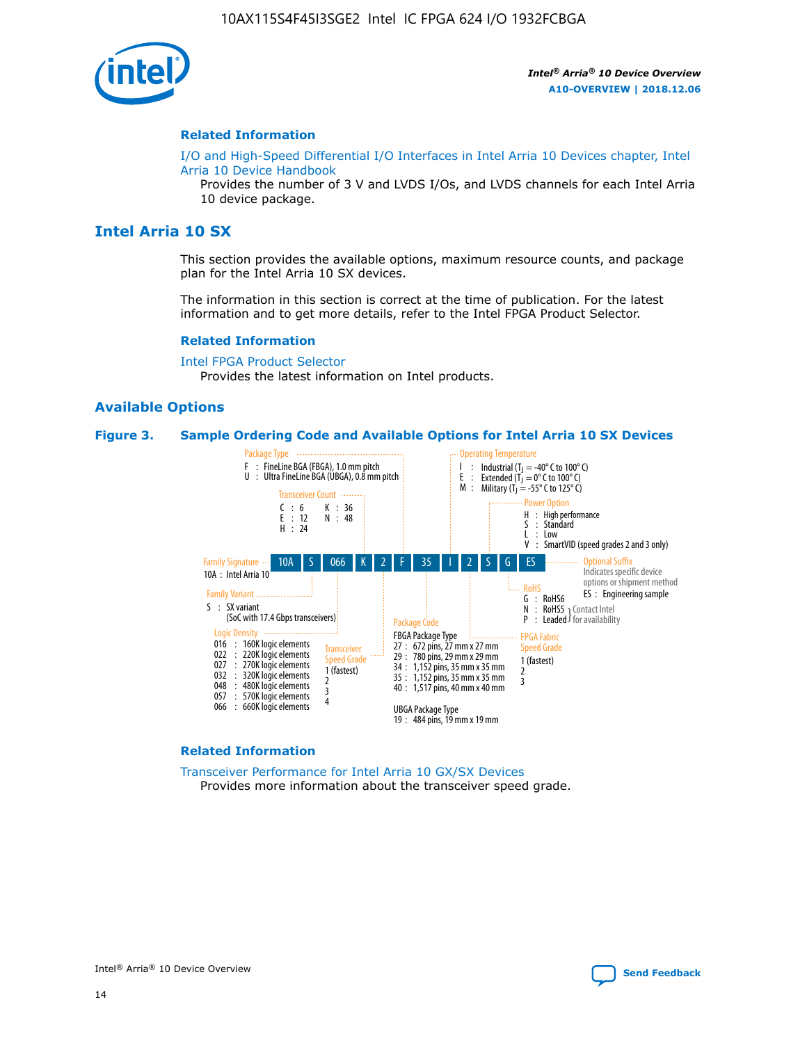#### Related Information

I/O and High-Speed Differential I/O Interfaces in Intel Arria 10 Devices chapter, Intel Arria 10 Device Handbook

Provides the number of 3 V and LVDS I/Os, and LVDS channels for each Intel Arria 10 device package.

## Intel Arria 10 SX

This section provides the available options, maximum resource counts, and package plan for the Intel Arria 10 SX devices.

The information in this section is correct at the time of publication. For the latest information and to get more details, refer to the Intel FPGA Product Selector.

#### Related Information

Intel FPGA Product Selector

Provides the latest information on Intel products.

### Available Options

**Figure 3. Sample Ordering Code and Available Options for Intel Arria 10 SX Devices**

Sample ordering code: 10A S 066 K 2 F 35 I 2 S G ES

- **Family Signature**
  - 10A : Intel Arria 10
- **Family Variant**
  - S : SX variant (SoC with 17.4 Gbps transceivers)
- **Logic Density**
  - 016 : 160K logic elements
  - 022 : 220K logic elements
  - 027 : 270K logic elements
  - 032 : 320K logic elements
  - 048 : 480K logic elements
  - 057 : 570K logic elements
  - 066 : 660K logic elements
- **Transceiver Count**
  - C : 6
  - E : 12
  - H : 24
  - K : 36
  - N : 48
- **Transceiver Speed Grade**
  - 1 (fastest)
  - 2
  - 3
  - 4
- **Package Type**
  - F : FineLine BGA (FBGA), 1.0 mm pitch
  - U : Ultra FineLine BGA (UBGA), 0.8 mm pitch
- **Package Code**
  - FBGA Package Type
    - 27 : 672 pins, 27 mm x 27 mm
    - 29 : 780 pins, 29 mm x 29 mm
    - 34 : 1,152 pins, 35 mm x 35 mm
    - 35 : 1,152 pins, 35 mm x 35 mm
    - 40 : 1,517 pins, 40 mm x 40 mm
  - UBGA Package Type
    - 19 : 484 pins, 19 mm x 19 mm
- **Operating Temperature**
  - I : Industrial ($T_J$ = -40° C to 100° C)
  - E : Extended ($T_J$ = 0° C to 100° C)
  - M : Military ($T_J$ = -55° C to 125° C)
- **FPGA Fabric Speed Grade**
  - 1 (fastest)
  - 2
  - 3
- **Power Option**
  - H : High performance
  - S : Standard
  - L : Low
  - V : SmartVID (speed grades 2 and 3 only)
- **RoHS**
  - G : RoHS6
  - N : RoHS5 (Contact Intel for availability)
  - P : Leaded (Contact Intel for availability)
- **Optional Suffix**
  - Indicates specific device options or shipment method
  - ES : Engineering sample

#### Related Information

Transceiver Performance for Intel Arria 10 GX/SX Devices

Provides more information about the transceiver speed grade.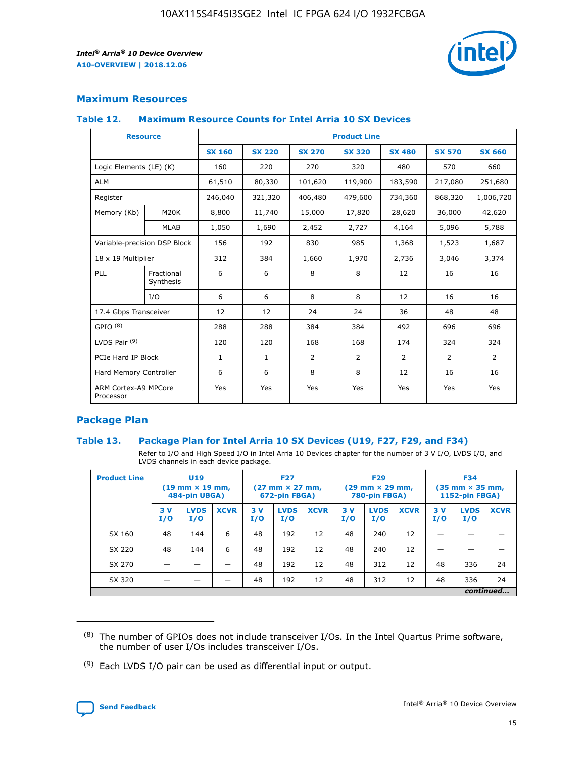## Maximum Resources

### Table 12. Maximum Resource Counts for Intel Arria 10 SX Devices

| Resource | | Product Line | | | | | | |
|---|---|---|---|---|---|---|---|---|
| | | SX 160 | SX 220 | SX 270 | SX 320 | SX 480 | SX 570 | SX 660 |
| Logic Elements (LE) (K) | | 160 | 220 | 270 | 320 | 480 | 570 | 660 |
| ALM | | 61,510 | 80,330 | 101,620 | 119,900 | 183,590 | 217,080 | 251,680 |
| Register | | 246,040 | 321,320 | 406,480 | 479,600 | 734,360 | 868,320 | 1,006,720 |
| Memory (Kb) | M20K | 8,800 | 11,740 | 15,000 | 17,820 | 28,620 | 36,000 | 42,620 |
| | MLAB | 1,050 | 1,690 | 2,452 | 2,727 | 4,164 | 5,096 | 5,788 |
| Variable-precision DSP Block | | 156 | 192 | 830 | 985 | 1,368 | 1,523 | 1,687 |
| 18 x 19 Multiplier | | 312 | 384 | 1,660 | 1,970 | 2,736 | 3,046 | 3,374 |
| PLL | Fractional Synthesis | 6 | 6 | 8 | 8 | 12 | 16 | 16 |
| | I/O | 6 | 6 | 8 | 8 | 12 | 16 | 16 |
| 17.4 Gbps Transceiver | | 12 | 12 | 24 | 24 | 36 | 48 | 48 |
| GPIO [8] | | 288 | 288 | 384 | 384 | 492 | 696 | 696 |
| LVDS Pair [9] | | 120 | 120 | 168 | 168 | 174 | 324 | 324 |
| PCIe Hard IP Block | | 1 | 1 | 2 | 2 | 2 | 2 | 2 |
| Hard Memory Controller | | 6 | 6 | 8 | 8 | 12 | 16 | 16 |
| ARM Cortex-A9 MPCore Processor | | Yes | Yes | Yes | Yes | Yes | Yes | Yes |

## Package Plan

### Table 13. Package Plan for Intel Arria 10 SX Devices (U19, F27, F29, and F34)

Refer to I/O and High Speed I/O in Intel Arria 10 Devices chapter for the number of 3 V I/O, LVDS I/O, and LVDS channels in each device package.

| Product Line | U19 (19 mm × 19 mm, 484-pin UBGA) | | | F27 (27 mm × 27 mm, 672-pin FBGA) | | | F29 (29 mm × 29 mm, 780-pin FBGA) | | | F34 (35 mm × 35 mm, 1152-pin FBGA) | | |
|---|---|---|---|---|---|---|---|---|---|---|---|---|
| | 3 V I/O | LVDS I/O | XCVR | 3 V I/O | LVDS I/O | XCVR | 3 V I/O | LVDS I/O | XCVR | 3 V I/O | LVDS I/O | XCVR |
| SX 160 | 48 | 144 | 6 | 48 | 192 | 12 | 48 | 240 | 12 | — | — | — |
| SX 220 | 48 | 144 | 6 | 48 | 192 | 12 | 48 | 240 | 12 | — | — | — |
| SX 270 | — | — | — | 48 | 192 | 12 | 48 | 312 | 12 | 48 | 336 | 24 |
| SX 320 | — | — | — | 48 | 192 | 12 | 48 | 312 | 12 | 48 | 336 | 24 |

*continued...*

(8) The number of GPIOs does not include transceiver I/Os. In the Intel Quartus Prime software, the number of user I/Os includes transceiver I/Os.

(9) Each LVDS I/O pair can be used as differential input or output.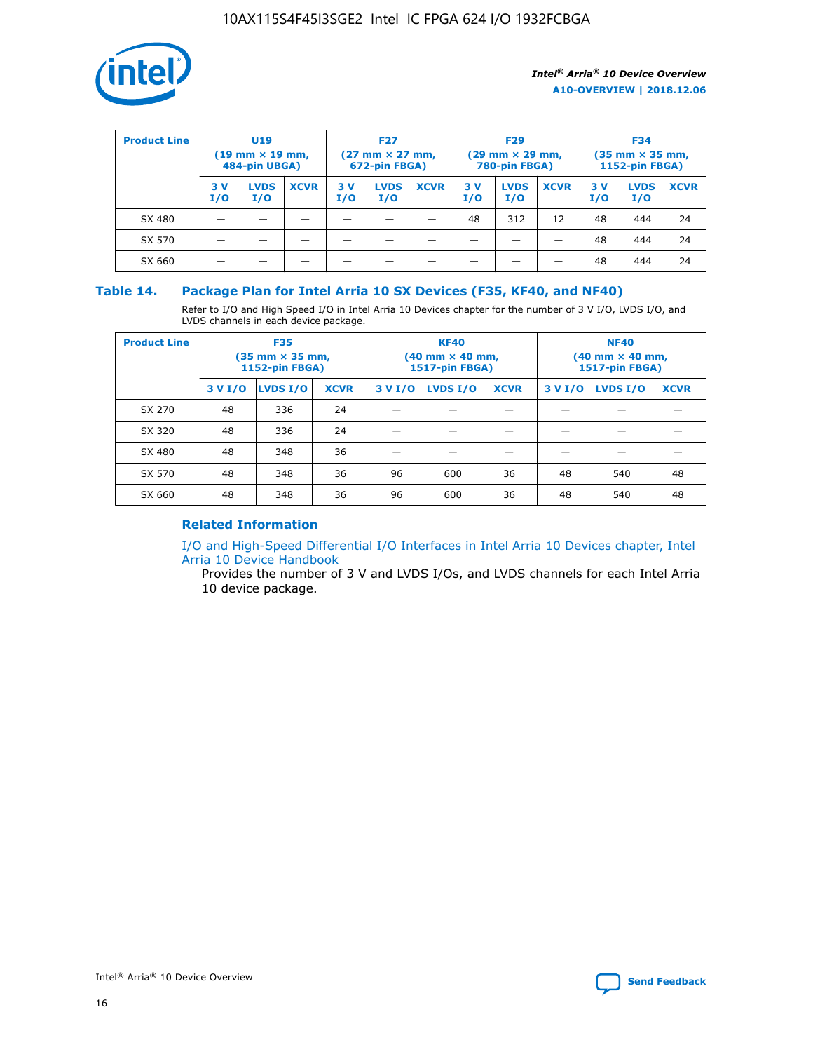| Product Line | U19 (19 mm × 19 mm, 484-pin UBGA) | | | F27 (27 mm × 27 mm, 672-pin FBGA) | | | F29 (29 mm × 29 mm, 780-pin FBGA) | | | F34 (35 mm × 35 mm, 1152-pin FBGA) | | |
|---|---|---|---|---|---|---|---|---|---|---|---|---|
| | 3 V I/O | LVDS I/O | XCVR | 3 V I/O | LVDS I/O | XCVR | 3 V I/O | LVDS I/O | XCVR | 3 V I/O | LVDS I/O | XCVR |
| SX 480 | — | — | — | — | — | — | 48 | 312 | 12 | 48 | 444 | 24 |
| SX 570 | — | — | — | — | — | — | — | — | — | 48 | 444 | 24 |
| SX 660 | — | — | — | — | — | — | — | — | — | 48 | 444 | 24 |

## Table 14. Package Plan for Intel Arria 10 SX Devices (F35, KF40, and NF40)

Refer to I/O and High Speed I/O in Intel Arria 10 Devices chapter for the number of 3 V I/O, LVDS I/O, and LVDS channels in each device package.

| Product Line | F35 (35 mm × 35 mm, 1152-pin FBGA) | | | KF40 (40 mm × 40 mm, 1517-pin FBGA) | | | NF40 (40 mm × 40 mm, 1517-pin FBGA) | | |
|---|---|---|---|---|---|---|---|---|---|
| | 3 V I/O | LVDS I/O | XCVR | 3 V I/O | LVDS I/O | XCVR | 3 V I/O | LVDS I/O | XCVR |
| SX 270 | 48 | 336 | 24 | — | — | — | — | — | — |
| SX 320 | 48 | 336 | 24 | — | — | — | — | — | — |
| SX 480 | 48 | 348 | 36 | — | — | — | — | — | — |
| SX 570 | 48 | 348 | 36 | 96 | 600 | 36 | 48 | 540 | 48 |
| SX 660 | 48 | 348 | 36 | 96 | 600 | 36 | 48 | 540 | 48 |

### Related Information

I/O and High-Speed Differential I/O Interfaces in Intel Arria 10 Devices chapter, Intel Arria 10 Device Handbook

Provides the number of 3 V and LVDS I/Os, and LVDS channels for each Intel Arria 10 device package.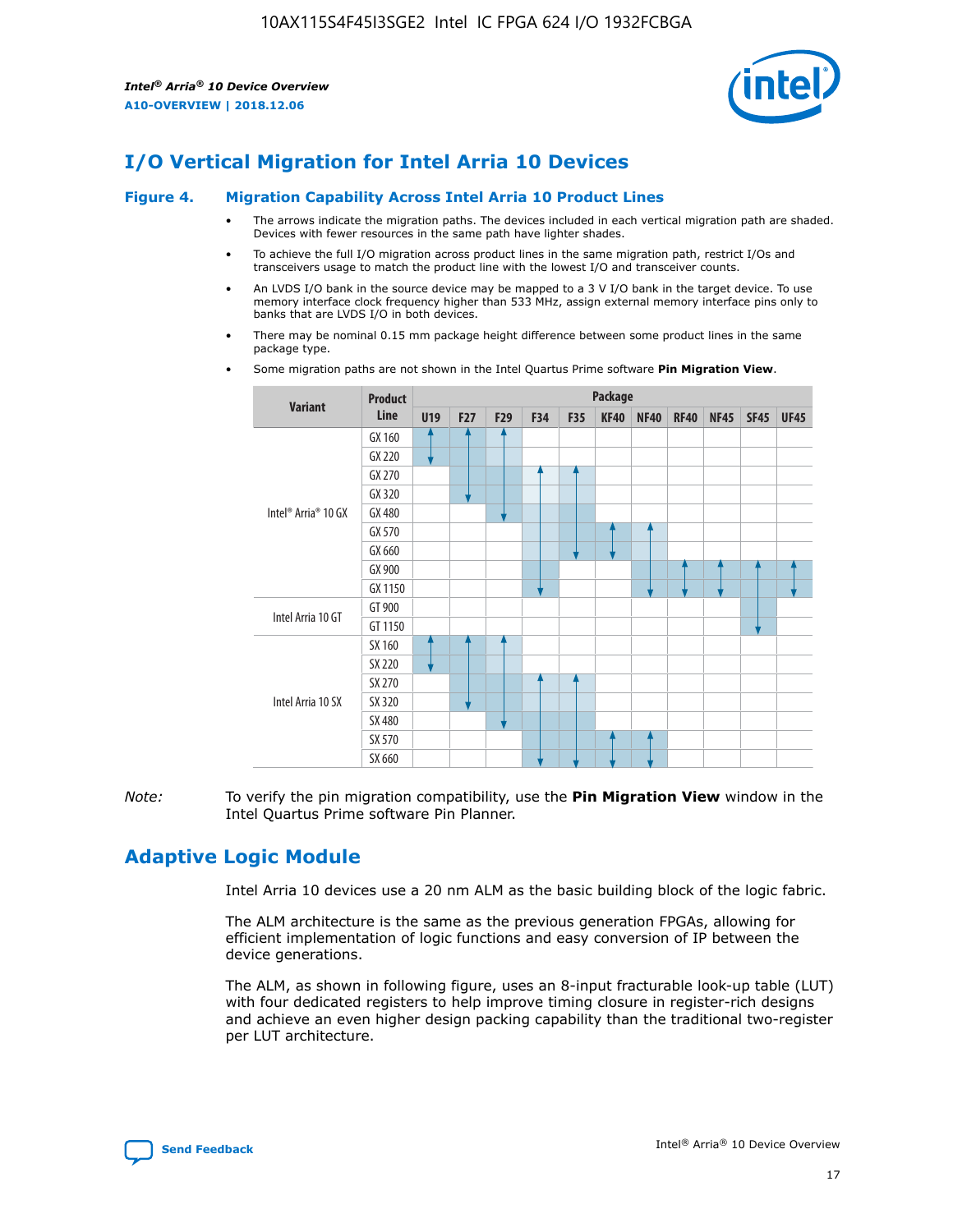# I/O Vertical Migration for Intel Arria 10 Devices

**Figure 4. Migration Capability Across Intel Arria 10 Product Lines**

- The arrows indicate the migration paths. The devices included in each vertical migration path are shaded. Devices with fewer resources in the same path have lighter shades.
- To achieve the full I/O migration across product lines in the same migration path, restrict I/Os and transceivers usage to match the product line with the lowest I/O and transceiver counts.
- An LVDS I/O bank in the source device may be mapped to a 3 V I/O bank in the target device. To use memory interface clock frequency higher than 533 MHz, assign external memory interface pins only to banks that are LVDS I/O in both devices.
- There may be nominal 0.15 mm package height difference between some product lines in the same package type.
- Some migration paths are not shown in the Intel Quartus Prime software **Pin Migration View**.

| Variant | Product Line | U19 | F27 | F29 | F34 | F35 | KF40 | NF40 | RF40 | NF45 | SF45 | UF45 |
|---|---|---|---|---|---|---|---|---|---|---|---|---|
| Intel® Arria® 10 GX | GX 160 | | | | | | | | | | | |
| | GX 220 | | | | | | | | | | | |
| | GX 270 | | | | | | | | | | | |
| | GX 320 | | | | | | | | | | | |
| | GX 480 | | | | | | | | | | | |
| | GX 570 | | | | | | | | | | | |
| | GX 660 | | | | | | | | | | | |
| | GX 900 | | | | | | | | | | | |
| | GX 1150 | | | | | | | | | | | |
| Intel Arria 10 GT | GT 900 | | | | | | | | | | | |
| | GT 1150 | | | | | | | | | | | |
| Intel Arria 10 SX | SX 160 | | | | | | | | | | | |
| | SX 220 | | | | | | | | | | | |
| | SX 270 | | | | | | | | | | | |
| | SX 320 | | | | | | | | | | | |
| | SX 480 | | | | | | | | | | | |
| | SX 570 | | | | | | | | | | | |
| | SX 660 | | | | | | | | | | | |

*Note:* To verify the pin migration compatibility, use the **Pin Migration View** window in the Intel Quartus Prime software Pin Planner.

# Adaptive Logic Module

Intel Arria 10 devices use a 20 nm ALM as the basic building block of the logic fabric.

The ALM architecture is the same as the previous generation FPGAs, allowing for efficient implementation of logic functions and easy conversion of IP between the device generations.

The ALM, as shown in following figure, uses an 8-input fracturable look-up table (LUT) with four dedicated registers to help improve timing closure in register-rich designs and achieve an even higher design packing capability than the traditional two-register per LUT architecture.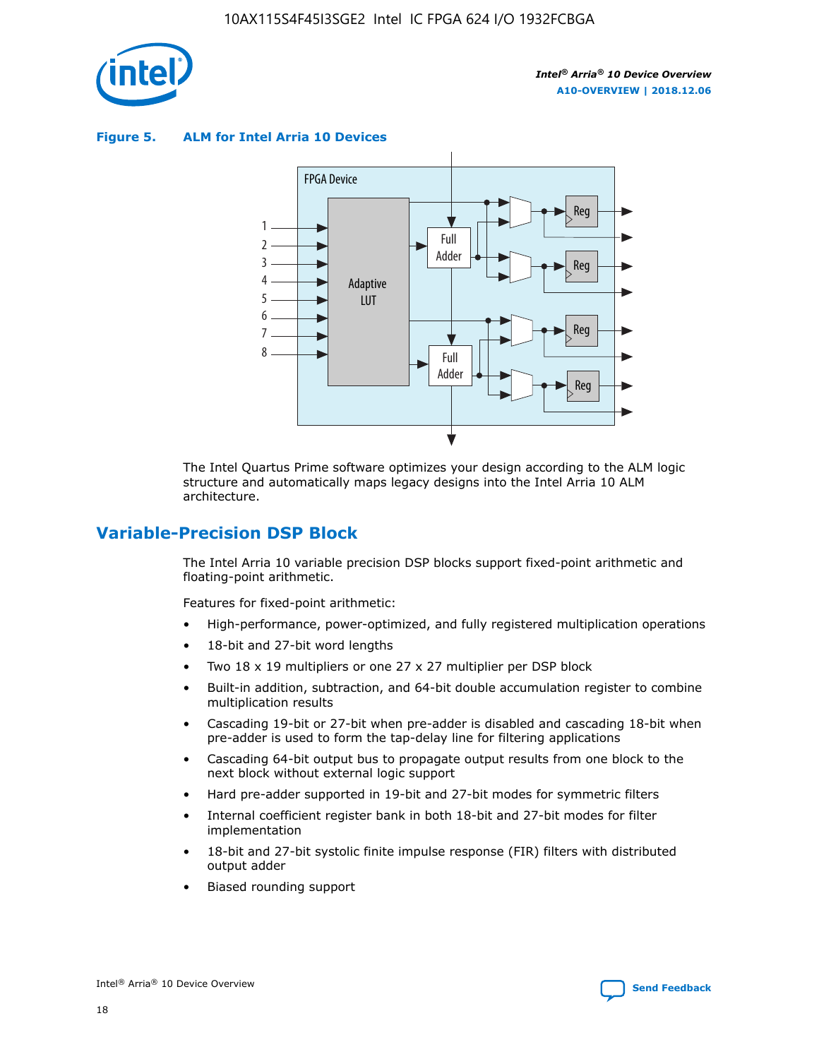**Figure 5. ALM for Intel Arria 10 Devices**

The Intel Quartus Prime software optimizes your design according to the ALM logic structure and automatically maps legacy designs into the Intel Arria 10 ALM architecture.

## Variable-Precision DSP Block

The Intel Arria 10 variable precision DSP blocks support fixed-point arithmetic and floating-point arithmetic.

Features for fixed-point arithmetic:

- High-performance, power-optimized, and fully registered multiplication operations
- 18-bit and 27-bit word lengths
- Two 18 x 19 multipliers or one 27 x 27 multiplier per DSP block
- Built-in addition, subtraction, and 64-bit double accumulation register to combine multiplication results
- Cascading 19-bit or 27-bit when pre-adder is disabled and cascading 18-bit when pre-adder is used to form the tap-delay line for filtering applications
- Cascading 64-bit output bus to propagate output results from one block to the next block without external logic support
- Hard pre-adder supported in 19-bit and 27-bit modes for symmetric filters
- Internal coefficient register bank in both 18-bit and 27-bit modes for filter implementation
- 18-bit and 27-bit systolic finite impulse response (FIR) filters with distributed output adder
- Biased rounding support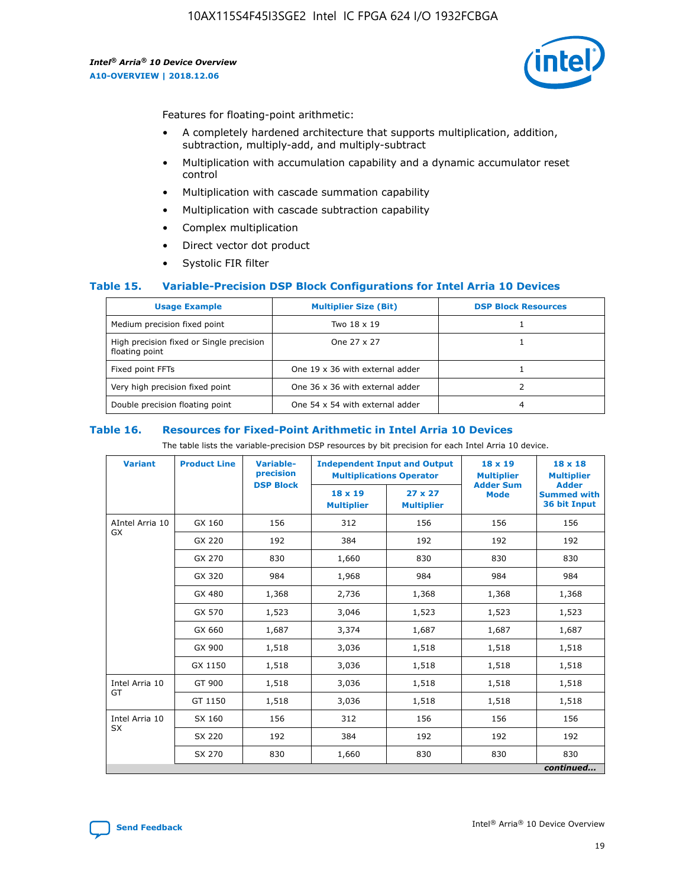Features for floating-point arithmetic:

- A completely hardened architecture that supports multiplication, addition, subtraction, multiply-add, and multiply-subtract
- Multiplication with accumulation capability and a dynamic accumulator reset control
- Multiplication with cascade summation capability
- Multiplication with cascade subtraction capability
- Complex multiplication
- Direct vector dot product
- Systolic FIR filter

### Table 15. Variable-Precision DSP Block Configurations for Intel Arria 10 Devices

| Usage Example | Multiplier Size (Bit) | DSP Block Resources |
|---|---|---|
| Medium precision fixed point | Two 18 x 19 | 1 |
| High precision fixed or Single precision floating point | One 27 x 27 | 1 |
| Fixed point FFTs | One 19 x 36 with external adder | 1 |
| Very high precision fixed point | One 36 x 36 with external adder | 2 |
| Double precision floating point | One 54 x 54 with external adder | 4 |

### Table 16. Resources for Fixed-Point Arithmetic in Intel Arria 10 Devices

The table lists the variable-precision DSP resources by bit precision for each Intel Arria 10 device.

| Variant | Product Line | Variable-precision DSP Block | Independent Input and Output Multiplications Operator | | 18 x 19 Multiplier Adder Sum Mode | 18 x 18 Multiplier Adder Summed with 36 bit Input |
|---|---|---|---|---|---|---|
| | | | 18 x 19 Multiplier | 27 x 27 Multiplier | | |
| AIntel Arria 10 GX | GX 160 | 156 | 312 | 156 | 156 | 156 |
| | GX 220 | 192 | 384 | 192 | 192 | 192 |
| | GX 270 | 830 | 1,660 | 830 | 830 | 830 |
| | GX 320 | 984 | 1,968 | 984 | 984 | 984 |
| | GX 480 | 1,368 | 2,736 | 1,368 | 1,368 | 1,368 |
| | GX 570 | 1,523 | 3,046 | 1,523 | 1,523 | 1,523 |
| | GX 660 | 1,687 | 3,374 | 1,687 | 1,687 | 1,687 |
| | GX 900 | 1,518 | 3,036 | 1,518 | 1,518 | 1,518 |
| | GX 1150 | 1,518 | 3,036 | 1,518 | 1,518 | 1,518 |
| Intel Arria 10 GT | GT 900 | 1,518 | 3,036 | 1,518 | 1,518 | 1,518 |
| | GT 1150 | 1,518 | 3,036 | 1,518 | 1,518 | 1,518 |
| Intel Arria 10 SX | SX 160 | 156 | 312 | 156 | 156 | 156 |
| | SX 220 | 192 | 384 | 192 | 192 | 192 |
| | SX 270 | 830 | 1,660 | 830 | 830 | 830 |

*continued...*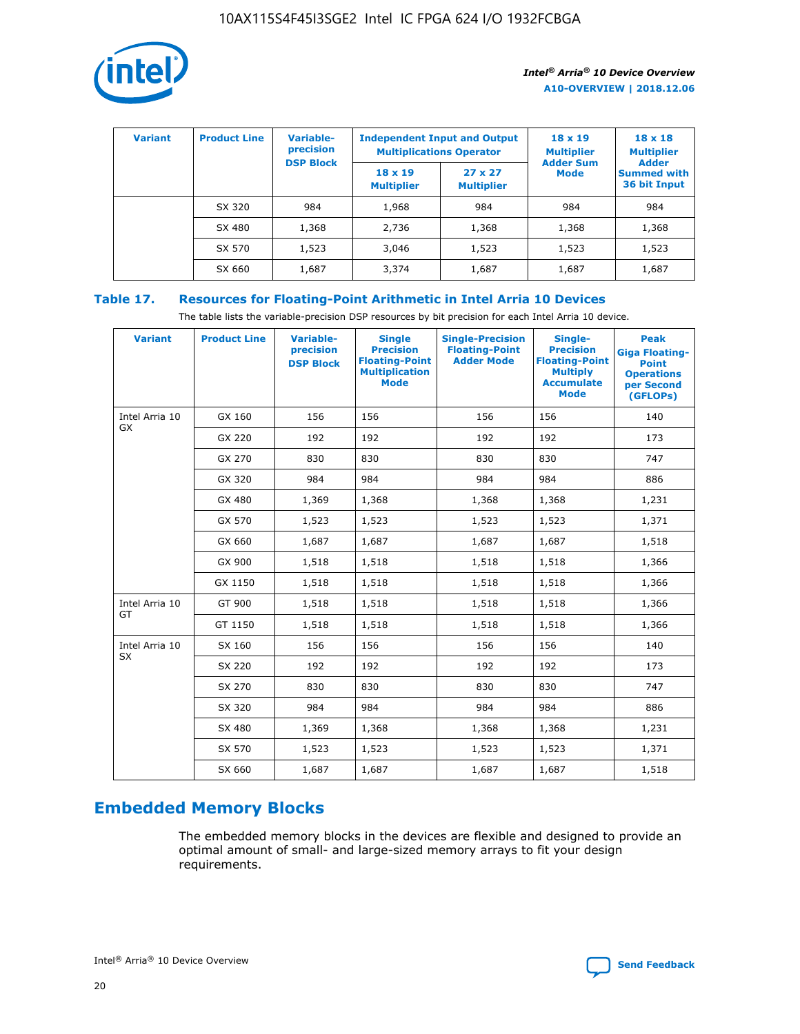| Variant | Product Line | Variable-precision DSP Block | Independent Input and Output Multiplications Operator | | 18 x 19 Multiplier Adder Sum Mode | 18 x 18 Multiplier Adder Summed with 36 bit Input |
|---|---|---|---|---|---|---|
| | | | 18 x 19 Multiplier | 27 x 27 Multiplier | | |
| | SX 320 | 984 | 1,968 | 984 | 984 | 984 |
| | SX 480 | 1,368 | 2,736 | 1,368 | 1,368 | 1,368 |
| | SX 570 | 1,523 | 3,046 | 1,523 | 1,523 | 1,523 |
| | SX 660 | 1,687 | 3,374 | 1,687 | 1,687 | 1,687 |

## Table 17. Resources for Floating-Point Arithmetic in Intel Arria 10 Devices

The table lists the variable-precision DSP resources by bit precision for each Intel Arria 10 device.

| Variant | Product Line | Variable-precision DSP Block | Single Precision Floating-Point Multiplication Mode | Single-Precision Floating-Point Adder Mode | Single-Precision Floating-Point Multiply Accumulate Mode | Peak Giga Floating-Point Operations per Second (GFLOPs) |
|---|---|---|---|---|---|---|
| Intel Arria 10 GX | GX 160 | 156 | 156 | 156 | 156 | 140 |
| | GX 220 | 192 | 192 | 192 | 192 | 173 |
| | GX 270 | 830 | 830 | 830 | 830 | 747 |
| | GX 320 | 984 | 984 | 984 | 984 | 886 |
| | GX 480 | 1,369 | 1,368 | 1,368 | 1,368 | 1,231 |
| | GX 570 | 1,523 | 1,523 | 1,523 | 1,523 | 1,371 |
| | GX 660 | 1,687 | 1,687 | 1,687 | 1,687 | 1,518 |
| | GX 900 | 1,518 | 1,518 | 1,518 | 1,518 | 1,366 |
| | GX 1150 | 1,518 | 1,518 | 1,518 | 1,518 | 1,366 |
| Intel Arria 10 GT | GT 900 | 1,518 | 1,518 | 1,518 | 1,518 | 1,366 |
| | GT 1150 | 1,518 | 1,518 | 1,518 | 1,518 | 1,366 |
| Intel Arria 10 SX | SX 160 | 156 | 156 | 156 | 156 | 140 |
| | SX 220 | 192 | 192 | 192 | 192 | 173 |
| | SX 270 | 830 | 830 | 830 | 830 | 747 |
| | SX 320 | 984 | 984 | 984 | 984 | 886 |
| | SX 480 | 1,369 | 1,368 | 1,368 | 1,368 | 1,231 |
| | SX 570 | 1,523 | 1,523 | 1,523 | 1,523 | 1,371 |
| | SX 660 | 1,687 | 1,687 | 1,687 | 1,687 | 1,518 |

## Embedded Memory Blocks

The embedded memory blocks in the devices are flexible and designed to provide an optimal amount of small- and large-sized memory arrays to fit your design requirements.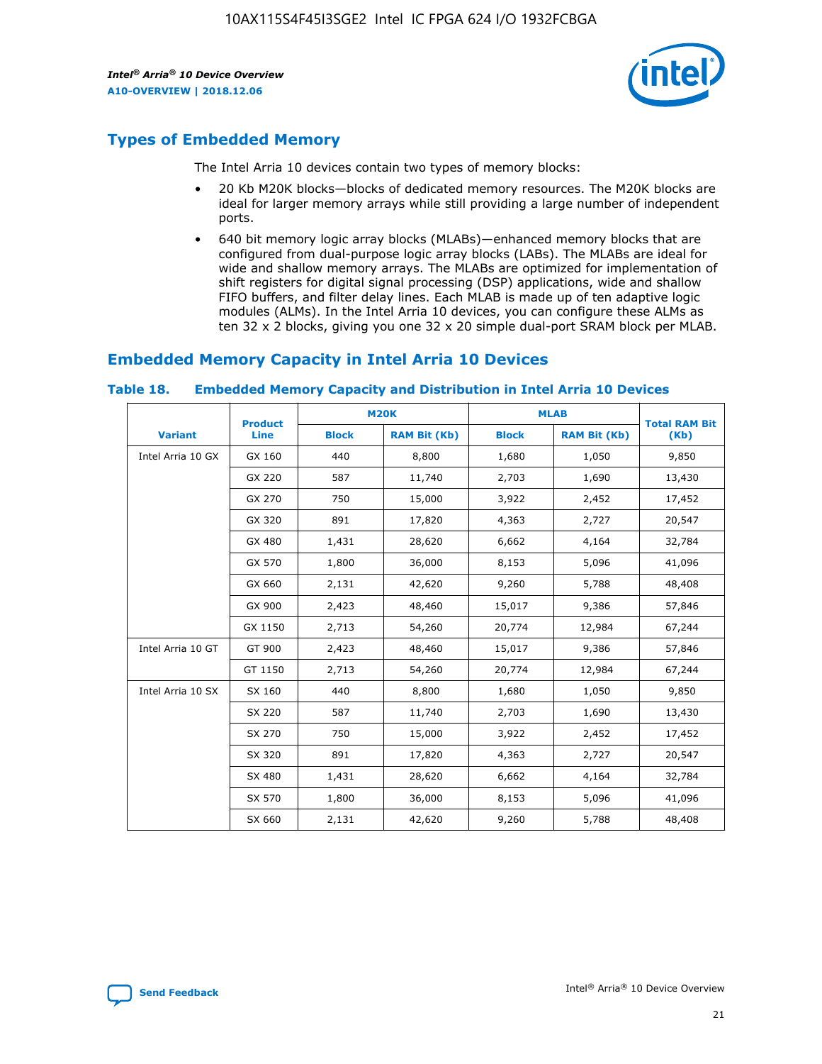## Types of Embedded Memory

The Intel Arria 10 devices contain two types of memory blocks:

- 20 Kb M20K blocks—blocks of dedicated memory resources. The M20K blocks are ideal for larger memory arrays while still providing a large number of independent ports.
- 640 bit memory logic array blocks (MLABs)—enhanced memory blocks that are configured from dual-purpose logic array blocks (LABs). The MLABs are ideal for wide and shallow memory arrays. The MLABs are optimized for implementation of shift registers for digital signal processing (DSP) applications, wide and shallow FIFO buffers, and filter delay lines. Each MLAB is made up of ten adaptive logic modules (ALMs). In the Intel Arria 10 devices, you can configure these ALMs as ten 32 x 2 blocks, giving you one 32 x 20 simple dual-port SRAM block per MLAB.

## Embedded Memory Capacity in Intel Arria 10 Devices

**Table 18. Embedded Memory Capacity and Distribution in Intel Arria 10 Devices**

| Variant | Product Line | M20K | | MLAB | | Total RAM Bit (Kb) |
|---|---|---|---|---|---|---|
| | | Block | RAM Bit (Kb) | Block | RAM Bit (Kb) | |
| Intel Arria 10 GX | GX 160 | 440 | 8,800 | 1,680 | 1,050 | 9,850 |
| | GX 220 | 587 | 11,740 | 2,703 | 1,690 | 13,430 |
| | GX 270 | 750 | 15,000 | 3,922 | 2,452 | 17,452 |
| | GX 320 | 891 | 17,820 | 4,363 | 2,727 | 20,547 |
| | GX 480 | 1,431 | 28,620 | 6,662 | 4,164 | 32,784 |
| | GX 570 | 1,800 | 36,000 | 8,153 | 5,096 | 41,096 |
| | GX 660 | 2,131 | 42,620 | 9,260 | 5,788 | 48,408 |
| | GX 900 | 2,423 | 48,460 | 15,017 | 9,386 | 57,846 |
| | GX 1150 | 2,713 | 54,260 | 20,774 | 12,984 | 67,244 |
| Intel Arria 10 GT | GT 900 | 2,423 | 48,460 | 15,017 | 9,386 | 57,846 |
| | GT 1150 | 2,713 | 54,260 | 20,774 | 12,984 | 67,244 |
| Intel Arria 10 SX | SX 160 | 440 | 8,800 | 1,680 | 1,050 | 9,850 |
| | SX 220 | 587 | 11,740 | 2,703 | 1,690 | 13,430 |
| | SX 270 | 750 | 15,000 | 3,922 | 2,452 | 17,452 |
| | SX 320 | 891 | 17,820 | 4,363 | 2,727 | 20,547 |
| | SX 480 | 1,431 | 28,620 | 6,662 | 4,164 | 32,784 |
| | SX 570 | 1,800 | 36,000 | 8,153 | 5,096 | 41,096 |
| | SX 660 | 2,131 | 42,620 | 9,260 | 5,788 | 48,408 |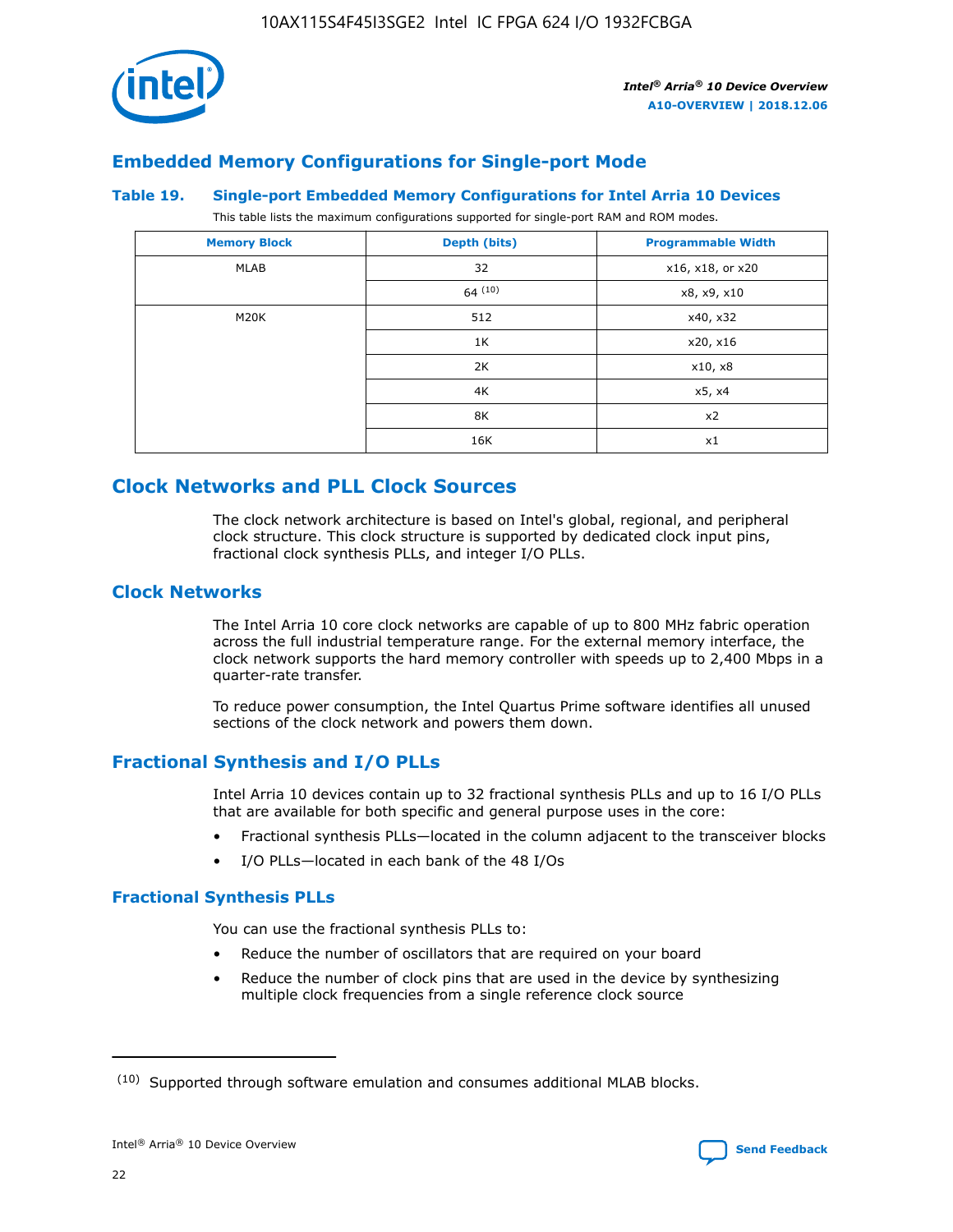## Embedded Memory Configurations for Single-port Mode

### Table 19. Single-port Embedded Memory Configurations for Intel Arria 10 Devices

This table lists the maximum configurations supported for single-port RAM and ROM modes.

| Memory Block | Depth (bits) | Programmable Width |
|---|---|---|
| MLAB | 32 | x16, x18, or x20 |
| | 64 (10) | x8, x9, x10 |
| M20K | 512 | x40, x32 |
| | 1K | x20, x16 |
| | 2K | x10, x8 |
| | 4K | x5, x4 |
| | 8K | x2 |
| | 16K | x1 |

## Clock Networks and PLL Clock Sources

The clock network architecture is based on Intel's global, regional, and peripheral clock structure. This clock structure is supported by dedicated clock input pins, fractional clock synthesis PLLs, and integer I/O PLLs.

## Clock Networks

The Intel Arria 10 core clock networks are capable of up to 800 MHz fabric operation across the full industrial temperature range. For the external memory interface, the clock network supports the hard memory controller with speeds up to 2,400 Mbps in a quarter-rate transfer.

To reduce power consumption, the Intel Quartus Prime software identifies all unused sections of the clock network and powers them down.

## Fractional Synthesis and I/O PLLs

Intel Arria 10 devices contain up to 32 fractional synthesis PLLs and up to 16 I/O PLLs that are available for both specific and general purpose uses in the core:

- Fractional synthesis PLLs—located in the column adjacent to the transceiver blocks
- I/O PLLs—located in each bank of the 48 I/Os

### Fractional Synthesis PLLs

You can use the fractional synthesis PLLs to:

- Reduce the number of oscillators that are required on your board
- Reduce the number of clock pins that are used in the device by synthesizing multiple clock frequencies from a single reference clock source

(10) Supported through software emulation and consumes additional MLAB blocks.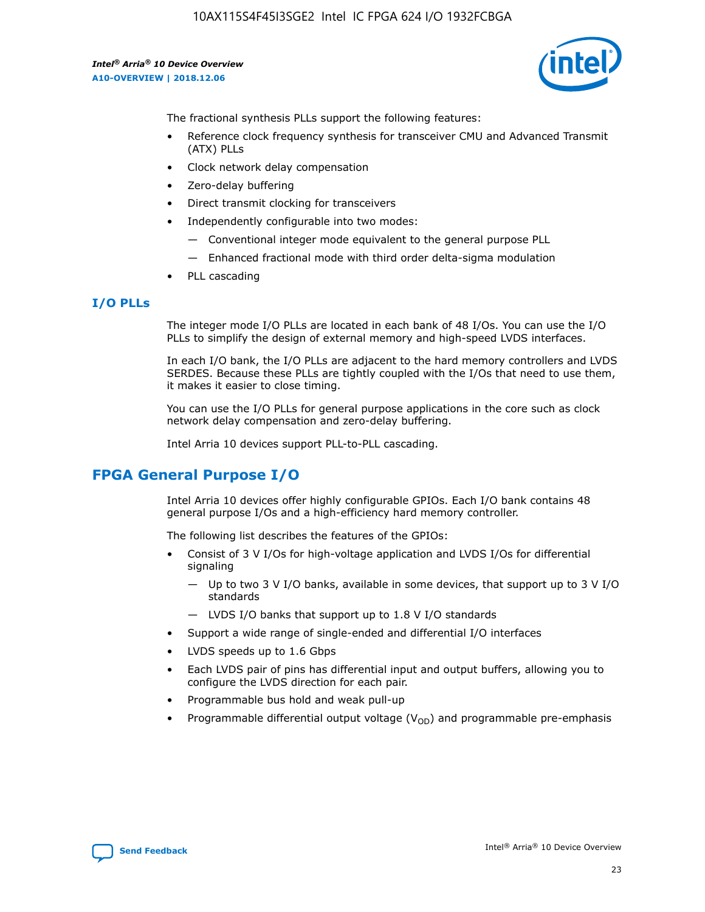The fractional synthesis PLLs support the following features:

- Reference clock frequency synthesis for transceiver CMU and Advanced Transmit (ATX) PLLs
- Clock network delay compensation
- Zero-delay buffering
- Direct transmit clocking for transceivers
- Independently configurable into two modes:
  - — Conventional integer mode equivalent to the general purpose PLL
  - — Enhanced fractional mode with third order delta-sigma modulation
- PLL cascading

### I/O PLLs

The integer mode I/O PLLs are located in each bank of 48 I/Os. You can use the I/O PLLs to simplify the design of external memory and high-speed LVDS interfaces.

In each I/O bank, the I/O PLLs are adjacent to the hard memory controllers and LVDS SERDES. Because these PLLs are tightly coupled with the I/Os that need to use them, it makes it easier to close timing.

You can use the I/O PLLs for general purpose applications in the core such as clock network delay compensation and zero-delay buffering.

Intel Arria 10 devices support PLL-to-PLL cascading.

## FPGA General Purpose I/O

Intel Arria 10 devices offer highly configurable GPIOs. Each I/O bank contains 48 general purpose I/Os and a high-efficiency hard memory controller.

The following list describes the features of the GPIOs:

- Consist of 3 V I/Os for high-voltage application and LVDS I/Os for differential signaling
  - — Up to two 3 V I/O banks, available in some devices, that support up to 3 V I/O standards
  - — LVDS I/O banks that support up to 1.8 V I/O standards
- Support a wide range of single-ended and differential I/O interfaces
- LVDS speeds up to 1.6 Gbps
- Each LVDS pair of pins has differential input and output buffers, allowing you to configure the LVDS direction for each pair.
- Programmable bus hold and weak pull-up
- Programmable differential output voltage ($V_{OD}$) and programmable pre-emphasis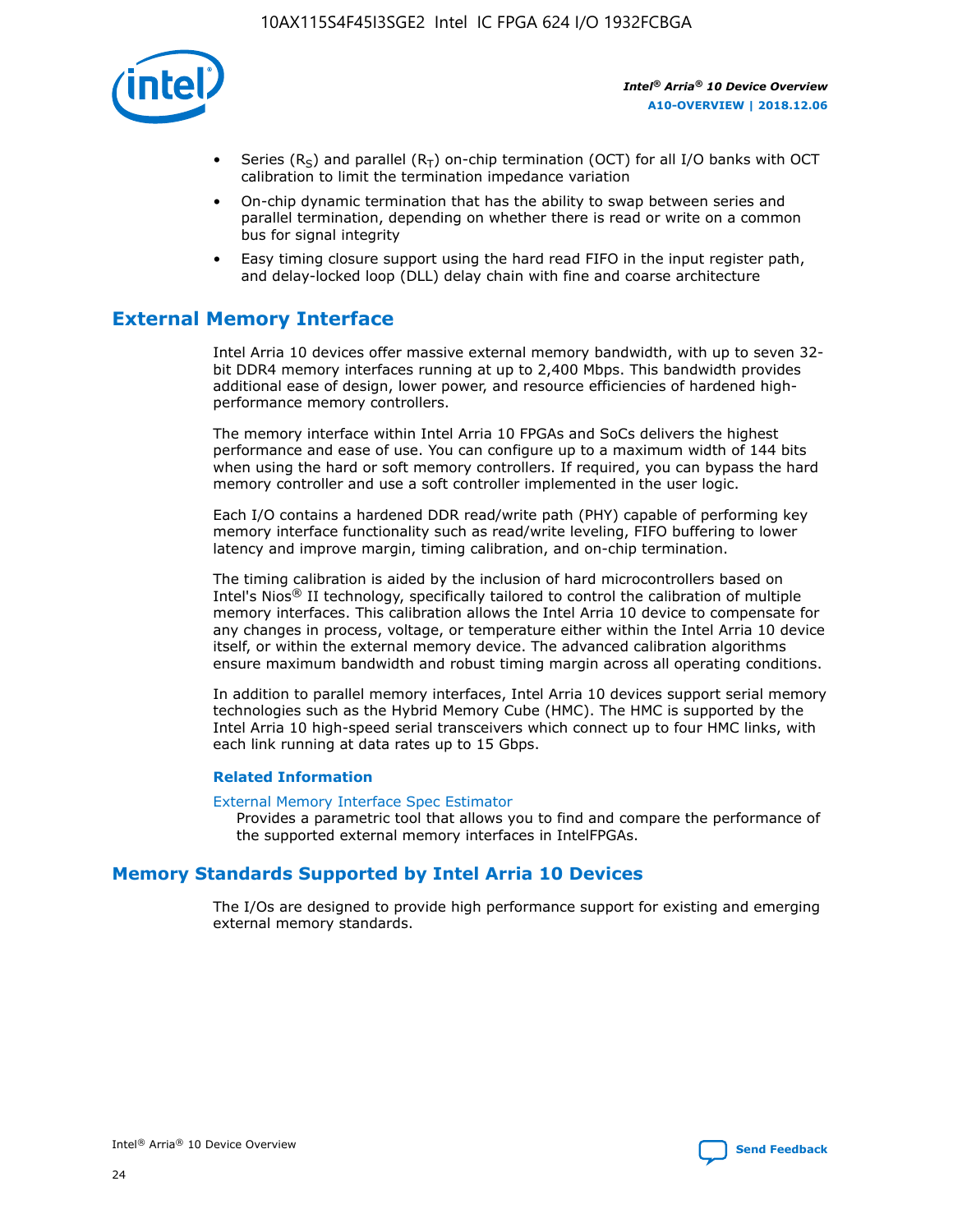- Series ($R_S$) and parallel ($R_T$) on-chip termination (OCT) for all I/O banks with OCT calibration to limit the termination impedance variation
- On-chip dynamic termination that has the ability to swap between series and parallel termination, depending on whether there is read or write on a common bus for signal integrity
- Easy timing closure support using the hard read FIFO in the input register path, and delay-locked loop (DLL) delay chain with fine and coarse architecture

## External Memory Interface

Intel Arria 10 devices offer massive external memory bandwidth, with up to seven 32-bit DDR4 memory interfaces running at up to 2,400 Mbps. This bandwidth provides additional ease of design, lower power, and resource efficiencies of hardened high-performance memory controllers.

The memory interface within Intel Arria 10 FPGAs and SoCs delivers the highest performance and ease of use. You can configure up to a maximum width of 144 bits when using the hard or soft memory controllers. If required, you can bypass the hard memory controller and use a soft controller implemented in the user logic.

Each I/O contains a hardened DDR read/write path (PHY) capable of performing key memory interface functionality such as read/write leveling, FIFO buffering to lower latency and improve margin, timing calibration, and on-chip termination.

The timing calibration is aided by the inclusion of hard microcontrollers based on Intel's Nios® II technology, specifically tailored to control the calibration of multiple memory interfaces. This calibration allows the Intel Arria 10 device to compensate for any changes in process, voltage, or temperature either within the Intel Arria 10 device itself, or within the external memory device. The advanced calibration algorithms ensure maximum bandwidth and robust timing margin across all operating conditions.

In addition to parallel memory interfaces, Intel Arria 10 devices support serial memory technologies such as the Hybrid Memory Cube (HMC). The HMC is supported by the Intel Arria 10 high-speed serial transceivers which connect up to four HMC links, with each link running at data rates up to 15 Gbps.

### Related Information

External Memory Interface Spec Estimator
Provides a parametric tool that allows you to find and compare the performance of the supported external memory interfaces in IntelFPGAs.

## Memory Standards Supported by Intel Arria 10 Devices

The I/Os are designed to provide high performance support for existing and emerging external memory standards.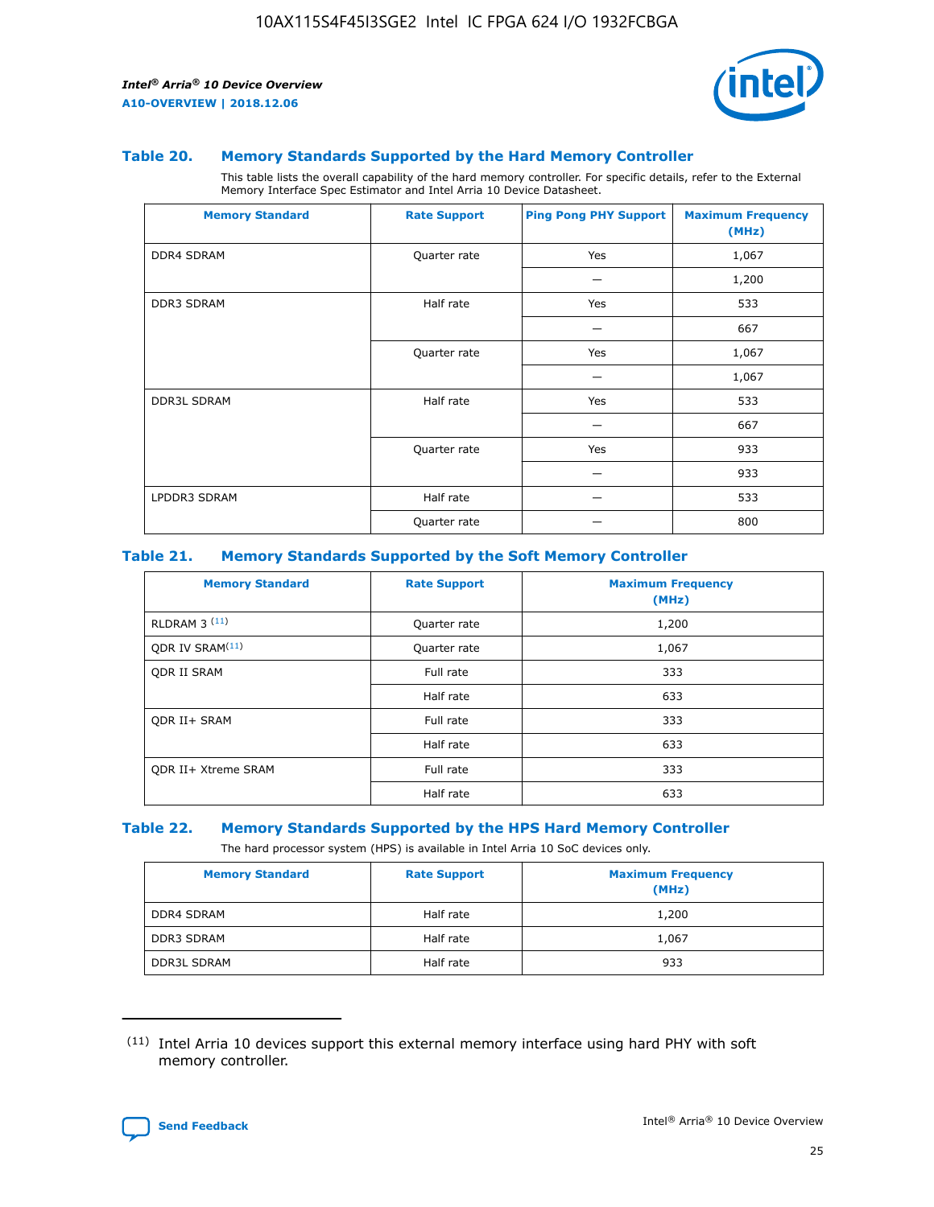### Table 20. Memory Standards Supported by the Hard Memory Controller

This table lists the overall capability of the hard memory controller. For specific details, refer to the External Memory Interface Spec Estimator and Intel Arria 10 Device Datasheet.

| Memory Standard | Rate Support | Ping Pong PHY Support | Maximum Frequency (MHz) |
|---|---|---|---|
| DDR4 SDRAM | Quarter rate | Yes | 1,067 |
| | | — | 1,200 |
| DDR3 SDRAM | Half rate | Yes | 533 |
| | | — | 667 |
| | Quarter rate | Yes | 1,067 |
| | | — | 1,067 |
| DDR3L SDRAM | Half rate | Yes | 533 |
| | | — | 667 |
| | Quarter rate | Yes | 933 |
| | | — | 933 |
| LPDDR3 SDRAM | Half rate | — | 533 |
| | Quarter rate | — | 800 |

### Table 21. Memory Standards Supported by the Soft Memory Controller

| Memory Standard | Rate Support | Maximum Frequency (MHz) |
|---|---|---|
| RLDRAM 3 [11] | Quarter rate | 1,200 |
| QDR IV SRAM[11] | Quarter rate | 1,067 |
| QDR II SRAM | Full rate | 333 |
| | Half rate | 633 |
| QDR II+ SRAM | Full rate | 333 |
| | Half rate | 633 |
| QDR II+ Xtreme SRAM | Full rate | 333 |
| | Half rate | 633 |

### Table 22. Memory Standards Supported by the HPS Hard Memory Controller

The hard processor system (HPS) is available in Intel Arria 10 SoC devices only.

| Memory Standard | Rate Support | Maximum Frequency (MHz) |
|---|---|---|
| DDR4 SDRAM | Half rate | 1,200 |
| DDR3 SDRAM | Half rate | 1,067 |
| DDR3L SDRAM | Half rate | 933 |

[11] Intel Arria 10 devices support this external memory interface using hard PHY with soft memory controller.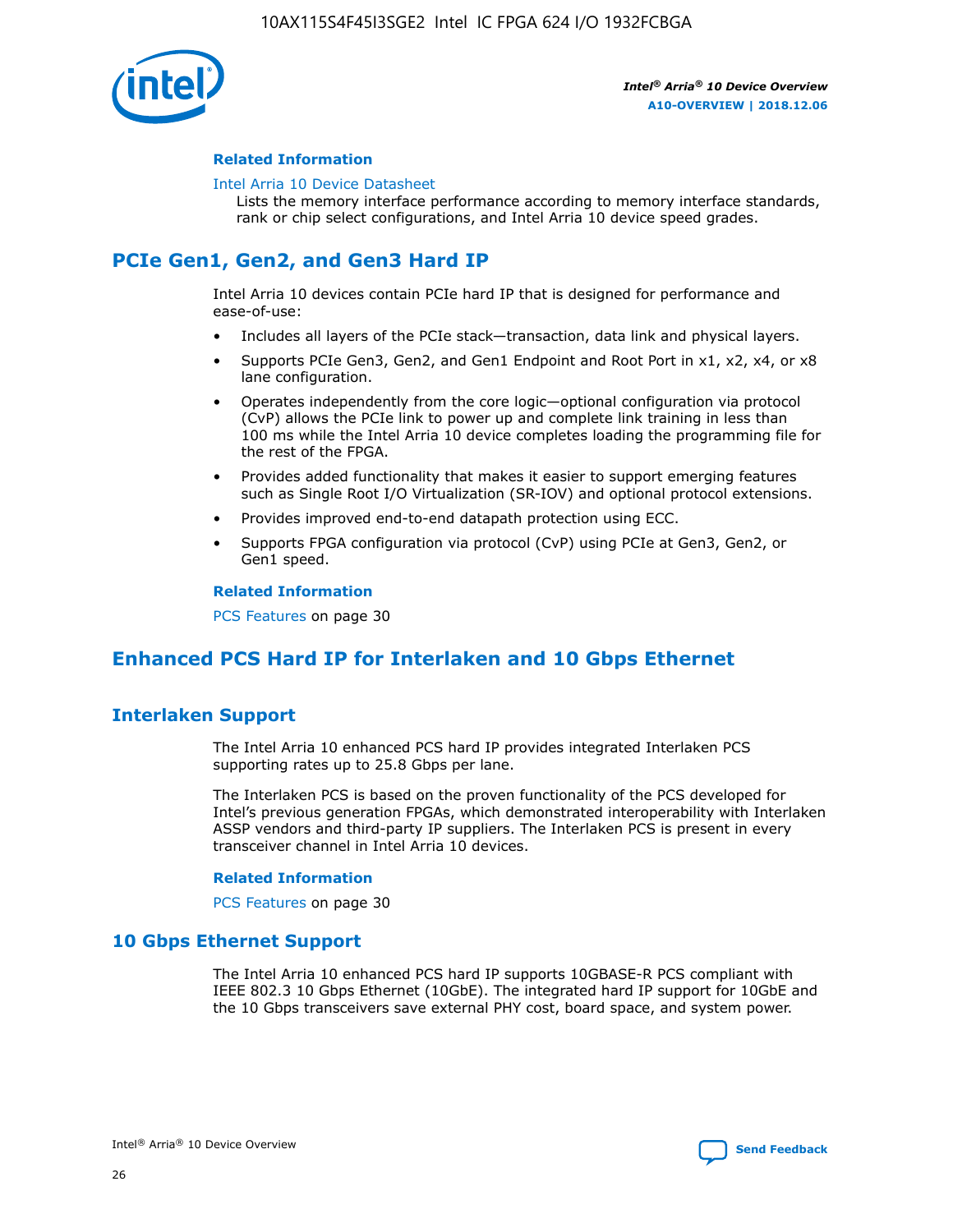### Related Information

Intel Arria 10 Device Datasheet

Lists the memory interface performance according to memory interface standards, rank or chip select configurations, and Intel Arria 10 device speed grades.

## PCIe Gen1, Gen2, and Gen3 Hard IP

Intel Arria 10 devices contain PCIe hard IP that is designed for performance and ease-of-use:

- Includes all layers of the PCIe stack—transaction, data link and physical layers.
- Supports PCIe Gen3, Gen2, and Gen1 Endpoint and Root Port in x1, x2, x4, or x8 lane configuration.
- Operates independently from the core logic—optional configuration via protocol (CvP) allows the PCIe link to power up and complete link training in less than 100 ms while the Intel Arria 10 device completes loading the programming file for the rest of the FPGA.
- Provides added functionality that makes it easier to support emerging features such as Single Root I/O Virtualization (SR-IOV) and optional protocol extensions.
- Provides improved end-to-end datapath protection using ECC.
- Supports FPGA configuration via protocol (CvP) using PCIe at Gen3, Gen2, or Gen1 speed.

### Related Information

PCS Features on page 30

## Enhanced PCS Hard IP for Interlaken and 10 Gbps Ethernet

### Interlaken Support

The Intel Arria 10 enhanced PCS hard IP provides integrated Interlaken PCS supporting rates up to 25.8 Gbps per lane.

The Interlaken PCS is based on the proven functionality of the PCS developed for Intel's previous generation FPGAs, which demonstrated interoperability with Interlaken ASSP vendors and third-party IP suppliers. The Interlaken PCS is present in every transceiver channel in Intel Arria 10 devices.

### Related Information

PCS Features on page 30

### 10 Gbps Ethernet Support

The Intel Arria 10 enhanced PCS hard IP supports 10GBASE-R PCS compliant with IEEE 802.3 10 Gbps Ethernet (10GbE). The integrated hard IP support for 10GbE and the 10 Gbps transceivers save external PHY cost, board space, and system power.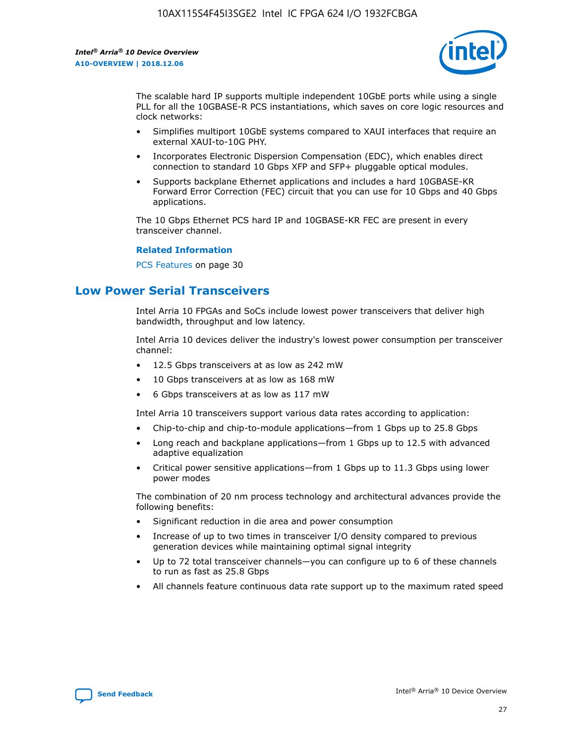The scalable hard IP supports multiple independent 10GbE ports while using a single PLL for all the 10GBASE-R PCS instantiations, which saves on core logic resources and clock networks:

- Simplifies multiport 10GbE systems compared to XAUI interfaces that require an external XAUI-to-10G PHY.
- Incorporates Electronic Dispersion Compensation (EDC), which enables direct connection to standard 10 Gbps XFP and SFP+ pluggable optical modules.
- Supports backplane Ethernet applications and includes a hard 10GBASE-KR Forward Error Correction (FEC) circuit that you can use for 10 Gbps and 40 Gbps applications.

The 10 Gbps Ethernet PCS hard IP and 10GBASE-KR FEC are present in every transceiver channel.

**Related Information**

PCS Features on page 30

## Low Power Serial Transceivers

Intel Arria 10 FPGAs and SoCs include lowest power transceivers that deliver high bandwidth, throughput and low latency.

Intel Arria 10 devices deliver the industry's lowest power consumption per transceiver channel:

- 12.5 Gbps transceivers at as low as 242 mW
- 10 Gbps transceivers at as low as 168 mW
- 6 Gbps transceivers at as low as 117 mW

Intel Arria 10 transceivers support various data rates according to application:

- Chip-to-chip and chip-to-module applications—from 1 Gbps up to 25.8 Gbps
- Long reach and backplane applications—from 1 Gbps up to 12.5 with advanced adaptive equalization
- Critical power sensitive applications—from 1 Gbps up to 11.3 Gbps using lower power modes

The combination of 20 nm process technology and architectural advances provide the following benefits:

- Significant reduction in die area and power consumption
- Increase of up to two times in transceiver I/O density compared to previous generation devices while maintaining optimal signal integrity
- Up to 72 total transceiver channels—you can configure up to 6 of these channels to run as fast as 25.8 Gbps
- All channels feature continuous data rate support up to the maximum rated speed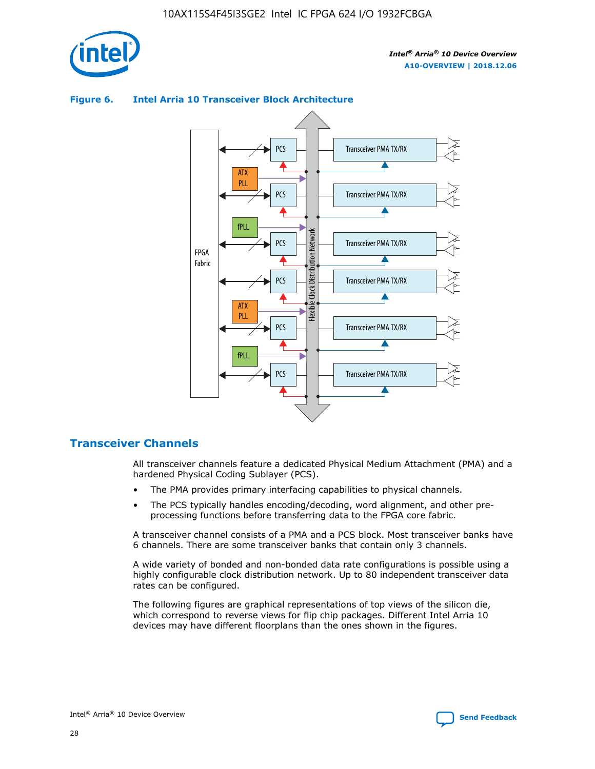**Figure 6. Intel Arria 10 Transceiver Block Architecture**

## Transceiver Channels

All transceiver channels feature a dedicated Physical Medium Attachment (PMA) and a hardened Physical Coding Sublayer (PCS).

- The PMA provides primary interfacing capabilities to physical channels.
- The PCS typically handles encoding/decoding, word alignment, and other pre-processing functions before transferring data to the FPGA core fabric.

A transceiver channel consists of a PMA and a PCS block. Most transceiver banks have 6 channels. There are some transceiver banks that contain only 3 channels.

A wide variety of bonded and non-bonded data rate configurations is possible using a highly configurable clock distribution network. Up to 80 independent transceiver data rates can be configured.

The following figures are graphical representations of top views of the silicon die, which correspond to reverse views for flip chip packages. Different Intel Arria 10 devices may have different floorplans than the ones shown in the figures.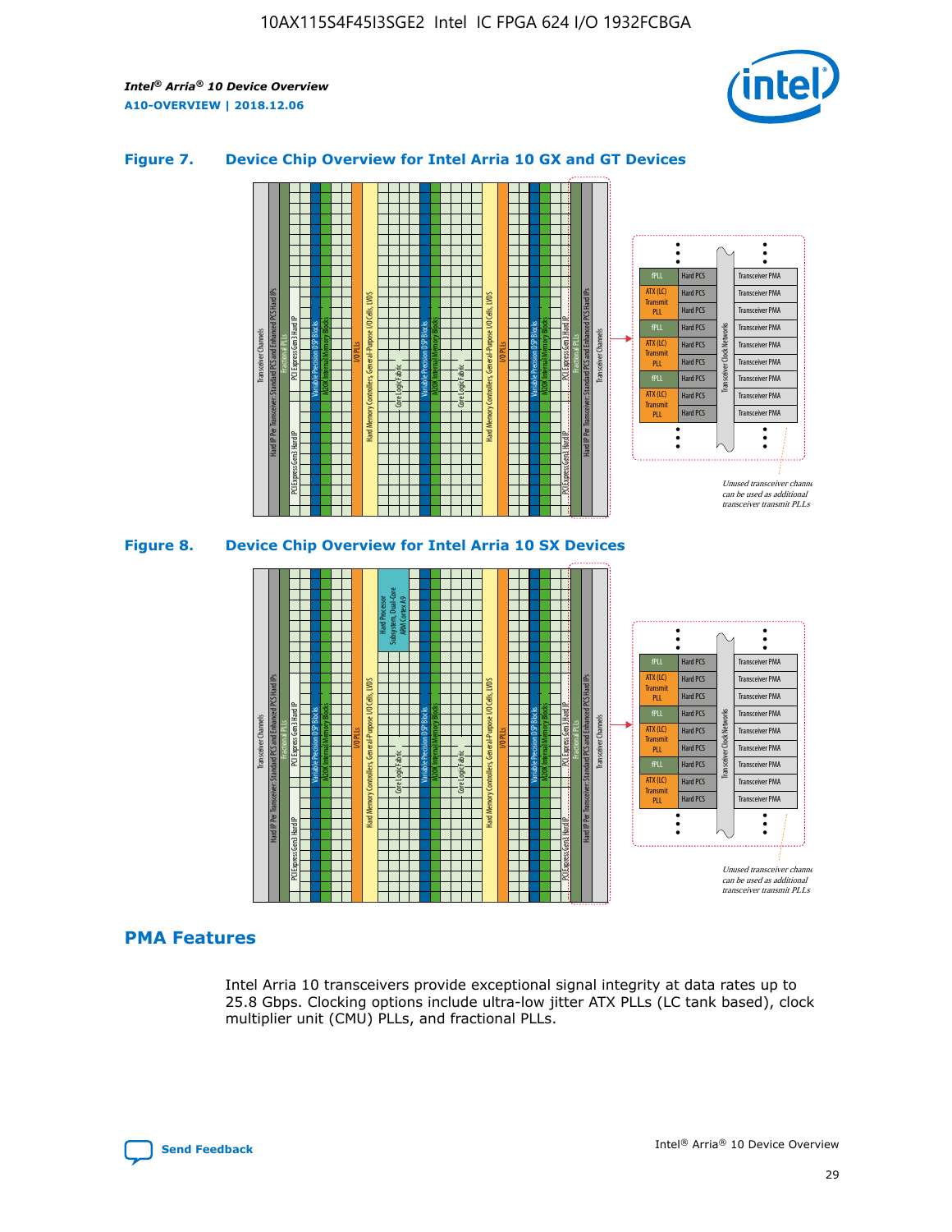## Figure 7. Device Chip Overview for Intel Arria 10 GX and GT Devices

## Figure 8. Device Chip Overview for Intel Arria 10 SX Devices

## PMA Features

Intel Arria 10 transceivers provide exceptional signal integrity at data rates up to 25.8 Gbps. Clocking options include ultra-low jitter ATX PLLs (LC tank based), clock multiplier unit (CMU) PLLs, and fractional PLLs.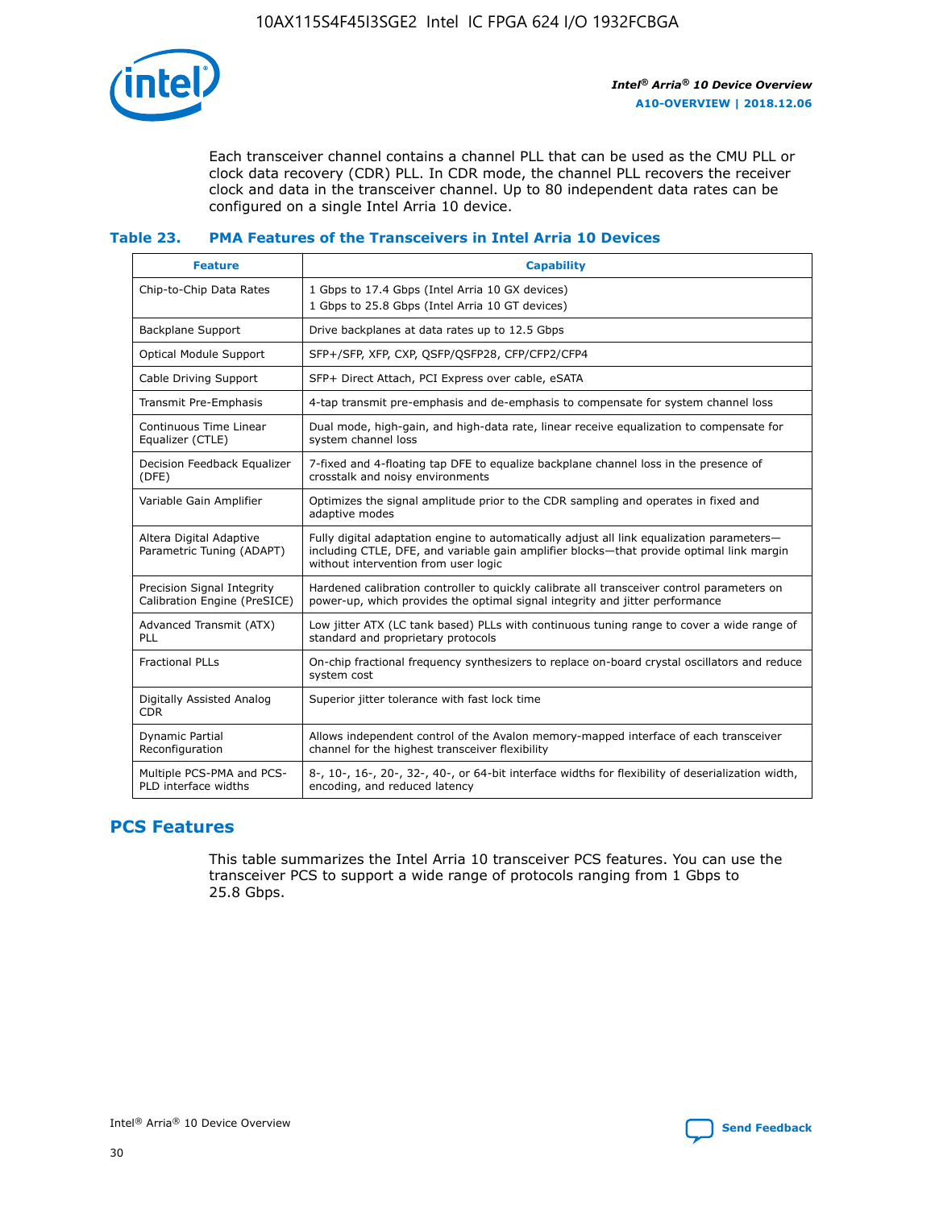Each transceiver channel contains a channel PLL that can be used as the CMU PLL or clock data recovery (CDR) PLL. In CDR mode, the channel PLL recovers the receiver clock and data in the transceiver channel. Up to 80 independent data rates can be configured on a single Intel Arria 10 device.

### Table 23. PMA Features of the Transceivers in Intel Arria 10 Devices

| Feature | Capability |
| --- | --- |
| Chip-to-Chip Data Rates | 1 Gbps to 17.4 Gbps (Intel Arria 10 GX devices)<br>1 Gbps to 25.8 Gbps (Intel Arria 10 GT devices) |
| Backplane Support | Drive backplanes at data rates up to 12.5 Gbps |
| Optical Module Support | SFP+/SFP, XFP, CXP, QSFP/QSFP28, CFP/CFP2/CFP4 |
| Cable Driving Support | SFP+ Direct Attach, PCI Express over cable, eSATA |
| Transmit Pre-Emphasis | 4-tap transmit pre-emphasis and de-emphasis to compensate for system channel loss |
| Continuous Time Linear Equalizer (CTLE) | Dual mode, high-gain, and high-data rate, linear receive equalization to compensate for system channel loss |
| Decision Feedback Equalizer (DFE) | 7-fixed and 4-floating tap DFE to equalize backplane channel loss in the presence of crosstalk and noisy environments |
| Variable Gain Amplifier | Optimizes the signal amplitude prior to the CDR sampling and operates in fixed and adaptive modes |
| Altera Digital Adaptive Parametric Tuning (ADAPT) | Fully digital adaptation engine to automatically adjust all link equalization parameters—including CTLE, DFE, and variable gain amplifier blocks—that provide optimal link margin without intervention from user logic |
| Precision Signal Integrity Calibration Engine (PreSICE) | Hardened calibration controller to quickly calibrate all transceiver control parameters on power-up, which provides the optimal signal integrity and jitter performance |
| Advanced Transmit (ATX) PLL | Low jitter ATX (LC tank based) PLLs with continuous tuning range to cover a wide range of standard and proprietary protocols |
| Fractional PLLs | On-chip fractional frequency synthesizers to replace on-board crystal oscillators and reduce system cost |
| Digitally Assisted Analog CDR | Superior jitter tolerance with fast lock time |
| Dynamic Partial Reconfiguration | Allows independent control of the Avalon memory-mapped interface of each transceiver channel for the highest transceiver flexibility |
| Multiple PCS-PMA and PCS-PLD interface widths | 8-, 10-, 16-, 20-, 32-, 40-, or 64-bit interface widths for flexibility of deserialization width, encoding, and reduced latency |

## PCS Features

This table summarizes the Intel Arria 10 transceiver PCS features. You can use the transceiver PCS to support a wide range of protocols ranging from 1 Gbps to 25.8 Gbps.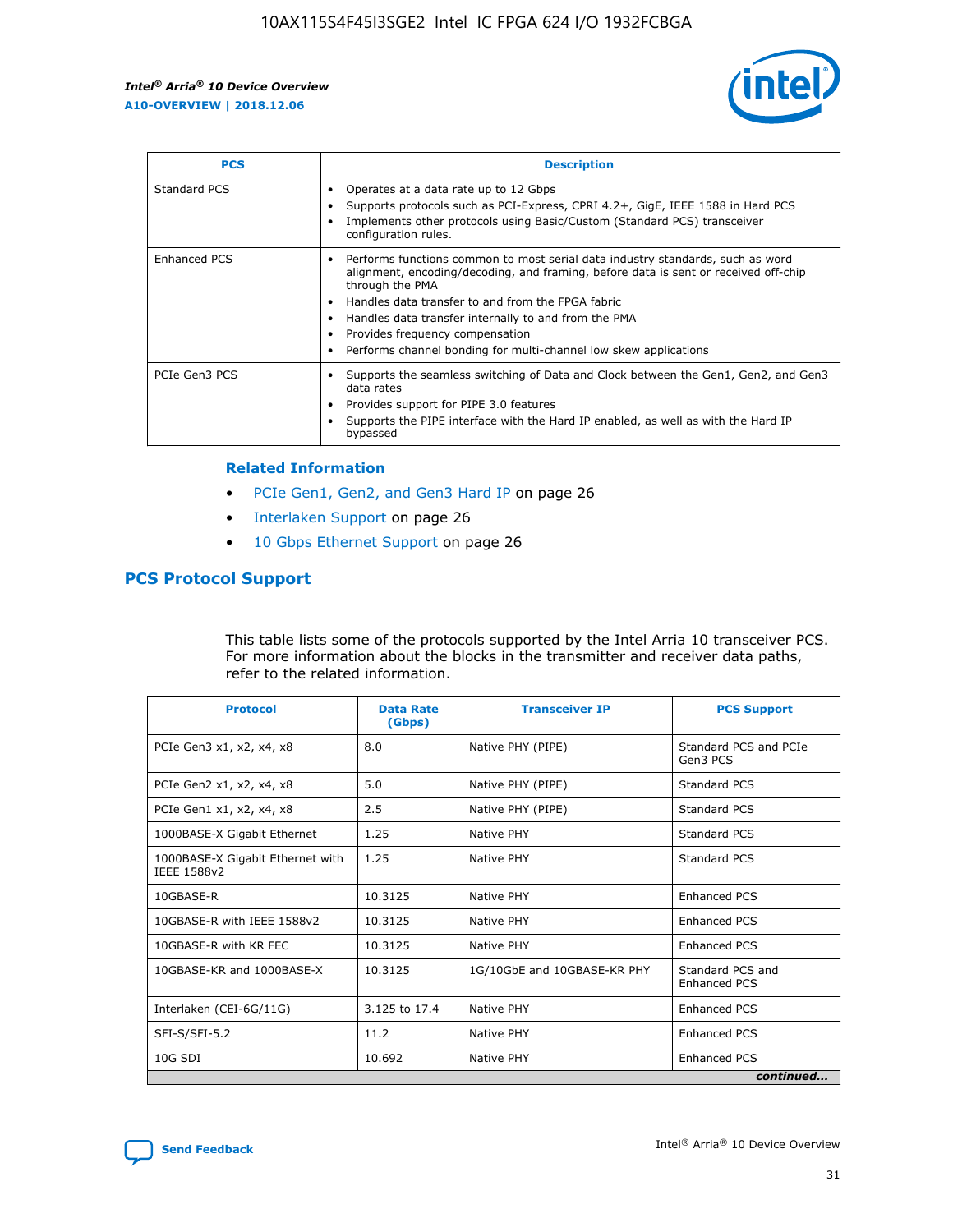| PCS | Description |
| --- | --- |
| Standard PCS | • Operates at a data rate up to 12 Gbps<br>• Supports protocols such as PCI-Express, CPRI 4.2+, GigE, IEEE 1588 in Hard PCS<br>• Implements other protocols using Basic/Custom (Standard PCS) transceiver configuration rules. |
| Enhanced PCS | • Performs functions common to most serial data industry standards, such as word alignment, encoding/decoding, and framing, before data is sent or received off-chip through the PMA<br>• Handles data transfer to and from the FPGA fabric<br>• Handles data transfer internally to and from the PMA<br>• Provides frequency compensation<br>• Performs channel bonding for multi-channel low skew applications |
| PCIe Gen3 PCS | • Supports the seamless switching of Data and Clock between the Gen1, Gen2, and Gen3 data rates<br>• Provides support for PIPE 3.0 features<br>• Supports the PIPE interface with the Hard IP enabled, as well as with the Hard IP bypassed |

### Related Information

- PCIe Gen1, Gen2, and Gen3 Hard IP on page 26
- Interlaken Support on page 26
- 10 Gbps Ethernet Support on page 26

## PCS Protocol Support

This table lists some of the protocols supported by the Intel Arria 10 transceiver PCS. For more information about the blocks in the transmitter and receiver data paths, refer to the related information.

| Protocol | Data Rate (Gbps) | Transceiver IP | PCS Support |
| --- | --- | --- | --- |
| PCIe Gen3 x1, x2, x4, x8 | 8.0 | Native PHY (PIPE) | Standard PCS and PCIe Gen3 PCS |
| PCIe Gen2 x1, x2, x4, x8 | 5.0 | Native PHY (PIPE) | Standard PCS |
| PCIe Gen1 x1, x2, x4, x8 | 2.5 | Native PHY (PIPE) | Standard PCS |
| 1000BASE-X Gigabit Ethernet | 1.25 | Native PHY | Standard PCS |
| 1000BASE-X Gigabit Ethernet with IEEE 1588v2 | 1.25 | Native PHY | Standard PCS |
| 10GBASE-R | 10.3125 | Native PHY | Enhanced PCS |
| 10GBASE-R with IEEE 1588v2 | 10.3125 | Native PHY | Enhanced PCS |
| 10GBASE-R with KR FEC | 10.3125 | Native PHY | Enhanced PCS |
| 10GBASE-KR and 1000BASE-X | 10.3125 | 1G/10GbE and 10GBASE-KR PHY | Standard PCS and Enhanced PCS |
| Interlaken (CEI-6G/11G) | 3.125 to 17.4 | Native PHY | Enhanced PCS |
| SFI-S/SFI-5.2 | 11.2 | Native PHY | Enhanced PCS |
| 10G SDI | 10.692 | Native PHY | Enhanced PCS |

*continued...*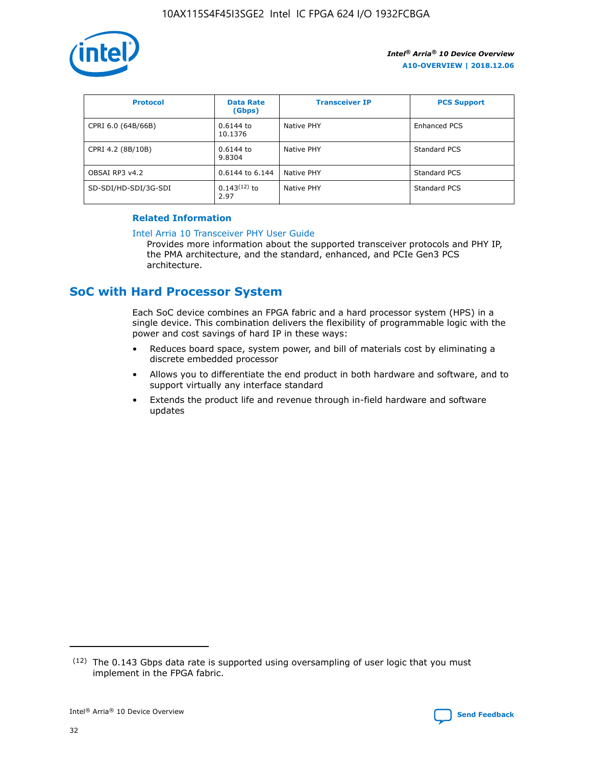| Protocol | Data Rate (Gbps) | Transceiver IP | PCS Support |
| --- | --- | --- | --- |
| CPRI 6.0 (64B/66B) | 0.6144 to 10.1376 | Native PHY | Enhanced PCS |
| CPRI 4.2 (8B/10B) | 0.6144 to 9.8304 | Native PHY | Standard PCS |
| OBSAI RP3 v4.2 | 0.6144 to 6.144 | Native PHY | Standard PCS |
| SD-SDI/HD-SDI/3G-SDI | 0.143[12] to 2.97 | Native PHY | Standard PCS |

**Related Information**

Intel Arria 10 Transceiver PHY User Guide

Provides more information about the supported transceiver protocols and PHY IP, the PMA architecture, and the standard, enhanced, and PCIe Gen3 PCS architecture.

## SoC with Hard Processor System

Each SoC device combines an FPGA fabric and a hard processor system (HPS) in a single device. This combination delivers the flexibility of programmable logic with the power and cost savings of hard IP in these ways:

- Reduces board space, system power, and bill of materials cost by eliminating a discrete embedded processor
- Allows you to differentiate the end product in both hardware and software, and to support virtually any interface standard
- Extends the product life and revenue through in-field hardware and software updates

[12] The 0.143 Gbps data rate is supported using oversampling of user logic that you must implement in the FPGA fabric.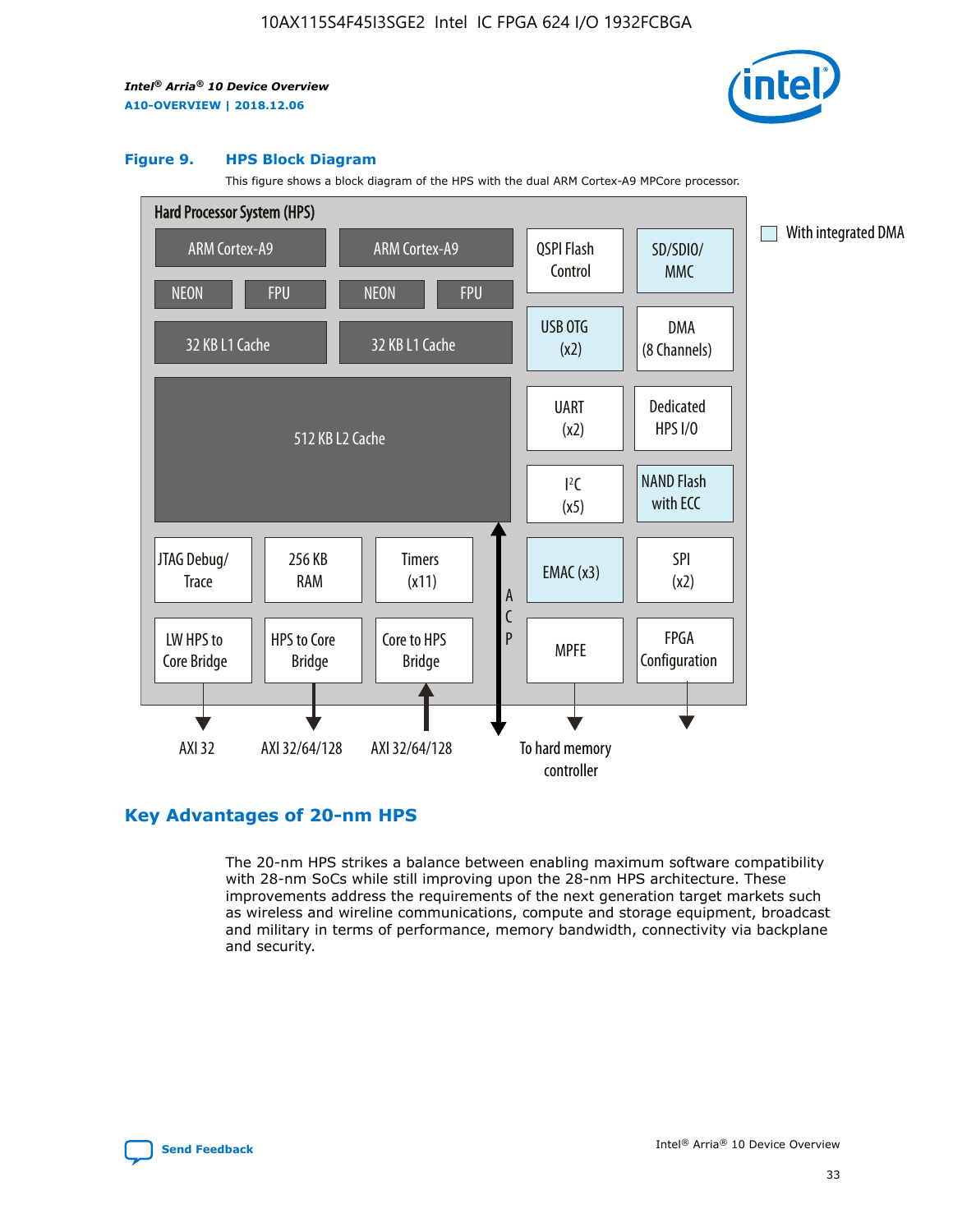**Figure 9. HPS Block Diagram**

This figure shows a block diagram of the HPS with the dual ARM Cortex-A9 MPCore processor.

Hard Processor System (HPS)

- ARM Cortex-A9 (NEON, FPU, 32 KB L1 Cache)
- ARM Cortex-A9 (NEON, FPU, 32 KB L1 Cache)
- 512 KB L2 Cache
- QSPI Flash Control
- SD/SDIO/MMC
- USB OTG (x2)
- DMA (8 Channels)
- UART (x2)
- Dedicated HPS I/O
- I²C (x5)
- NAND Flash with ECC
- JTAG Debug/Trace
- 256 KB RAM
- Timers (x11)
- EMAC (x3)
- SPI (x2)
- LW HPS to Core Bridge → AXI 32
- HPS to Core Bridge → AXI 32/64/128
- Core to HPS Bridge ← AXI 32/64/128
- ACP
- MPFE → To hard memory controller
- FPGA Configuration

With integrated DMA

## Key Advantages of 20-nm HPS

The 20-nm HPS strikes a balance between enabling maximum software compatibility with 28-nm SoCs while still improving upon the 28-nm HPS architecture. These improvements address the requirements of the next generation target markets such as wireless and wireline communications, compute and storage equipment, broadcast and military in terms of performance, memory bandwidth, connectivity via backplane and security.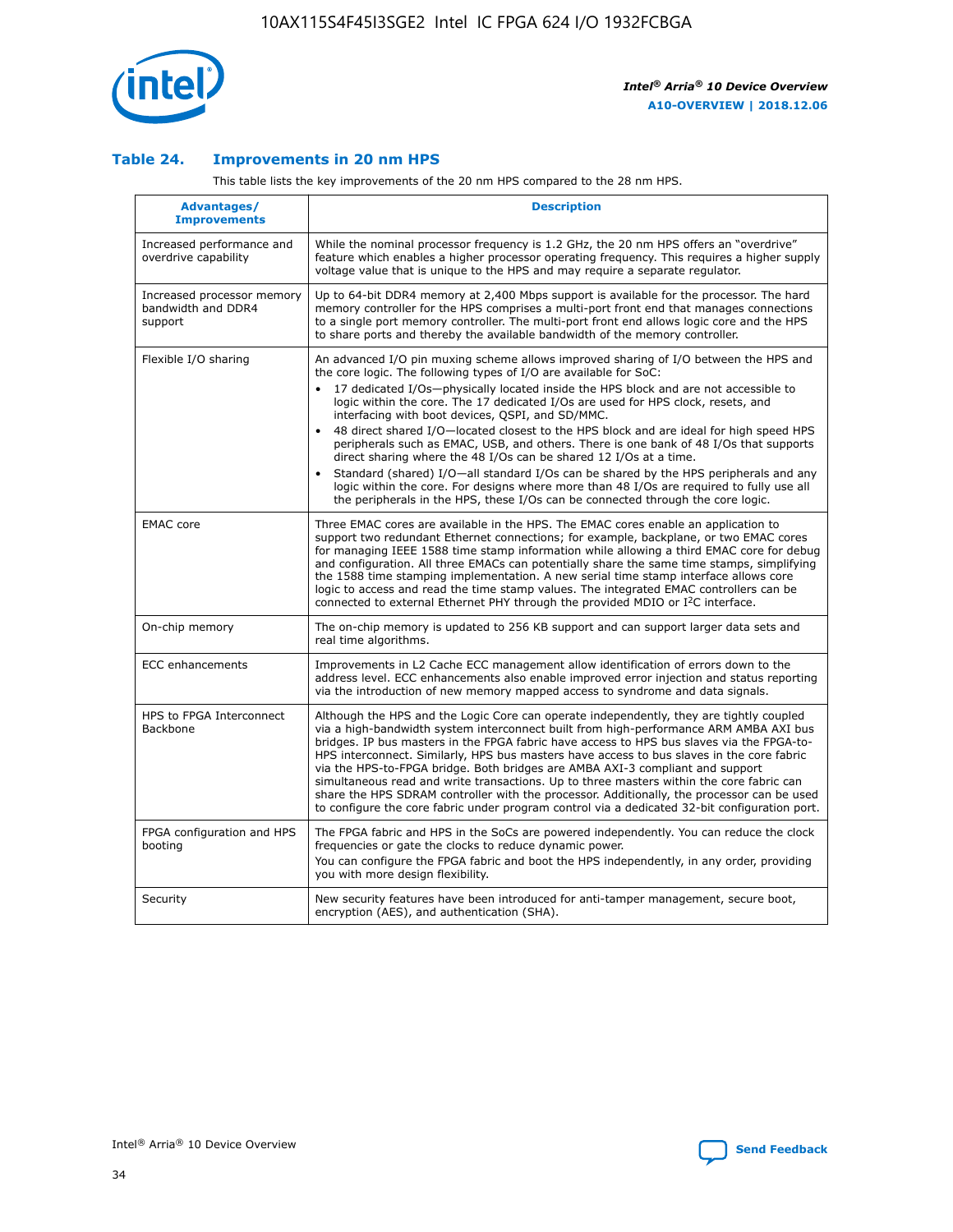### Table 24. Improvements in 20 nm HPS

This table lists the key improvements of the 20 nm HPS compared to the 28 nm HPS.

| Advantages/ Improvements | Description |
|---|---|
| Increased performance and overdrive capability | While the nominal processor frequency is 1.2 GHz, the 20 nm HPS offers an "overdrive" feature which enables a higher processor operating frequency. This requires a higher supply voltage value that is unique to the HPS and may require a separate regulator. |
| Increased processor memory bandwidth and DDR4 support | Up to 64-bit DDR4 memory at 2,400 Mbps support is available for the processor. The hard memory controller for the HPS comprises a multi-port front end that manages connections to a single port memory controller. The multi-port front end allows logic core and the HPS to share ports and thereby the available bandwidth of the memory controller. |
| Flexible I/O sharing | An advanced I/O pin muxing scheme allows improved sharing of I/O between the HPS and the core logic. The following types of I/O are available for SoC:<br>• 17 dedicated I/Os—physically located inside the HPS block and are not accessible to logic within the core. The 17 dedicated I/Os are used for HPS clock, resets, and interfacing with boot devices, QSPI, and SD/MMC.<br>• 48 direct shared I/O—located closest to the HPS block and are ideal for high speed HPS peripherals such as EMAC, USB, and others. There is one bank of 48 I/Os that supports direct sharing where the 48 I/Os can be shared 12 I/Os at a time.<br>• Standard (shared) I/O—all standard I/Os can be shared by the HPS peripherals and any logic within the core. For designs where more than 48 I/Os are required to fully use all the peripherals in the HPS, these I/Os can be connected through the core logic. |
| EMAC core | Three EMAC cores are available in the HPS. The EMAC cores enable an application to support two redundant Ethernet connections; for example, backplane, or two EMAC cores for managing IEEE 1588 time stamp information while allowing a third EMAC core for debug and configuration. All three EMACs can potentially share the same time stamps, simplifying the 1588 time stamping implementation. A new serial time stamp interface allows core logic to access and read the time stamp values. The integrated EMAC controllers can be connected to external Ethernet PHY through the provided MDIO or I²C interface. |
| On-chip memory | The on-chip memory is updated to 256 KB support and can support larger data sets and real time algorithms. |
| ECC enhancements | Improvements in L2 Cache ECC management allow identification of errors down to the address level. ECC enhancements also enable improved error injection and status reporting via the introduction of new memory mapped access to syndrome and data signals. |
| HPS to FPGA Interconnect Backbone | Although the HPS and the Logic Core can operate independently, they are tightly coupled via a high-bandwidth system interconnect built from high-performance ARM AMBA AXI bus bridges. IP bus masters in the FPGA fabric have access to HPS bus slaves via the FPGA-to-HPS interconnect. Similarly, HPS bus masters have access to bus slaves in the core fabric via the HPS-to-FPGA bridge. Both bridges are AMBA AXI-3 compliant and support simultaneous read and write transactions. Up to three masters within the core fabric can share the HPS SDRAM controller with the processor. Additionally, the processor can be used to configure the core fabric under program control via a dedicated 32-bit configuration port. |
| FPGA configuration and HPS booting | The FPGA fabric and HPS in the SoCs are powered independently. You can reduce the clock frequencies or gate the clocks to reduce dynamic power.<br>You can configure the FPGA fabric and boot the HPS independently, in any order, providing you with more design flexibility. |
| Security | New security features have been introduced for anti-tamper management, secure boot, encryption (AES), and authentication (SHA). |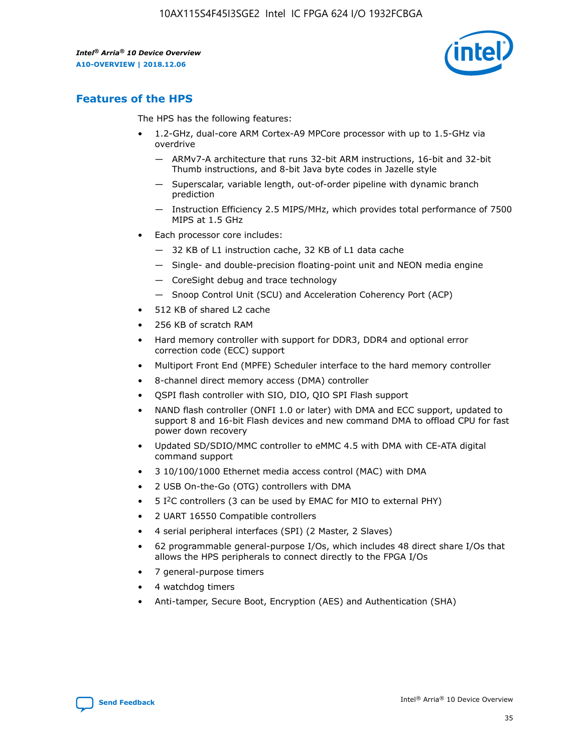## Features of the HPS

The HPS has the following features:

- 1.2-GHz, dual-core ARM Cortex-A9 MPCore processor with up to 1.5-GHz via overdrive
  - — ARMv7-A architecture that runs 32-bit ARM instructions, 16-bit and 32-bit Thumb instructions, and 8-bit Java byte codes in Jazelle style
  - — Superscalar, variable length, out-of-order pipeline with dynamic branch prediction
  - — Instruction Efficiency 2.5 MIPS/MHz, which provides total performance of 7500 MIPS at 1.5 GHz
- Each processor core includes:
  - — 32 KB of L1 instruction cache, 32 KB of L1 data cache
  - — Single- and double-precision floating-point unit and NEON media engine
  - — CoreSight debug and trace technology
  - — Snoop Control Unit (SCU) and Acceleration Coherency Port (ACP)
- 512 KB of shared L2 cache
- 256 KB of scratch RAM
- Hard memory controller with support for DDR3, DDR4 and optional error correction code (ECC) support
- Multiport Front End (MPFE) Scheduler interface to the hard memory controller
- 8-channel direct memory access (DMA) controller
- QSPI flash controller with SIO, DIO, QIO SPI Flash support
- NAND flash controller (ONFI 1.0 or later) with DMA and ECC support, updated to support 8 and 16-bit Flash devices and new command DMA to offload CPU for fast power down recovery
- Updated SD/SDIO/MMC controller to eMMC 4.5 with DMA with CE-ATA digital command support
- 3 10/100/1000 Ethernet media access control (MAC) with DMA
- 2 USB On-the-Go (OTG) controllers with DMA
- 5 I²C controllers (3 can be used by EMAC for MIO to external PHY)
- 2 UART 16550 Compatible controllers
- 4 serial peripheral interfaces (SPI) (2 Master, 2 Slaves)
- 62 programmable general-purpose I/Os, which includes 48 direct share I/Os that allows the HPS peripherals to connect directly to the FPGA I/Os
- 7 general-purpose timers
- 4 watchdog timers
- Anti-tamper, Secure Boot, Encryption (AES) and Authentication (SHA)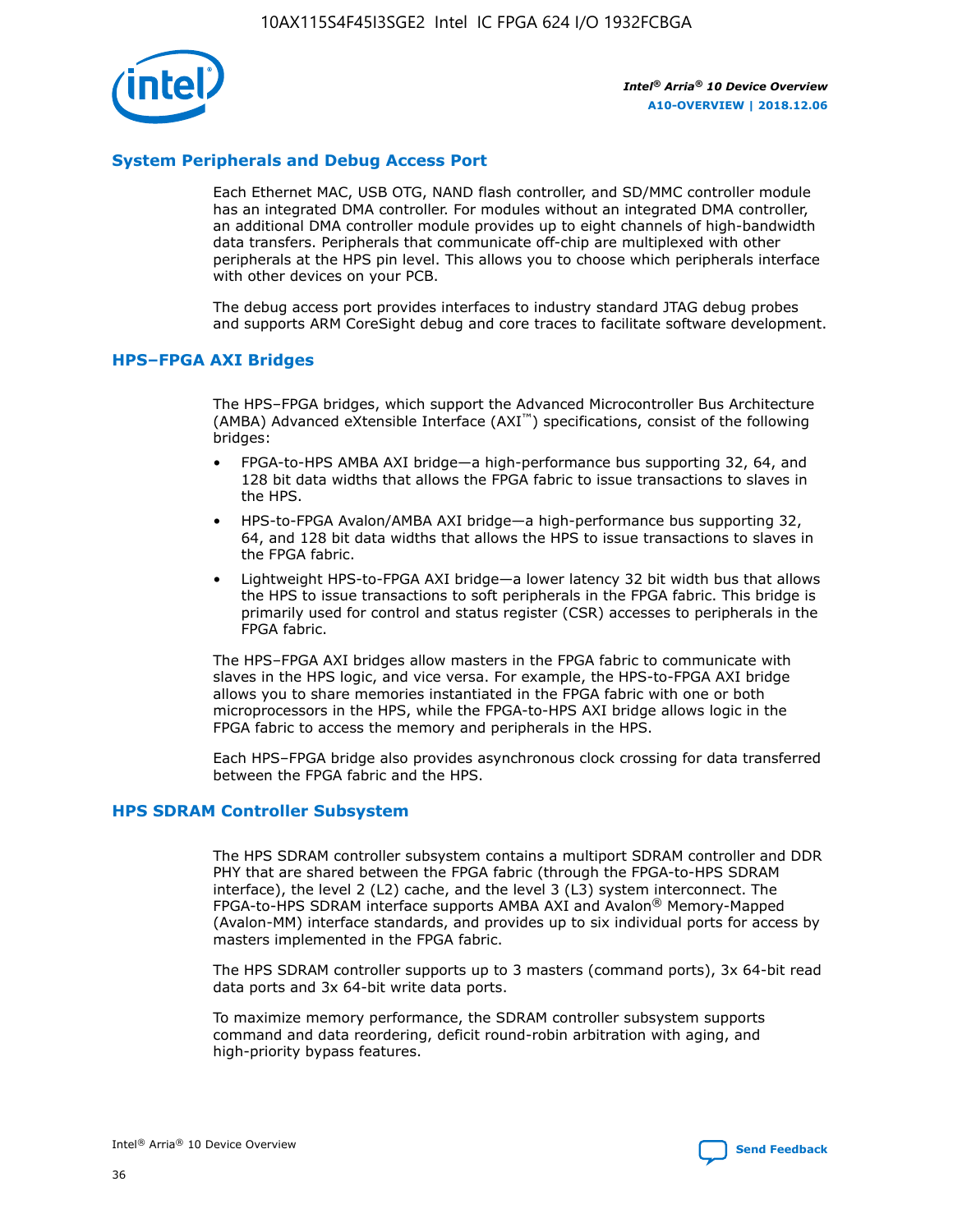## System Peripherals and Debug Access Port

Each Ethernet MAC, USB OTG, NAND flash controller, and SD/MMC controller module has an integrated DMA controller. For modules without an integrated DMA controller, an additional DMA controller module provides up to eight channels of high-bandwidth data transfers. Peripherals that communicate off-chip are multiplexed with other peripherals at the HPS pin level. This allows you to choose which peripherals interface with other devices on your PCB.

The debug access port provides interfaces to industry standard JTAG debug probes and supports ARM CoreSight debug and core traces to facilitate software development.

## HPS–FPGA AXI Bridges

The HPS–FPGA bridges, which support the Advanced Microcontroller Bus Architecture (AMBA) Advanced eXtensible Interface (AXI™) specifications, consist of the following bridges:

- FPGA-to-HPS AMBA AXI bridge—a high-performance bus supporting 32, 64, and 128 bit data widths that allows the FPGA fabric to issue transactions to slaves in the HPS.
- HPS-to-FPGA Avalon/AMBA AXI bridge—a high-performance bus supporting 32, 64, and 128 bit data widths that allows the HPS to issue transactions to slaves in the FPGA fabric.
- Lightweight HPS-to-FPGA AXI bridge—a lower latency 32 bit width bus that allows the HPS to issue transactions to soft peripherals in the FPGA fabric. This bridge is primarily used for control and status register (CSR) accesses to peripherals in the FPGA fabric.

The HPS–FPGA AXI bridges allow masters in the FPGA fabric to communicate with slaves in the HPS logic, and vice versa. For example, the HPS-to-FPGA AXI bridge allows you to share memories instantiated in the FPGA fabric with one or both microprocessors in the HPS, while the FPGA-to-HPS AXI bridge allows logic in the FPGA fabric to access the memory and peripherals in the HPS.

Each HPS–FPGA bridge also provides asynchronous clock crossing for data transferred between the FPGA fabric and the HPS.

## HPS SDRAM Controller Subsystem

The HPS SDRAM controller subsystem contains a multiport SDRAM controller and DDR PHY that are shared between the FPGA fabric (through the FPGA-to-HPS SDRAM interface), the level 2 (L2) cache, and the level 3 (L3) system interconnect. The FPGA-to-HPS SDRAM interface supports AMBA AXI and Avalon® Memory-Mapped (Avalon-MM) interface standards, and provides up to six individual ports for access by masters implemented in the FPGA fabric.

The HPS SDRAM controller supports up to 3 masters (command ports), 3x 64-bit read data ports and 3x 64-bit write data ports.

To maximize memory performance, the SDRAM controller subsystem supports command and data reordering, deficit round-robin arbitration with aging, and high-priority bypass features.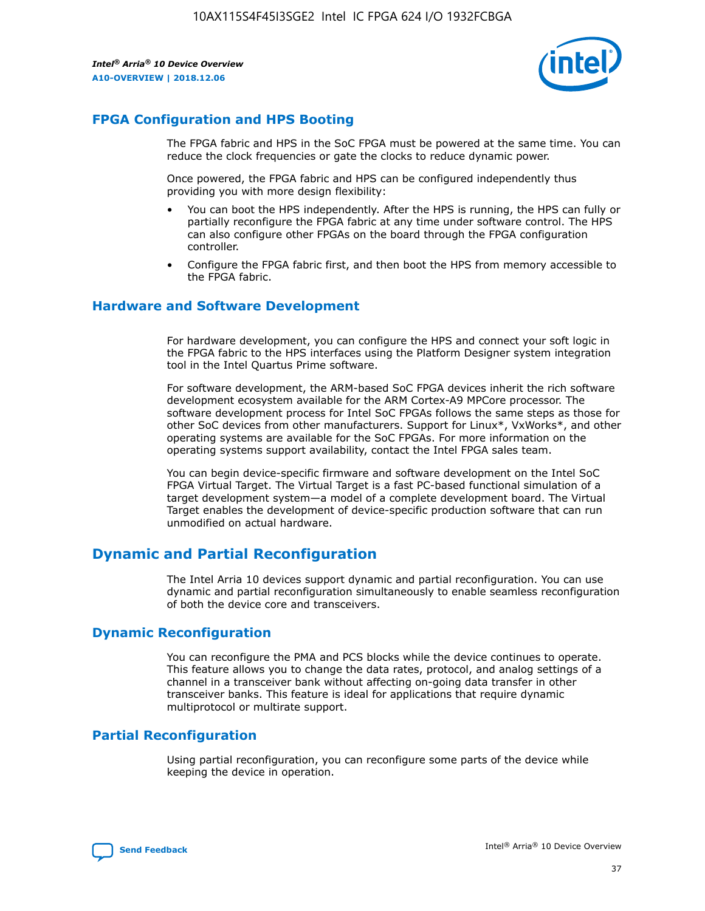## FPGA Configuration and HPS Booting

The FPGA fabric and HPS in the SoC FPGA must be powered at the same time. You can reduce the clock frequencies or gate the clocks to reduce dynamic power.

Once powered, the FPGA fabric and HPS can be configured independently thus providing you with more design flexibility:

- You can boot the HPS independently. After the HPS is running, the HPS can fully or partially reconfigure the FPGA fabric at any time under software control. The HPS can also configure other FPGAs on the board through the FPGA configuration controller.
- Configure the FPGA fabric first, and then boot the HPS from memory accessible to the FPGA fabric.

## Hardware and Software Development

For hardware development, you can configure the HPS and connect your soft logic in the FPGA fabric to the HPS interfaces using the Platform Designer system integration tool in the Intel Quartus Prime software.

For software development, the ARM-based SoC FPGA devices inherit the rich software development ecosystem available for the ARM Cortex-A9 MPCore processor. The software development process for Intel SoC FPGAs follows the same steps as those for other SoC devices from other manufacturers. Support for Linux*, VxWorks*, and other operating systems are available for the SoC FPGAs. For more information on the operating systems support availability, contact the Intel FPGA sales team.

You can begin device-specific firmware and software development on the Intel SoC FPGA Virtual Target. The Virtual Target is a fast PC-based functional simulation of a target development system—a model of a complete development board. The Virtual Target enables the development of device-specific production software that can run unmodified on actual hardware.

# Dynamic and Partial Reconfiguration

The Intel Arria 10 devices support dynamic and partial reconfiguration. You can use dynamic and partial reconfiguration simultaneously to enable seamless reconfiguration of both the device core and transceivers.

## Dynamic Reconfiguration

You can reconfigure the PMA and PCS blocks while the device continues to operate. This feature allows you to change the data rates, protocol, and analog settings of a channel in a transceiver bank without affecting on-going data transfer in other transceiver banks. This feature is ideal for applications that require dynamic multiprotocol or multirate support.

## Partial Reconfiguration

Using partial reconfiguration, you can reconfigure some parts of the device while keeping the device in operation.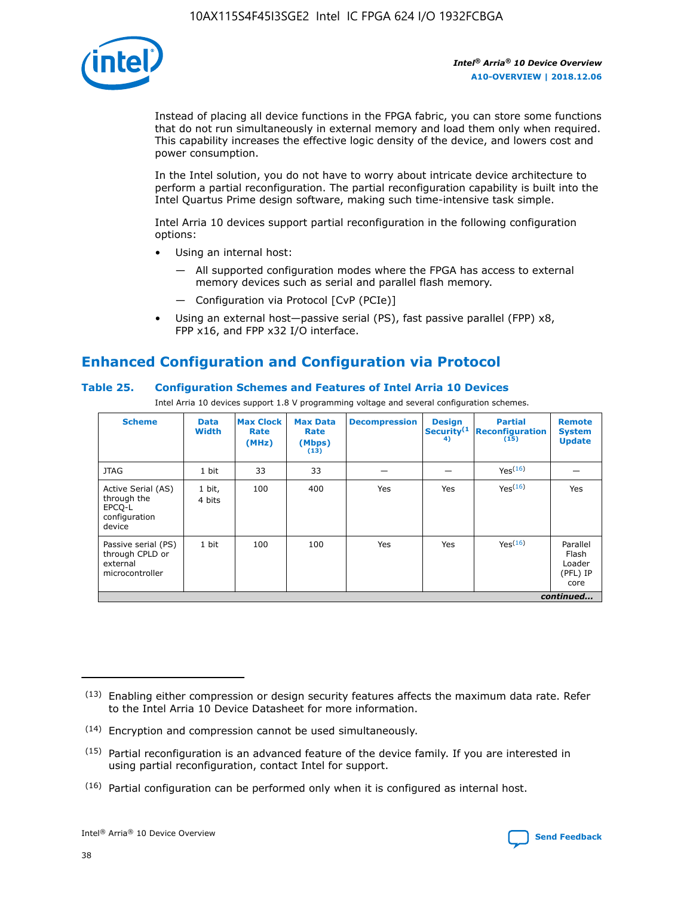Instead of placing all device functions in the FPGA fabric, you can store some functions that do not run simultaneously in external memory and load them only when required. This capability increases the effective logic density of the device, and lowers cost and power consumption.

In the Intel solution, you do not have to worry about intricate device architecture to perform a partial reconfiguration. The partial reconfiguration capability is built into the Intel Quartus Prime design software, making such time-intensive task simple.

Intel Arria 10 devices support partial reconfiguration in the following configuration options:

- Using an internal host:
  - All supported configuration modes where the FPGA has access to external memory devices such as serial and parallel flash memory.
  - Configuration via Protocol [CvP (PCIe)]
- Using an external host—passive serial (PS), fast passive parallel (FPP) x8, FPP x16, and FPP x32 I/O interface.

## Enhanced Configuration and Configuration via Protocol

### Table 25. Configuration Schemes and Features of Intel Arria 10 Devices

Intel Arria 10 devices support 1.8 V programming voltage and several configuration schemes.

| Scheme | Data Width | Max Clock Rate (MHz) | Max Data Rate (Mbps) (13) | Decompression | Design Security (14) | Partial Reconfiguration (15) | Remote System Update |
|---|---|---|---|---|---|---|---|
| JTAG | 1 bit | 33 | 33 | — | — | Yes (16) | — |
| Active Serial (AS) through the EPCQ-L configuration device | 1 bit, 4 bits | 100 | 400 | Yes | Yes | Yes (16) | Yes |
| Passive serial (PS) through CPLD or external microcontroller | 1 bit | 100 | 100 | Yes | Yes | Yes (16) | Parallel Flash Loader (PFL) IP core |

*continued...*

(13) Enabling either compression or design security features affects the maximum data rate. Refer to the Intel Arria 10 Device Datasheet for more information.

(14) Encryption and compression cannot be used simultaneously.

(15) Partial reconfiguration is an advanced feature of the device family. If you are interested in using partial reconfiguration, contact Intel for support.

(16) Partial configuration can be performed only when it is configured as internal host.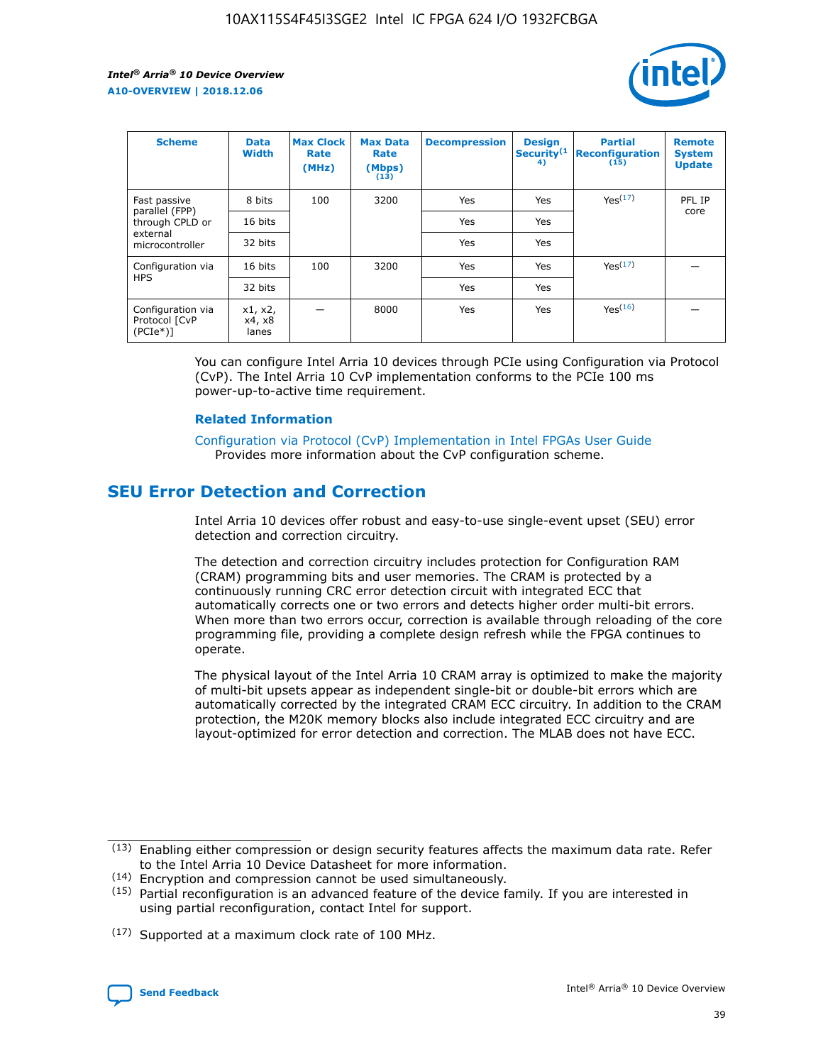| Scheme | Data Width | Max Clock Rate (MHz) | Max Data Rate (Mbps) (13) | Decompression | Design Security(14) | Partial Reconfiguration (15) | Remote System Update |
|---|---|---|---|---|---|---|---|
| Fast passive parallel (FPP) through CPLD or external microcontroller | 8 bits | 100 | 3200 | Yes | Yes | Yes(17) | PFL IP core |
| | 16 bits | | | Yes | Yes | | |
| | 32 bits | | | Yes | Yes | | |
| Configuration via HPS | 16 bits | 100 | 3200 | Yes | Yes | Yes(17) | — |
| | 32 bits | | | Yes | Yes | | |
| Configuration via Protocol [CvP (PCIe*)] | x1, x2, x4, x8 lanes | — | 8000 | Yes | Yes | Yes(16) | — |

You can configure Intel Arria 10 devices through PCIe using Configuration via Protocol (CvP). The Intel Arria 10 CvP implementation conforms to the PCIe 100 ms power-up-to-active time requirement.

### Related Information

Configuration via Protocol (CvP) Implementation in Intel FPGAs User Guide
Provides more information about the CvP configuration scheme.

## SEU Error Detection and Correction

Intel Arria 10 devices offer robust and easy-to-use single-event upset (SEU) error detection and correction circuitry.

The detection and correction circuitry includes protection for Configuration RAM (CRAM) programming bits and user memories. The CRAM is protected by a continuously running CRC error detection circuit with integrated ECC that automatically corrects one or two errors and detects higher order multi-bit errors. When more than two errors occur, correction is available through reloading of the core programming file, providing a complete design refresh while the FPGA continues to operate.

The physical layout of the Intel Arria 10 CRAM array is optimized to make the majority of multi-bit upsets appear as independent single-bit or double-bit errors which are automatically corrected by the integrated CRAM ECC circuitry. In addition to the CRAM protection, the M20K memory blocks also include integrated ECC circuitry and are layout-optimized for error detection and correction. The MLAB does not have ECC.

(13) Enabling either compression or design security features affects the maximum data rate. Refer to the Intel Arria 10 Device Datasheet for more information.

(14) Encryption and compression cannot be used simultaneously.

(15) Partial reconfiguration is an advanced feature of the device family. If you are interested in using partial reconfiguration, contact Intel for support.

(17) Supported at a maximum clock rate of 100 MHz.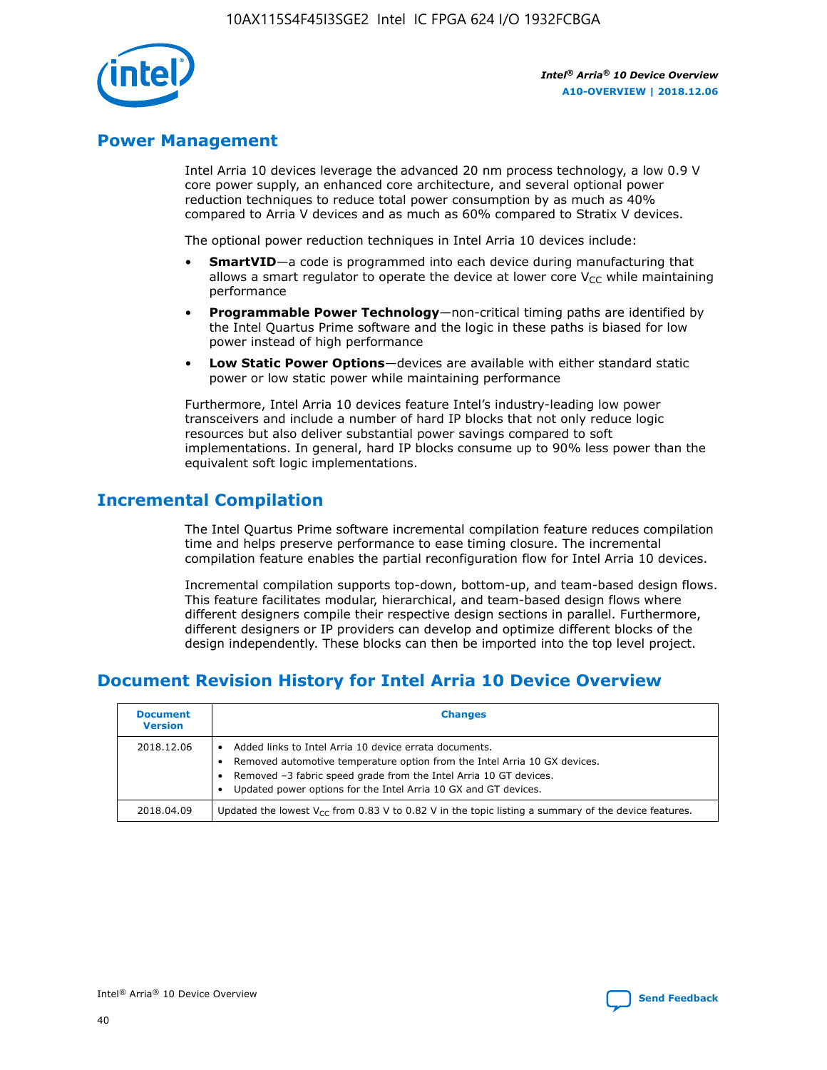## Power Management

Intel Arria 10 devices leverage the advanced 20 nm process technology, a low 0.9 V core power supply, an enhanced core architecture, and several optional power reduction techniques to reduce total power consumption by as much as 40% compared to Arria V devices and as much as 60% compared to Stratix V devices.

The optional power reduction techniques in Intel Arria 10 devices include:

- **SmartVID**—a code is programmed into each device during manufacturing that allows a smart regulator to operate the device at lower core $V_{CC}$ while maintaining performance
- **Programmable Power Technology**—non-critical timing paths are identified by the Intel Quartus Prime software and the logic in these paths is biased for low power instead of high performance
- **Low Static Power Options**—devices are available with either standard static power or low static power while maintaining performance

Furthermore, Intel Arria 10 devices feature Intel's industry-leading low power transceivers and include a number of hard IP blocks that not only reduce logic resources but also deliver substantial power savings compared to soft implementations. In general, hard IP blocks consume up to 90% less power than the equivalent soft logic implementations.

## Incremental Compilation

The Intel Quartus Prime software incremental compilation feature reduces compilation time and helps preserve performance to ease timing closure. The incremental compilation feature enables the partial reconfiguration flow for Intel Arria 10 devices.

Incremental compilation supports top-down, bottom-up, and team-based design flows. This feature facilitates modular, hierarchical, and team-based design flows where different designers compile their respective design sections in parallel. Furthermore, different designers or IP providers can develop and optimize different blocks of the design independently. These blocks can then be imported into the top level project.

## Document Revision History for Intel Arria 10 Device Overview

| Document Version | Changes |
| --- | --- |
| 2018.12.06 | • Added links to Intel Arria 10 device errata documents.<br>• Removed automotive temperature option from the Intel Arria 10 GX devices.<br>• Removed –3 fabric speed grade from the Intel Arria 10 GT devices.<br>• Updated power options for the Intel Arria 10 GX and GT devices. |
| 2018.04.09 | Updated the lowest $V_{CC}$ from 0.83 V to 0.82 V in the topic listing a summary of the device features. |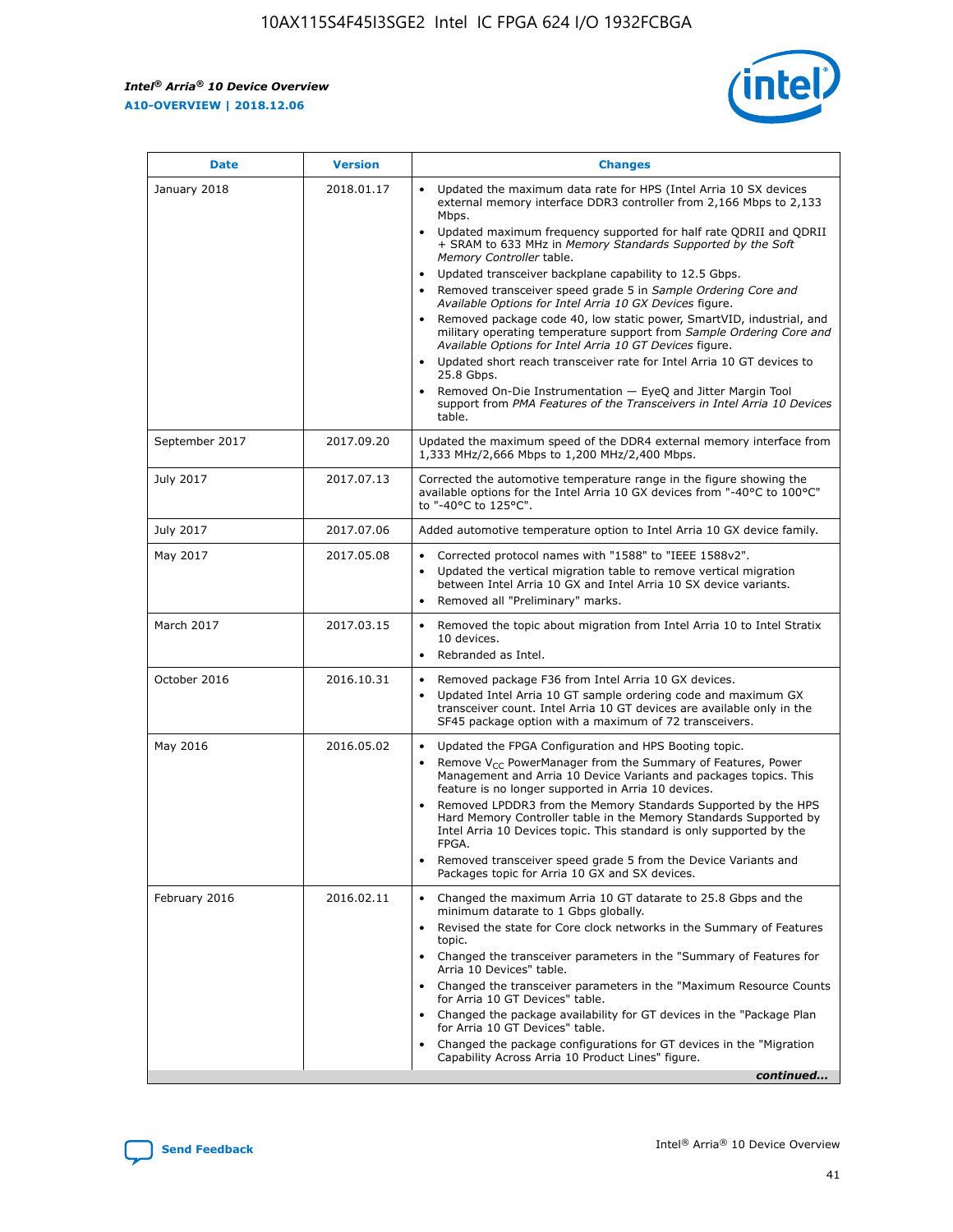| Date | Version | Changes |
| --- | --- | --- |
| January 2018 | 2018.01.17 | • Updated the maximum data rate for HPS (Intel Arria 10 SX devices external memory interface DDR3 controller from 2,166 Mbps to 2,133 Mbps.<br>• Updated maximum frequency supported for half rate QDRII and QDRII + SRAM to 633 MHz in *Memory Standards Supported by the Soft Memory Controller* table.<br>• Updated transceiver backplane capability to 12.5 Gbps.<br>• Removed transceiver speed grade 5 in *Sample Ordering Core and Available Options for Intel Arria 10 GX Devices* figure.<br>• Removed package code 40, low static power, SmartVID, industrial, and military operating temperature support from *Sample Ordering Core and Available Options for Intel Arria 10 GT Devices* figure.<br>• Updated short reach transceiver rate for Intel Arria 10 GT devices to 25.8 Gbps.<br>• Removed On-Die Instrumentation — EyeQ and Jitter Margin Tool support from *PMA Features of the Transceivers in Intel Arria 10 Devices* table. |
| September 2017 | 2017.09.20 | Updated the maximum speed of the DDR4 external memory interface from 1,333 MHz/2,666 Mbps to 1,200 MHz/2,400 Mbps. |
| July 2017 | 2017.07.13 | Corrected the automotive temperature range in the figure showing the available options for the Intel Arria 10 GX devices from "-40°C to 100°C" to "-40°C to 125°C". |
| July 2017 | 2017.07.06 | Added automotive temperature option to Intel Arria 10 GX device family. |
| May 2017 | 2017.05.08 | • Corrected protocol names with "1588" to "IEEE 1588v2".<br>• Updated the vertical migration table to remove vertical migration between Intel Arria 10 GX and Intel Arria 10 SX device variants.<br>• Removed all "Preliminary" marks. |
| March 2017 | 2017.03.15 | • Removed the topic about migration from Intel Arria 10 to Intel Stratix 10 devices.<br>• Rebranded as Intel. |
| October 2016 | 2016.10.31 | • Removed package F36 from Intel Arria 10 GX devices.<br>• Updated Intel Arria 10 GT sample ordering code and maximum GX transceiver count. Intel Arria 10 GT devices are available only in the SF45 package option with a maximum of 72 transceivers. |
| May 2016 | 2016.05.02 | • Updated the FPGA Configuration and HPS Booting topic.<br>• Remove $V_{CC}$ PowerManager from the Summary of Features, Power Management and Arria 10 Device Variants and packages topics. This feature is no longer supported in Arria 10 devices.<br>• Removed LPDDR3 from the Memory Standards Supported by the HPS Hard Memory Controller table in the Memory Standards Supported by Intel Arria 10 Devices topic. This standard is only supported by the FPGA.<br>• Removed transceiver speed grade 5 from the Device Variants and Packages topic for Arria 10 GX and SX devices. |
| February 2016 | 2016.02.11 | • Changed the maximum Arria 10 GT datarate to 25.8 Gbps and the minimum datarate to 1 Gbps globally.<br>• Revised the state for Core clock networks in the Summary of Features topic.<br>• Changed the transceiver parameters in the "Summary of Features for Arria 10 Devices" table.<br>• Changed the transceiver parameters in the "Maximum Resource Counts for Arria 10 GT Devices" table.<br>• Changed the package availability for GT devices in the "Package Plan for Arria 10 GT Devices" table.<br>• Changed the package configurations for GT devices in the "Migration Capability Across Arria 10 Product Lines" figure. |

*continued...*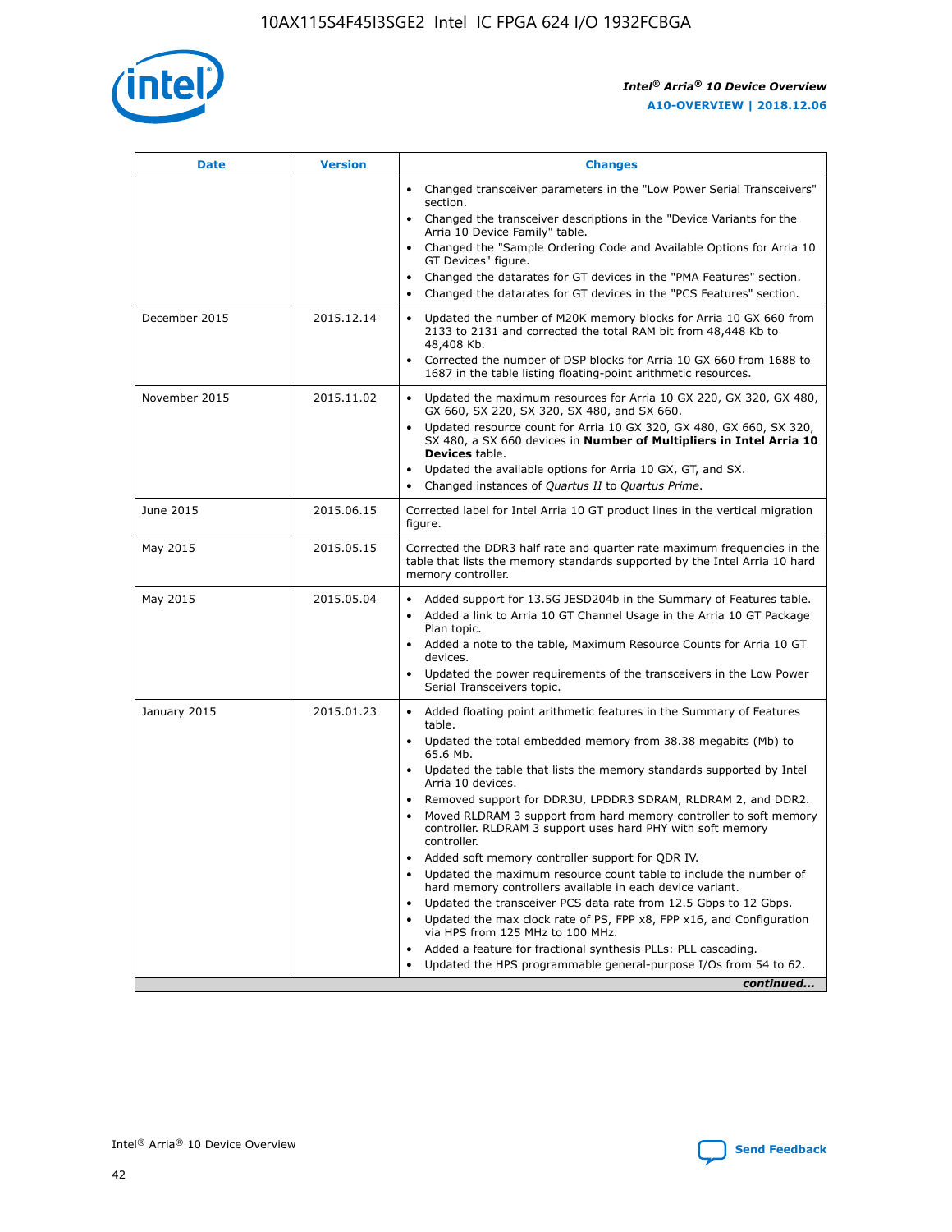| Date | Version | Changes |
| --- | --- | --- |
| | | • Changed transceiver parameters in the "Low Power Serial Transceivers" section.<br>• Changed the transceiver descriptions in the "Device Variants for the Arria 10 Device Family" table.<br>• Changed the "Sample Ordering Code and Available Options for Arria 10 GT Devices" figure.<br>• Changed the datarates for GT devices in the "PMA Features" section.<br>• Changed the datarates for GT devices in the "PCS Features" section. |
| December 2015 | 2015.12.14 | • Updated the number of M20K memory blocks for Arria 10 GX 660 from 2133 to 2131 and corrected the total RAM bit from 48,448 Kb to 48,408 Kb.<br>• Corrected the number of DSP blocks for Arria 10 GX 660 from 1688 to 1687 in the table listing floating-point arithmetic resources. |
| November 2015 | 2015.11.02 | • Updated the maximum resources for Arria 10 GX 220, GX 320, GX 480, GX 660, SX 220, SX 320, SX 480, and SX 660.<br>• Updated resource count for Arria 10 GX 320, GX 480, GX 660, SX 320, SX 480, a SX 660 devices in **Number of Multipliers in Intel Arria 10 Devices** table.<br>• Updated the available options for Arria 10 GX, GT, and SX.<br>• Changed instances of *Quartus II* to *Quartus Prime*. |
| June 2015 | 2015.06.15 | Corrected label for Intel Arria 10 GT product lines in the vertical migration figure. |
| May 2015 | 2015.05.15 | Corrected the DDR3 half rate and quarter rate maximum frequencies in the table that lists the memory standards supported by the Intel Arria 10 hard memory controller. |
| May 2015 | 2015.05.04 | • Added support for 13.5G JESD204b in the Summary of Features table.<br>• Added a link to Arria 10 GT Channel Usage in the Arria 10 GT Package Plan topic.<br>• Added a note to the table, Maximum Resource Counts for Arria 10 GT devices.<br>• Updated the power requirements of the transceivers in the Low Power Serial Transceivers topic. |
| January 2015 | 2015.01.23 | • Added floating point arithmetic features in the Summary of Features table.<br>• Updated the total embedded memory from 38.38 megabits (Mb) to 65.6 Mb.<br>• Updated the table that lists the memory standards supported by Intel Arria 10 devices.<br>• Removed support for DDR3U, LPDDR3 SDRAM, RLDRAM 2, and DDR2.<br>• Moved RLDRAM 3 support from hard memory controller to soft memory controller. RLDRAM 3 support uses hard PHY with soft memory controller.<br>• Added soft memory controller support for QDR IV.<br>• Updated the maximum resource count table to include the number of hard memory controllers available in each device variant.<br>• Updated the transceiver PCS data rate from 12.5 Gbps to 12 Gbps.<br>• Updated the max clock rate of PS, FPP x8, FPP x16, and Configuration via HPS from 125 MHz to 100 MHz.<br>• Added a feature for fractional synthesis PLLs: PLL cascading.<br>• Updated the HPS programmable general-purpose I/Os from 54 to 62. |

*continued...*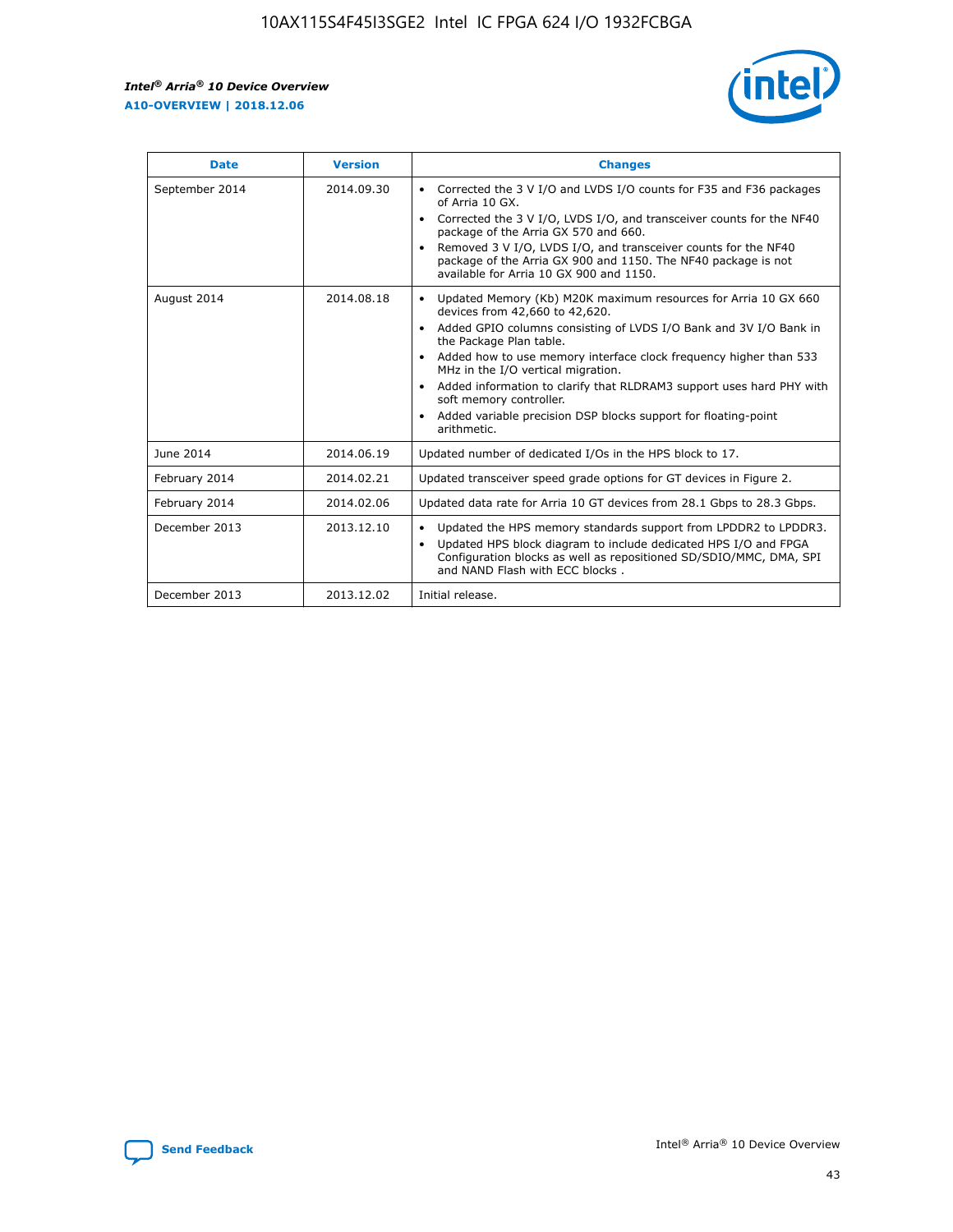| Date | Version | Changes |
| --- | --- | --- |
| September 2014 | 2014.09.30 | • Corrected the 3 V I/O and LVDS I/O counts for F35 and F36 packages of Arria 10 GX.<br>• Corrected the 3 V I/O, LVDS I/O, and transceiver counts for the NF40 package of the Arria GX 570 and 660.<br>• Removed 3 V I/O, LVDS I/O, and transceiver counts for the NF40 package of the Arria GX 900 and 1150. The NF40 package is not available for Arria 10 GX 900 and 1150. |
| August 2014 | 2014.08.18 | • Updated Memory (Kb) M20K maximum resources for Arria 10 GX 660 devices from 42,660 to 42,620.<br>• Added GPIO columns consisting of LVDS I/O Bank and 3V I/O Bank in the Package Plan table.<br>• Added how to use memory interface clock frequency higher than 533 MHz in the I/O vertical migration.<br>• Added information to clarify that RLDRAM3 support uses hard PHY with soft memory controller.<br>• Added variable precision DSP blocks support for floating-point arithmetic. |
| June 2014 | 2014.06.19 | Updated number of dedicated I/Os in the HPS block to 17. |
| February 2014 | 2014.02.21 | Updated transceiver speed grade options for GT devices in Figure 2. |
| February 2014 | 2014.02.06 | Updated data rate for Arria 10 GT devices from 28.1 Gbps to 28.3 Gbps. |
| December 2013 | 2013.12.10 | • Updated the HPS memory standards support from LPDDR2 to LPDDR3.<br>• Updated HPS block diagram to include dedicated HPS I/O and FPGA Configuration blocks as well as repositioned SD/SDIO/MMC, DMA, SPI and NAND Flash with ECC blocks . |
| December 2013 | 2013.12.02 | Initial release. |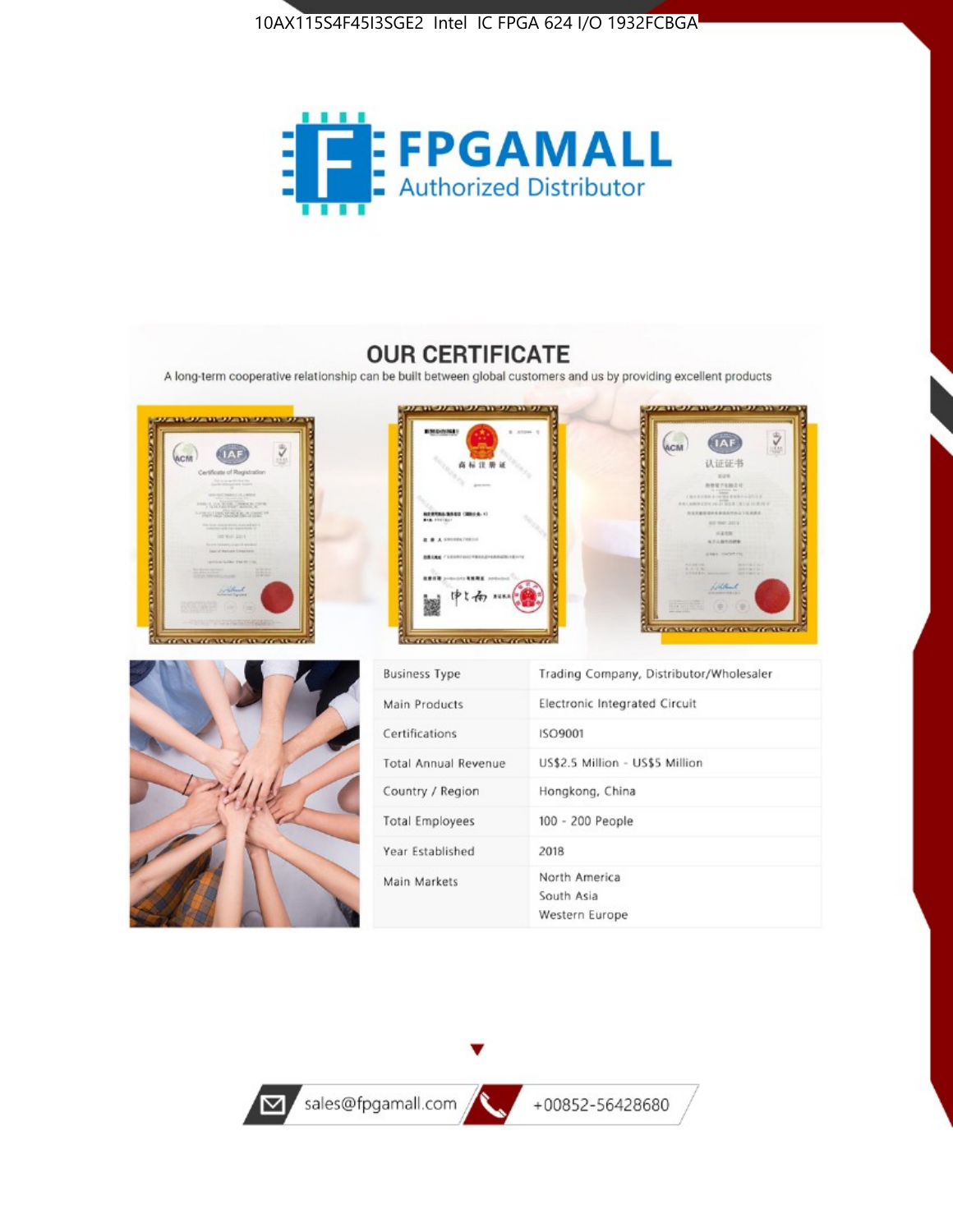# FPGAMALL

Authorized Distributor

## OUR CERTIFICATE

A long-term cooperative relationship can be built between global customers and us by providing excellent products

| | |
|---|---|
| Business Type | Trading Company, Distributor/Wholesaler |
| Main Products | Electronic Integrated Circuit |
| Certifications | ISO9001 |
| Total Annual Revenue | US$2.5 Million - US$5 Million |
| Country / Region | Hongkong, China |
| Total Employees | 100 - 200 People |
| Year Established | 2018 |
| Main Markets | North America<br>South Asia<br>Western Europe |

sales@fpgamall.com

+00852-56428680